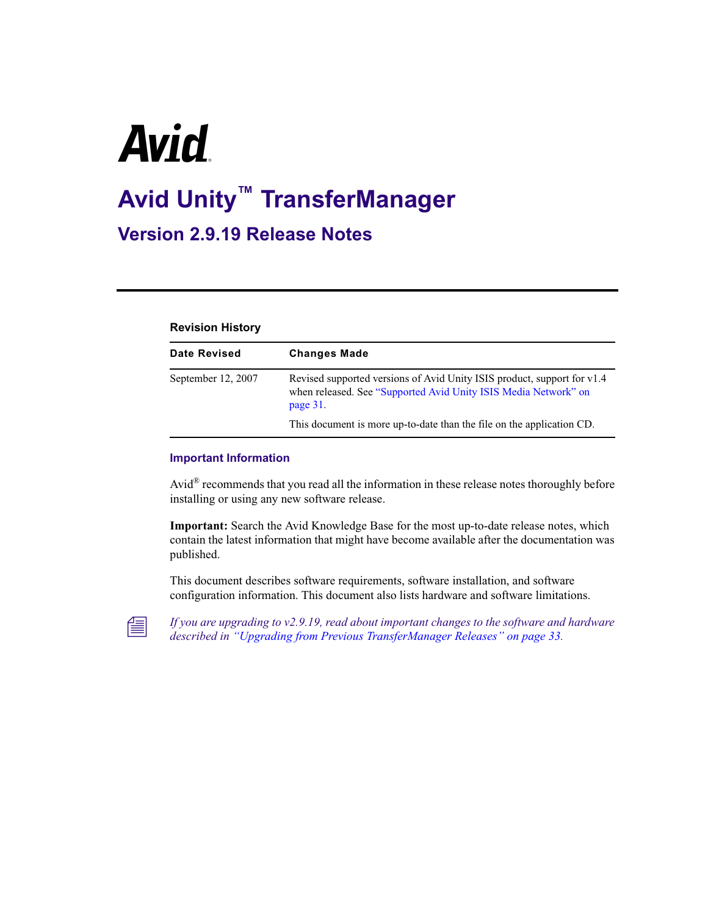Avid

# Avid Unity™ TransferManager

## Version 2.9.19 Release Notes

### Revision History

| Date Revised | Changes Made |
| --- | --- |
| September 12, 2007 | Revised supported versions of Avid Unity ISIS product, support for v1.4 when released. See "Supported Avid Unity ISIS Media Network" on page 31. This document is more up-to-date than the file on the application CD. |

### Important Information

Avid® recommends that you read all the information in these release notes thoroughly before installing or using any new software release.

**Important:** Search the Avid Knowledge Base for the most up-to-date release notes, which contain the latest information that might have become available after the documentation was published.

This document describes software requirements, software installation, and software configuration information. This document also lists hardware and software limitations.

*If you are upgrading to v2.9.19, read about important changes to the software and hardware described in "Upgrading from Previous TransferManager Releases" on page 33.*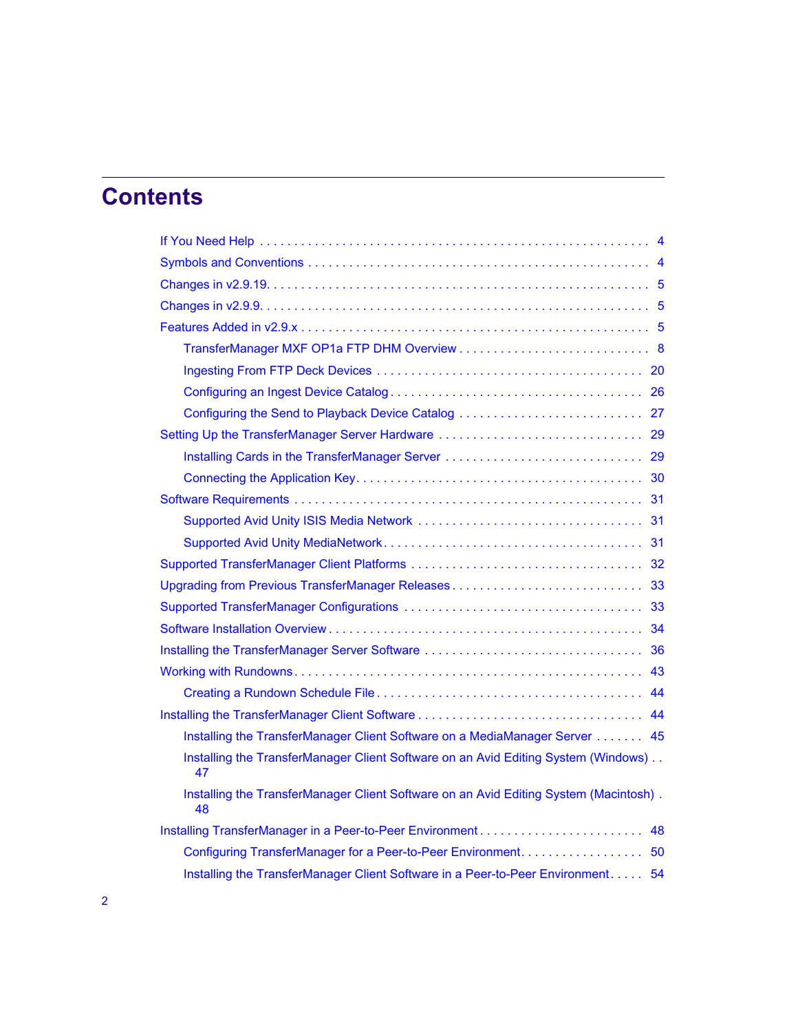# Contents

- If You Need Help . . . . . . . . . . . . . . . . . . . . . . . . . . . . . . . . . . . . . . . . . . . . . . . . . . . . . 4
- Symbols and Conventions . . . . . . . . . . . . . . . . . . . . . . . . . . . . . . . . . . . . . . . . . . . . . . . 4
- Changes in v2.9.19. . . . . . . . . . . . . . . . . . . . . . . . . . . . . . . . . . . . . . . . . . . . . . . . . . . . 5
- Changes in v2.9.9. . . . . . . . . . . . . . . . . . . . . . . . . . . . . . . . . . . . . . . . . . . . . . . . . . . . 5
- Features Added in v2.9.x . . . . . . . . . . . . . . . . . . . . . . . . . . . . . . . . . . . . . . . . . . . . . . . . 5
  - TransferManager MXF OP1a FTP DHM Overview . . . . . . . . . . . . . . . . . . . . . . . . . . . . 8
  - Ingesting From FTP Deck Devices . . . . . . . . . . . . . . . . . . . . . . . . . . . . . . . . . . . . . . 20
  - Configuring an Ingest Device Catalog . . . . . . . . . . . . . . . . . . . . . . . . . . . . . . . . . . . 26
  - Configuring the Send to Playback Device Catalog . . . . . . . . . . . . . . . . . . . . . . . . . . 27
- Setting Up the TransferManager Server Hardware . . . . . . . . . . . . . . . . . . . . . . . . . . . . . 29
  - Installing Cards in the TransferManager Server . . . . . . . . . . . . . . . . . . . . . . . . . . . . 29
  - Connecting the Application Key. . . . . . . . . . . . . . . . . . . . . . . . . . . . . . . . . . . . . . . 30
- Software Requirements . . . . . . . . . . . . . . . . . . . . . . . . . . . . . . . . . . . . . . . . . . . . . . . . 31
  - Supported Avid Unity ISIS Media Network . . . . . . . . . . . . . . . . . . . . . . . . . . . . . . . . 31
  - Supported Avid Unity MediaNetwork. . . . . . . . . . . . . . . . . . . . . . . . . . . . . . . . . . . . 31
- Supported TransferManager Client Platforms . . . . . . . . . . . . . . . . . . . . . . . . . . . . . . . . 32
- Upgrading from Previous TransferManager Releases . . . . . . . . . . . . . . . . . . . . . . . . . . 33
- Supported TransferManager Configurations . . . . . . . . . . . . . . . . . . . . . . . . . . . . . . . . . 33
- Software Installation Overview. . . . . . . . . . . . . . . . . . . . . . . . . . . . . . . . . . . . . . . . . . . 34
- Installing the TransferManager Server Software . . . . . . . . . . . . . . . . . . . . . . . . . . . . . . 36
- Working with Rundowns. . . . . . . . . . . . . . . . . . . . . . . . . . . . . . . . . . . . . . . . . . . . . . . . 43
  - Creating a Rundown Schedule File . . . . . . . . . . . . . . . . . . . . . . . . . . . . . . . . . . . . . 44
- Installing the TransferManager Client Software . . . . . . . . . . . . . . . . . . . . . . . . . . . . . . . 44
  - Installing the TransferManager Client Software on a MediaManager Server . . . . . . . 45
  - Installing the TransferManager Client Software on an Avid Editing System (Windows) . . 47
  - Installing the TransferManager Client Software on an Avid Editing System (Macintosh) . 48
- Installing TransferManager in a Peer-to-Peer Environment . . . . . . . . . . . . . . . . . . . . . . . 48
  - Configuring TransferManager for a Peer-to-Peer Environment. . . . . . . . . . . . . . . . . . 50
  - Installing the TransferManager Client Software in a Peer-to-Peer Environment. . . . . 54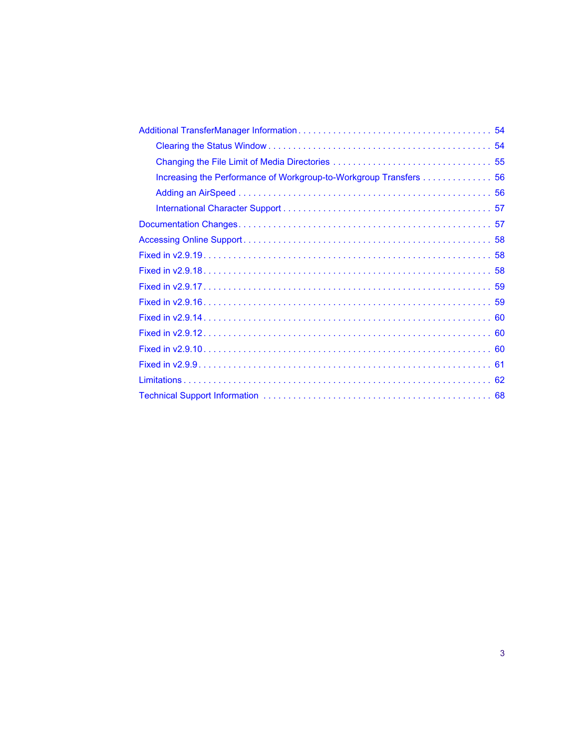- Additional TransferManager Information . . . . . . . . . . . . . . . . . . . . . . . . . . . . . . . . . . . . . . 54
  - Clearing the Status Window . . . . . . . . . . . . . . . . . . . . . . . . . . . . . . . . . . . . . . . . . . 54
  - Changing the File Limit of Media Directories . . . . . . . . . . . . . . . . . . . . . . . . . . . . . . 55
  - Increasing the Performance of Workgroup-to-Workgroup Transfers . . . . . . . . . . . . . . 56
  - Adding an AirSpeed . . . . . . . . . . . . . . . . . . . . . . . . . . . . . . . . . . . . . . . . . . . . . . . 56
  - International Character Support . . . . . . . . . . . . . . . . . . . . . . . . . . . . . . . . . . . . . . . 57
- Documentation Changes . . . . . . . . . . . . . . . . . . . . . . . . . . . . . . . . . . . . . . . . . . . . . . . 57
- Accessing Online Support . . . . . . . . . . . . . . . . . . . . . . . . . . . . . . . . . . . . . . . . . . . . . 58
- Fixed in v2.9.19 . . . . . . . . . . . . . . . . . . . . . . . . . . . . . . . . . . . . . . . . . . . . . . . . . . . 58
- Fixed in v2.9.18 . . . . . . . . . . . . . . . . . . . . . . . . . . . . . . . . . . . . . . . . . . . . . . . . . . . 58
- Fixed in v2.9.17 . . . . . . . . . . . . . . . . . . . . . . . . . . . . . . . . . . . . . . . . . . . . . . . . . . . 59
- Fixed in v2.9.16 . . . . . . . . . . . . . . . . . . . . . . . . . . . . . . . . . . . . . . . . . . . . . . . . . . . 59
- Fixed in v2.9.14 . . . . . . . . . . . . . . . . . . . . . . . . . . . . . . . . . . . . . . . . . . . . . . . . . . . 60
- Fixed in v2.9.12 . . . . . . . . . . . . . . . . . . . . . . . . . . . . . . . . . . . . . . . . . . . . . . . . . . . 60
- Fixed in v2.9.10 . . . . . . . . . . . . . . . . . . . . . . . . . . . . . . . . . . . . . . . . . . . . . . . . . . . 60
- Fixed in v2.9.9 . . . . . . . . . . . . . . . . . . . . . . . . . . . . . . . . . . . . . . . . . . . . . . . . . . . . 61
- Limitations . . . . . . . . . . . . . . . . . . . . . . . . . . . . . . . . . . . . . . . . . . . . . . . . . . . . . . . . 62
- Technical Support Information . . . . . . . . . . . . . . . . . . . . . . . . . . . . . . . . . . . . . . . . . . 68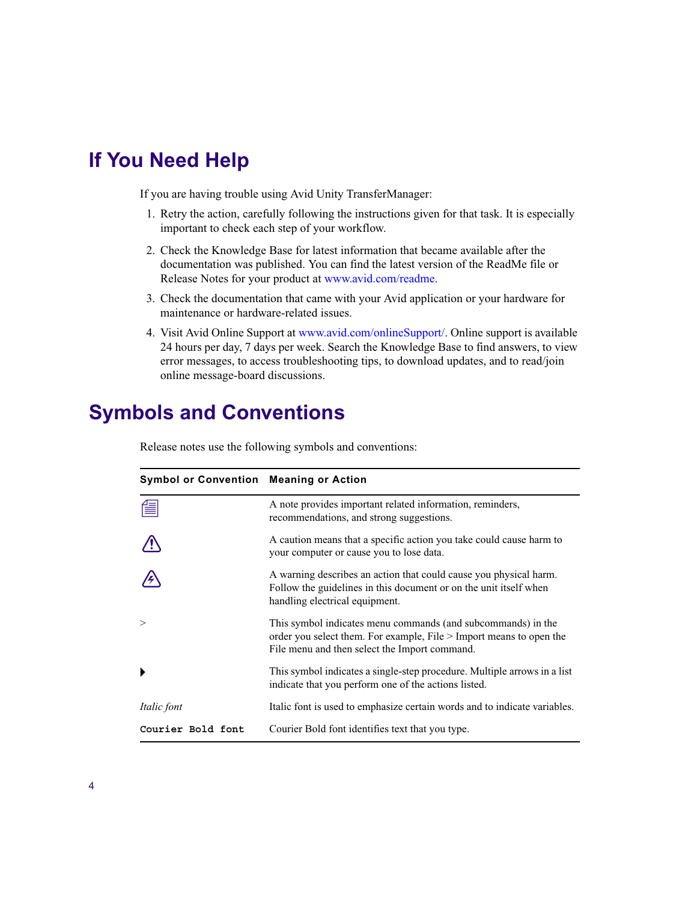# If You Need Help

If you are having trouble using Avid Unity TransferManager:

1. Retry the action, carefully following the instructions given for that task. It is especially important to check each step of your workflow.
2. Check the Knowledge Base for latest information that became available after the documentation was published. You can find the latest version of the ReadMe file or Release Notes for your product at www.avid.com/readme.
3. Check the documentation that came with your Avid application or your hardware for maintenance or hardware-related issues.
4. Visit Avid Online Support at www.avid.com/onlineSupport/. Online support is available 24 hours per day, 7 days per week. Search the Knowledge Base to find answers, to view error messages, to access troubleshooting tips, to download updates, and to read/join online message-board discussions.

# Symbols and Conventions

Release notes use the following symbols and conventions:

| Symbol or Convention | Meaning or Action |
|---|---|
| | A note provides important related information, reminders, recommendations, and strong suggestions. |
| | A caution means that a specific action you take could cause harm to your computer or cause you to lose data. |
| | A warning describes an action that could cause you physical harm. Follow the guidelines in this document or on the unit itself when handling electrical equipment. |
| > | This symbol indicates menu commands (and subcommands) in the order you select them. For example, File > Import means to open the File menu and then select the Import command. |
| ▶ | This symbol indicates a single-step procedure. Multiple arrows in a list indicate that you perform one of the actions listed. |
| *Italic font* | Italic font is used to emphasize certain words and to indicate variables. |
| **Courier Bold font** | Courier Bold font identifies text that you type. |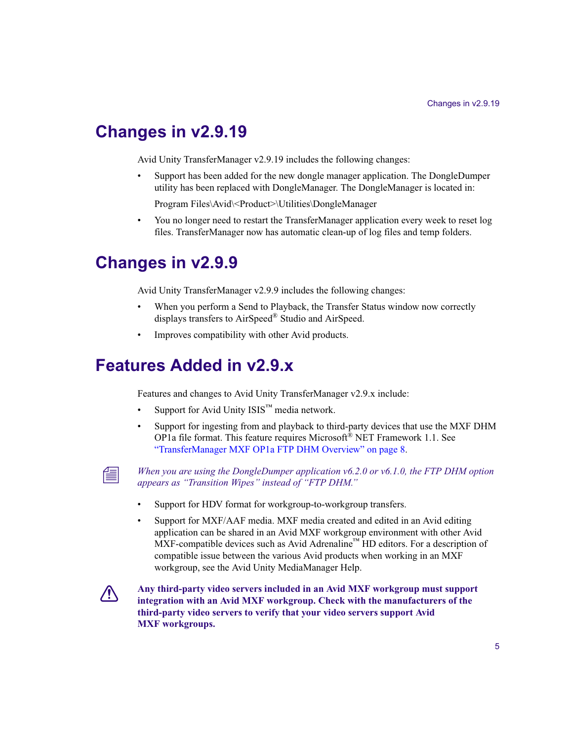# Changes in v2.9.19

Avid Unity TransferManager v2.9.19 includes the following changes:

- Support has been added for the new dongle manager application. The DongleDumper utility has been replaced with DongleManager. The DongleManager is located in:

  Program Files\Avid\<Product>\Utilities\DongleManager

- You no longer need to restart the TransferManager application every week to reset log files. TransferManager now has automatic clean-up of log files and temp folders.

# Changes in v2.9.9

Avid Unity TransferManager v2.9.9 includes the following changes:

- When you perform a Send to Playback, the Transfer Status window now correctly displays transfers to AirSpeed® Studio and AirSpeed.
- Improves compatibility with other Avid products.

# Features Added in v2.9.x

Features and changes to Avid Unity TransferManager v2.9.x include:

- Support for Avid Unity ISIS™ media network.
- Support for ingesting from and playback to third-party devices that use the MXF DHM OP1a file format. This feature requires Microsoft® NET Framework 1.1. See "TransferManager MXF OP1a FTP DHM Overview" on page 8.

*When you are using the DongleDumper application v6.2.0 or v6.1.0, the FTP DHM option appears as "Transition Wipes" instead of "FTP DHM."*

- Support for HDV format for workgroup-to-workgroup transfers.
- Support for MXF/AAF media. MXF media created and edited in an Avid editing application can be shared in an Avid MXF workgroup environment with other Avid MXF-compatible devices such as Avid Adrenaline™ HD editors. For a description of compatible issue between the various Avid products when working in an MXF workgroup, see the Avid Unity MediaManager Help.

**Any third-party video servers included in an Avid MXF workgroup must support integration with an Avid MXF workgroup. Check with the manufacturers of the third-party video servers to verify that your video servers support Avid MXF workgroups.**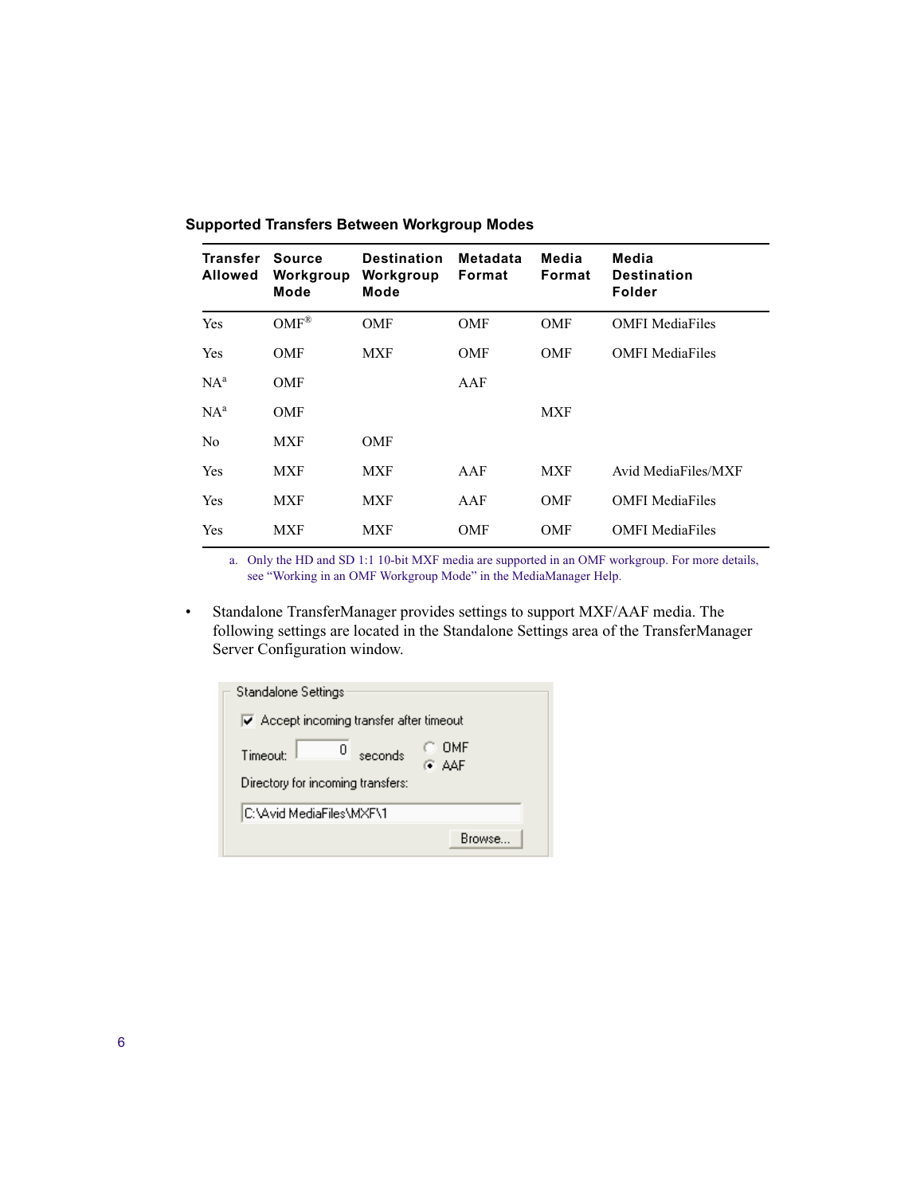**Supported Transfers Between Workgroup Modes**

| Transfer Allowed | Source Workgroup Mode | Destination Workgroup Mode | Metadata Format | Media Format | Media Destination Folder |
|---|---|---|---|---|---|
| Yes | OMF® | OMF | OMF | OMF | OMFI MediaFiles |
| Yes | OMF | MXF | OMF | OMF | OMFI MediaFiles |
| NA[a] | OMF | | AAF | | |
| NA[a] | OMF | | | MXF | |
| No | MXF | OMF | | | |
| Yes | MXF | MXF | AAF | MXF | Avid MediaFiles/MXF |
| Yes | MXF | MXF | AAF | OMF | OMFI MediaFiles |
| Yes | MXF | MXF | OMF | OMF | OMFI MediaFiles |

a. Only the HD and SD 1:1 10-bit MXF media are supported in an OMF workgroup. For more details, see "Working in an OMF Workgroup Mode" in the MediaManager Help.

- Standalone TransferManager provides settings to support MXF/AAF media. The following settings are located in the Standalone Settings area of the TransferManager Server Configuration window.

Standalone Settings

☑ Accept incoming transfer after timeout

Timeout: 0 seconds ○ OMF ◉ AAF

Directory for incoming transfers:

C:\Avid MediaFiles\MXF\1

Browse...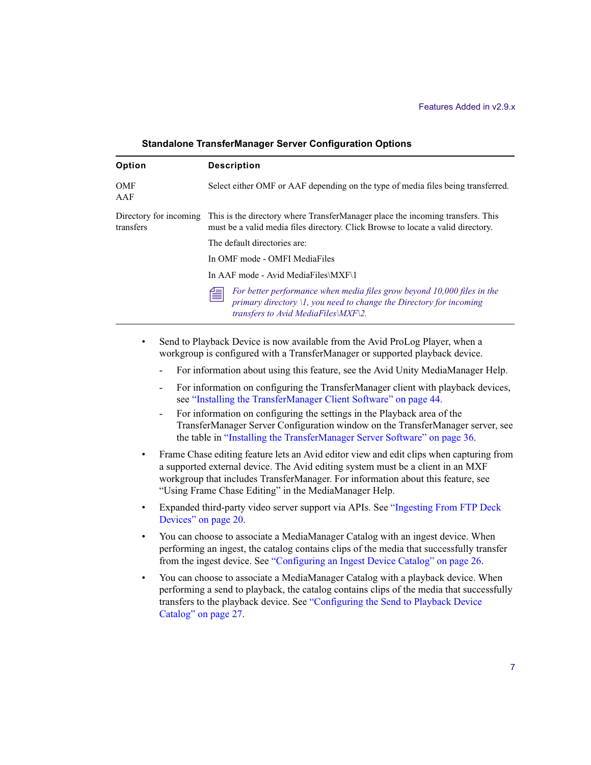**Standalone TransferManager Server Configuration Options**

| Option | Description |
|---|---|
| OMF<br>AAF | Select either OMF or AAF depending on the type of media files being transferred. |
| Directory for incoming transfers | This is the directory where TransferManager place the incoming transfers. This must be a valid media files directory. Click Browse to locate a valid directory.<br>The default directories are:<br>In OMF mode - OMFI MediaFiles<br>In AAF mode - Avid MediaFiles\MXF\1<br>*For better performance when media files grow beyond 10,000 files in the primary directory \1, you need to change the Directory for incoming transfers to Avid MediaFiles\MXF\2.* |

- Send to Playback Device is now available from the Avid ProLog Player, when a workgroup is configured with a TransferManager or supported playback device.
  - For information about using this feature, see the Avid Unity MediaManager Help.
  - For information on configuring the TransferManager client with playback devices, see "Installing the TransferManager Client Software" on page 44.
  - For information on configuring the settings in the Playback area of the TransferManager Server Configuration window on the TransferManager server, see the table in "Installing the TransferManager Server Software" on page 36.
- Frame Chase editing feature lets an Avid editor view and edit clips when capturing from a supported external device. The Avid editing system must be a client in an MXF workgroup that includes TransferManager. For information about this feature, see "Using Frame Chase Editing" in the MediaManager Help.
- Expanded third-party video server support via APIs. See "Ingesting From FTP Deck Devices" on page 20.
- You can choose to associate a MediaManager Catalog with an ingest device. When performing an ingest, the catalog contains clips of the media that successfully transfer from the ingest device. See "Configuring an Ingest Device Catalog" on page 26.
- You can choose to associate a MediaManager Catalog with a playback device. When performing a send to playback, the catalog contains clips of the media that successfully transfers to the playback device. See "Configuring the Send to Playback Device Catalog" on page 27.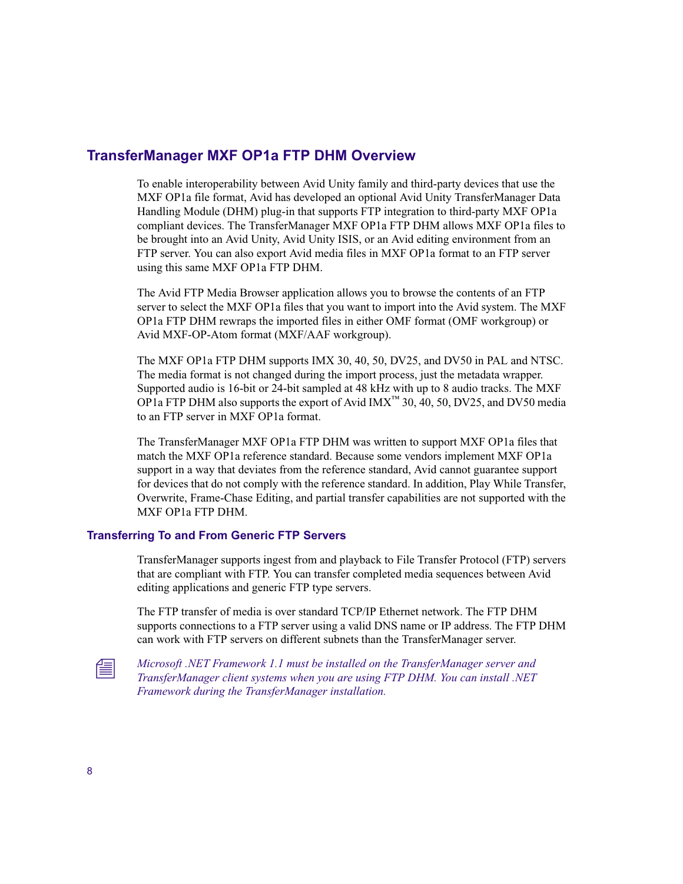## TransferManager MXF OP1a FTP DHM Overview

To enable interoperability between Avid Unity family and third-party devices that use the MXF OP1a file format, Avid has developed an optional Avid Unity TransferManager Data Handling Module (DHM) plug-in that supports FTP integration to third-party MXF OP1a compliant devices. The TransferManager MXF OP1a FTP DHM allows MXF OP1a files to be brought into an Avid Unity, Avid Unity ISIS, or an Avid editing environment from an FTP server. You can also export Avid media files in MXF OP1a format to an FTP server using this same MXF OP1a FTP DHM.

The Avid FTP Media Browser application allows you to browse the contents of an FTP server to select the MXF OP1a files that you want to import into the Avid system. The MXF OP1a FTP DHM rewraps the imported files in either OMF format (OMF workgroup) or Avid MXF-OP-Atom format (MXF/AAF workgroup).

The MXF OP1a FTP DHM supports IMX 30, 40, 50, DV25, and DV50 in PAL and NTSC. The media format is not changed during the import process, just the metadata wrapper. Supported audio is 16-bit or 24-bit sampled at 48 kHz with up to 8 audio tracks. The MXF OP1a FTP DHM also supports the export of Avid IMX™ 30, 40, 50, DV25, and DV50 media to an FTP server in MXF OP1a format.

The TransferManager MXF OP1a FTP DHM was written to support MXF OP1a files that match the MXF OP1a reference standard. Because some vendors implement MXF OP1a support in a way that deviates from the reference standard, Avid cannot guarantee support for devices that do not comply with the reference standard. In addition, Play While Transfer, Overwrite, Frame-Chase Editing, and partial transfer capabilities are not supported with the MXF OP1a FTP DHM.

### Transferring To and From Generic FTP Servers

TransferManager supports ingest from and playback to File Transfer Protocol (FTP) servers that are compliant with FTP. You can transfer completed media sequences between Avid editing applications and generic FTP type servers.

The FTP transfer of media is over standard TCP/IP Ethernet network. The FTP DHM supports connections to a FTP server using a valid DNS name or IP address. The FTP DHM can work with FTP servers on different subnets than the TransferManager server.

*Microsoft .NET Framework 1.1 must be installed on the TransferManager server and TransferManager client systems when you are using FTP DHM. You can install .NET Framework during the TransferManager installation.*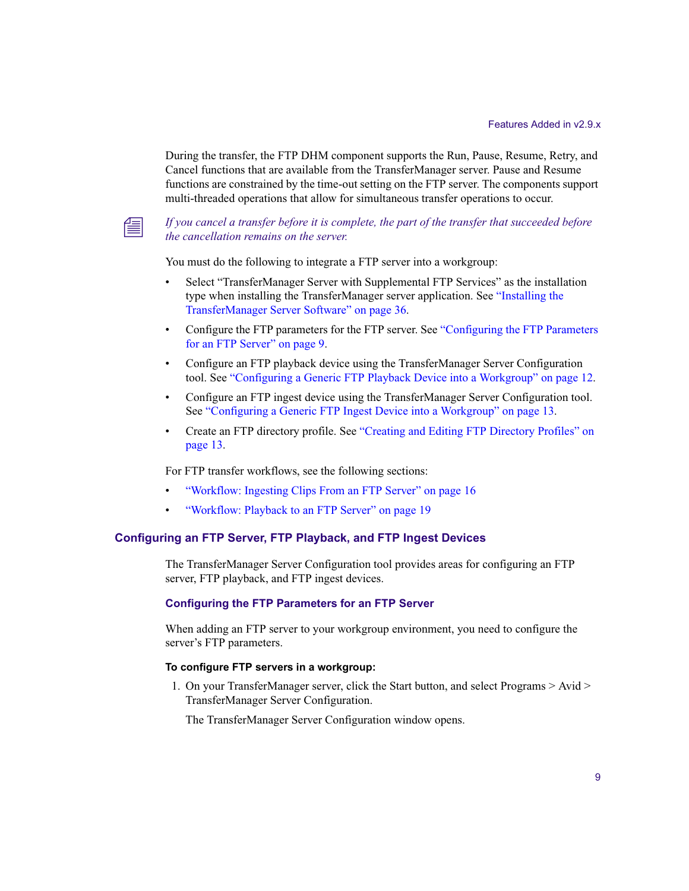During the transfer, the FTP DHM component supports the Run, Pause, Resume, Retry, and Cancel functions that are available from the TransferManager server. Pause and Resume functions are constrained by the time-out setting on the FTP server. The components support multi-threaded operations that allow for simultaneous transfer operations to occur.

*If you cancel a transfer before it is complete, the part of the transfer that succeeded before the cancellation remains on the server.*

You must do the following to integrate a FTP server into a workgroup:

- Select "TransferManager Server with Supplemental FTP Services" as the installation type when installing the TransferManager server application. See "Installing the TransferManager Server Software" on page 36.
- Configure the FTP parameters for the FTP server. See "Configuring the FTP Parameters for an FTP Server" on page 9.
- Configure an FTP playback device using the TransferManager Server Configuration tool. See "Configuring a Generic FTP Playback Device into a Workgroup" on page 12.
- Configure an FTP ingest device using the TransferManager Server Configuration tool. See "Configuring a Generic FTP Ingest Device into a Workgroup" on page 13.
- Create an FTP directory profile. See "Creating and Editing FTP Directory Profiles" on page 13.

For FTP transfer workflows, see the following sections:

- "Workflow: Ingesting Clips From an FTP Server" on page 16
- "Workflow: Playback to an FTP Server" on page 19

## Configuring an FTP Server, FTP Playback, and FTP Ingest Devices

The TransferManager Server Configuration tool provides areas for configuring an FTP server, FTP playback, and FTP ingest devices.

### Configuring the FTP Parameters for an FTP Server

When adding an FTP server to your workgroup environment, you need to configure the server's FTP parameters.

**To configure FTP servers in a workgroup:**

1. On your TransferManager server, click the Start button, and select Programs > Avid > TransferManager Server Configuration.

   The TransferManager Server Configuration window opens.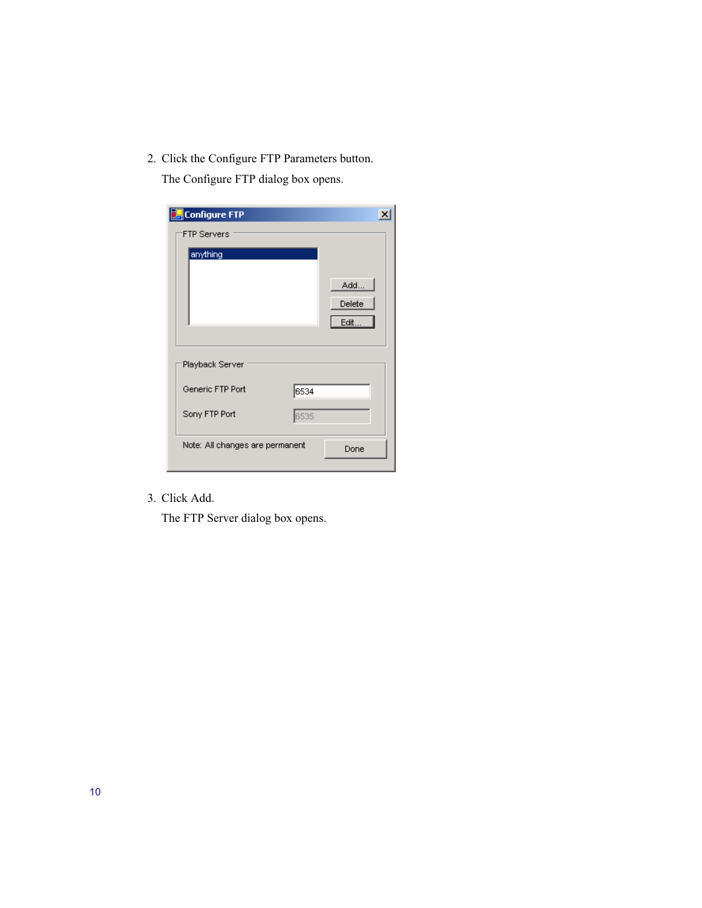2. Click the Configure FTP Parameters button.

   The Configure FTP dialog box opens.

3. Click Add.

   The FTP Server dialog box opens.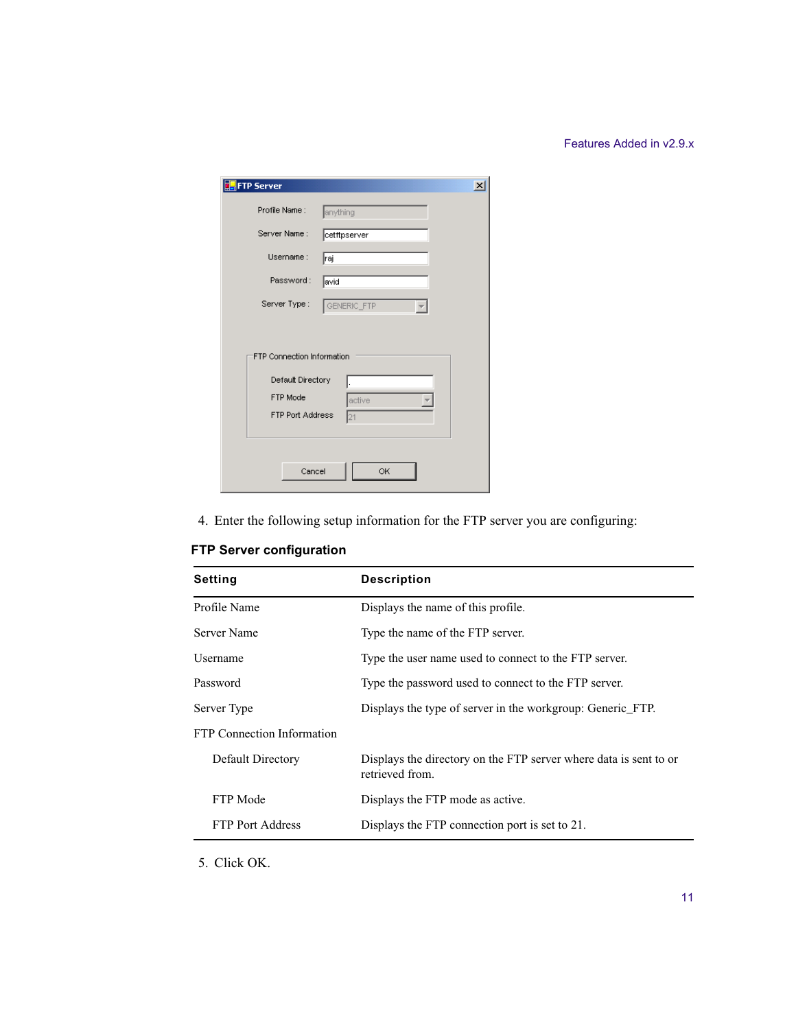4. Enter the following setup information for the FTP server you are configuring:

**FTP Server configuration**

| Setting | Description |
|---|---|
| Profile Name | Displays the name of this profile. |
| Server Name | Type the name of the FTP server. |
| Username | Type the user name used to connect to the FTP server. |
| Password | Type the password used to connect to the FTP server. |
| Server Type | Displays the type of server in the workgroup: Generic_FTP. |
| FTP Connection Information | |
| Default Directory | Displays the directory on the FTP server where data is sent to or retrieved from. |
| FTP Mode | Displays the FTP mode as active. |
| FTP Port Address | Displays the FTP connection port is set to 21. |

5. Click OK.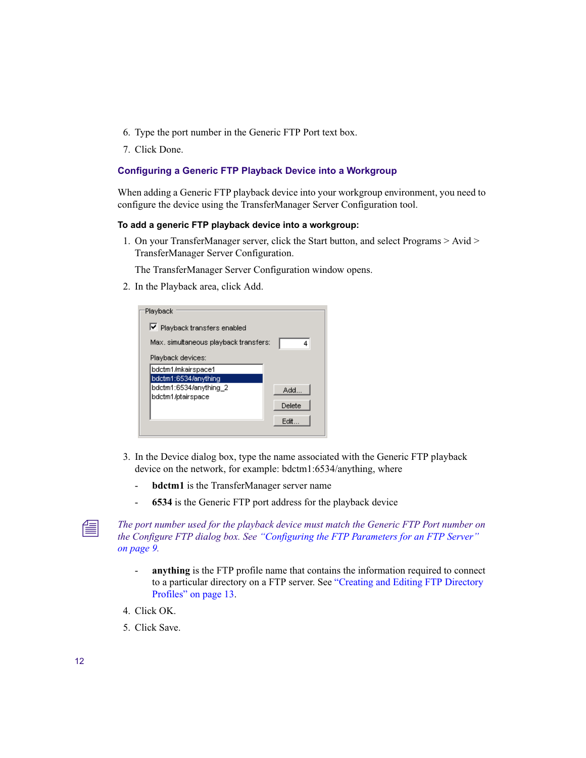6. Type the port number in the Generic FTP Port text box.
7. Click Done.

### Configuring a Generic FTP Playback Device into a Workgroup

When adding a Generic FTP playback device into your workgroup environment, you need to configure the device using the TransferManager Server Configuration tool.

**To add a generic FTP playback device into a workgroup:**

1. On your TransferManager server, click the Start button, and select Programs > Avid > TransferManager Server Configuration.

   The TransferManager Server Configuration window opens.

2. In the Playback area, click Add.

3. In the Device dialog box, type the name associated with the Generic FTP playback device on the network, for example: bdctm1:6534/anything, where
   - **bdctm1** is the TransferManager server name
   - **6534** is the Generic FTP port address for the playback device

*The port number used for the playback device must match the Generic FTP Port number on the Configure FTP dialog box. See "Configuring the FTP Parameters for an FTP Server" on page 9.*

   - **anything** is the FTP profile name that contains the information required to connect to a particular directory on a FTP server. See "Creating and Editing FTP Directory Profiles" on page 13.

4. Click OK.
5. Click Save.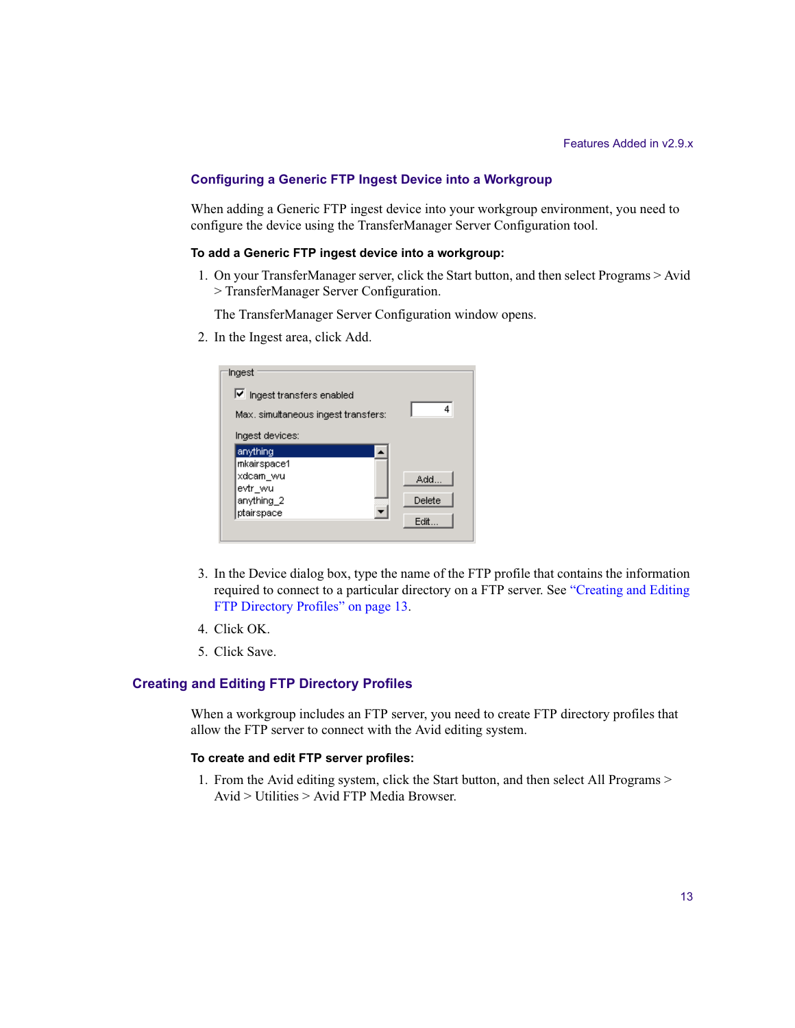### Configuring a Generic FTP Ingest Device into a Workgroup

When adding a Generic FTP ingest device into your workgroup environment, you need to configure the device using the TransferManager Server Configuration tool.

**To add a Generic FTP ingest device into a workgroup:**

1. On your TransferManager server, click the Start button, and then select Programs > Avid > TransferManager Server Configuration.

   The TransferManager Server Configuration window opens.

2. In the Ingest area, click Add.

3. In the Device dialog box, type the name of the FTP profile that contains the information required to connect to a particular directory on a FTP server. See "Creating and Editing FTP Directory Profiles" on page 13.

4. Click OK.

5. Click Save.

## Creating and Editing FTP Directory Profiles

When a workgroup includes an FTP server, you need to create FTP directory profiles that allow the FTP server to connect with the Avid editing system.

**To create and edit FTP server profiles:**

1. From the Avid editing system, click the Start button, and then select All Programs > Avid > Utilities > Avid FTP Media Browser.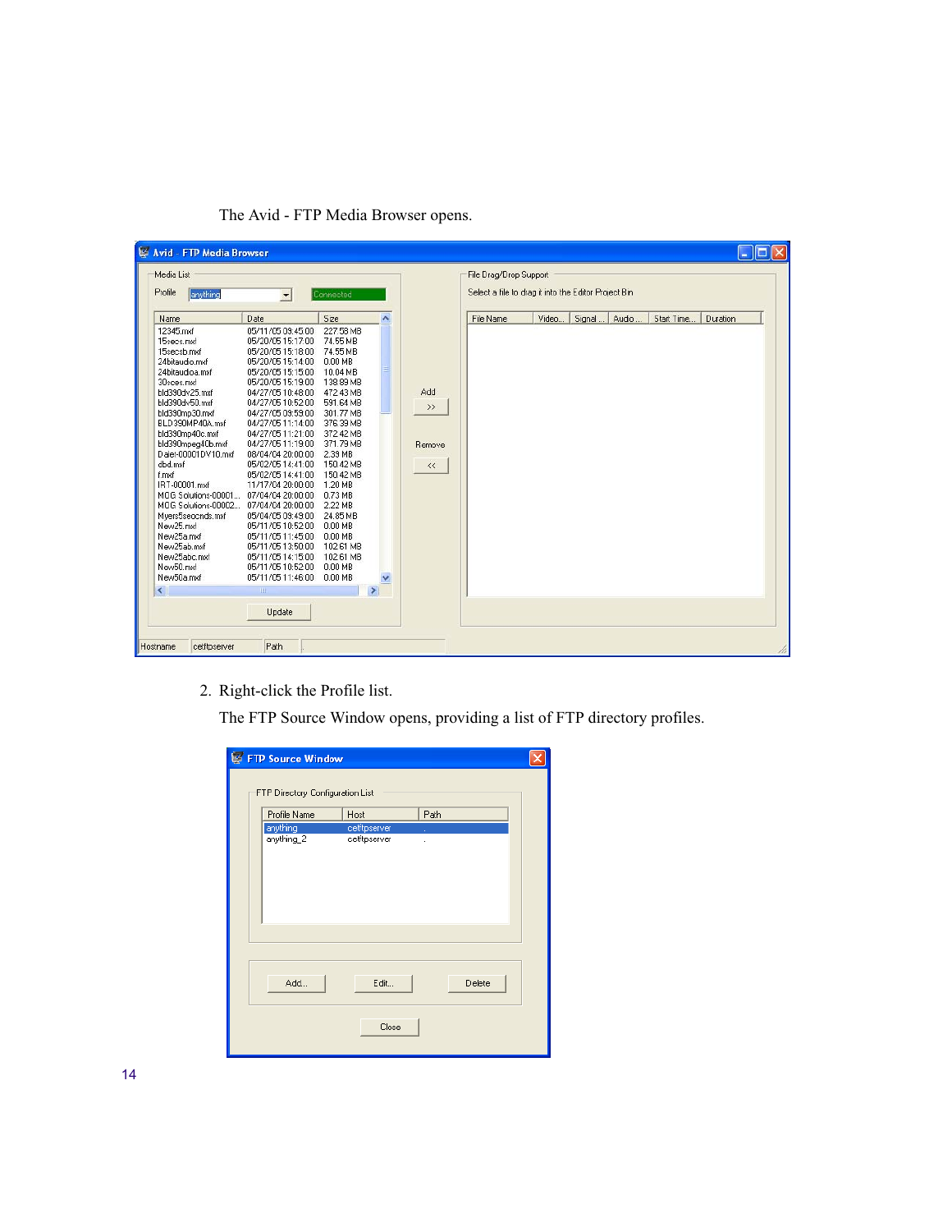The Avid - FTP Media Browser opens.

2. Right-click the Profile list.

   The FTP Source Window opens, providing a list of FTP directory profiles.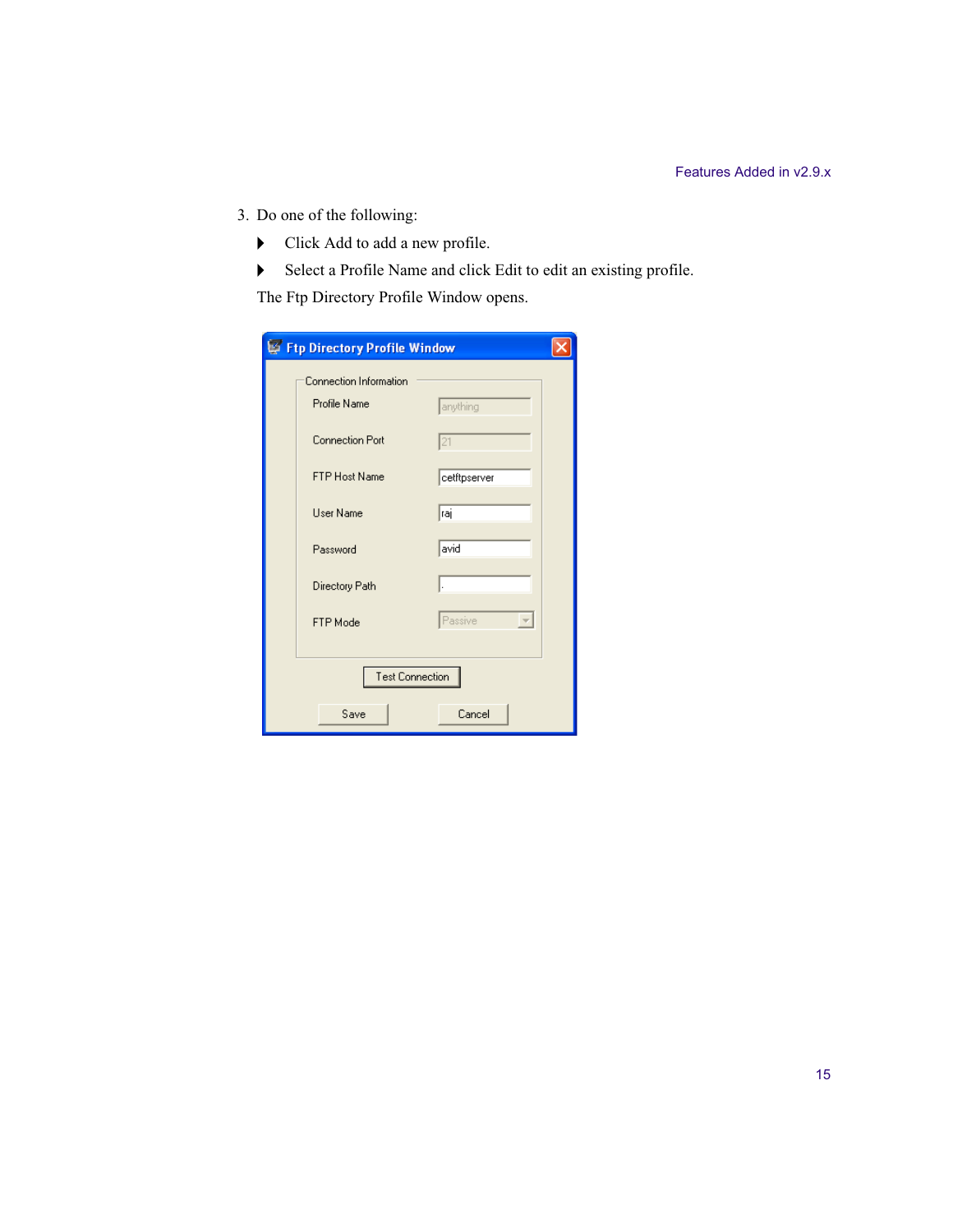3. Do one of the following:

   - Click Add to add a new profile.
   - Select a Profile Name and click Edit to edit an existing profile.

   The Ftp Directory Profile Window opens.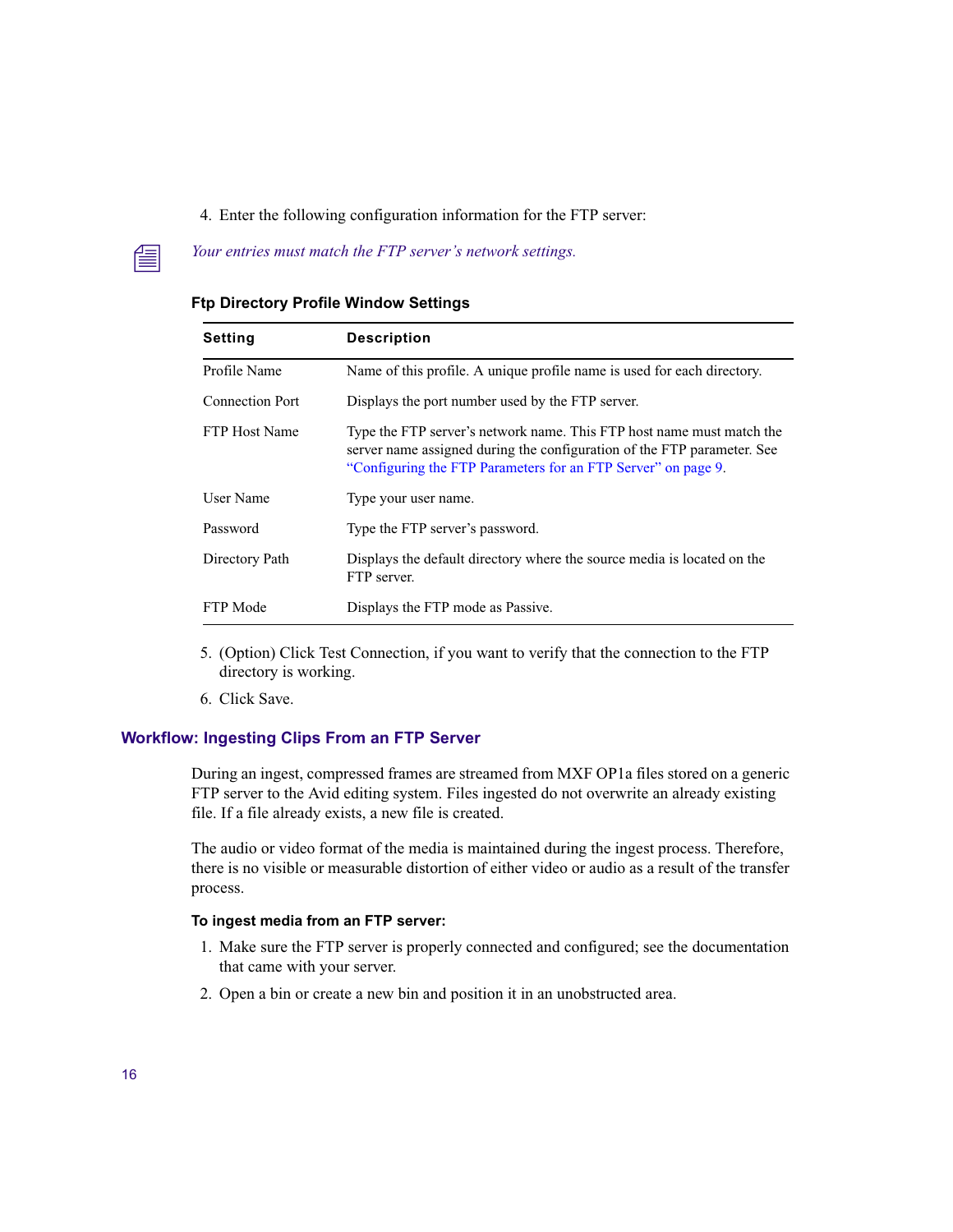4. Enter the following configuration information for the FTP server:

*Your entries must match the FTP server's network settings.*

**Ftp Directory Profile Window Settings**

| Setting | Description |
| --- | --- |
| Profile Name | Name of this profile. A unique profile name is used for each directory. |
| Connection Port | Displays the port number used by the FTP server. |
| FTP Host Name | Type the FTP server's network name. This FTP host name must match the server name assigned during the configuration of the FTP parameter. See "Configuring the FTP Parameters for an FTP Server" on page 9. |
| User Name | Type your user name. |
| Password | Type the FTP server's password. |
| Directory Path | Displays the default directory where the source media is located on the FTP server. |
| FTP Mode | Displays the FTP mode as Passive. |

5. (Option) Click Test Connection, if you want to verify that the connection to the FTP directory is working.
6. Click Save.

## Workflow: Ingesting Clips From an FTP Server

During an ingest, compressed frames are streamed from MXF OP1a files stored on a generic FTP server to the Avid editing system. Files ingested do not overwrite an already existing file. If a file already exists, a new file is created.

The audio or video format of the media is maintained during the ingest process. Therefore, there is no visible or measurable distortion of either video or audio as a result of the transfer process.

**To ingest media from an FTP server:**

1. Make sure the FTP server is properly connected and configured; see the documentation that came with your server.
2. Open a bin or create a new bin and position it in an unobstructed area.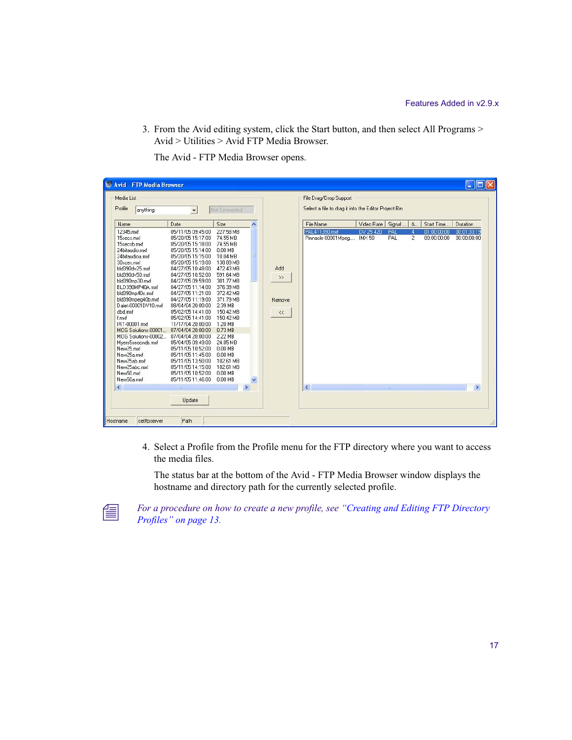3. From the Avid editing system, click the Start button, and then select All Programs > Avid > Utilities > Avid FTP Media Browser.

   The Avid - FTP Media Browser opens.

4. Select a Profile from the Profile menu for the FTP directory where you want to access the media files.

   The status bar at the bottom of the Avid - FTP Media Browser window displays the hostname and directory path for the currently selected profile.

*For a procedure on how to create a new profile, see "Creating and Editing FTP Directory Profiles" on page 13.*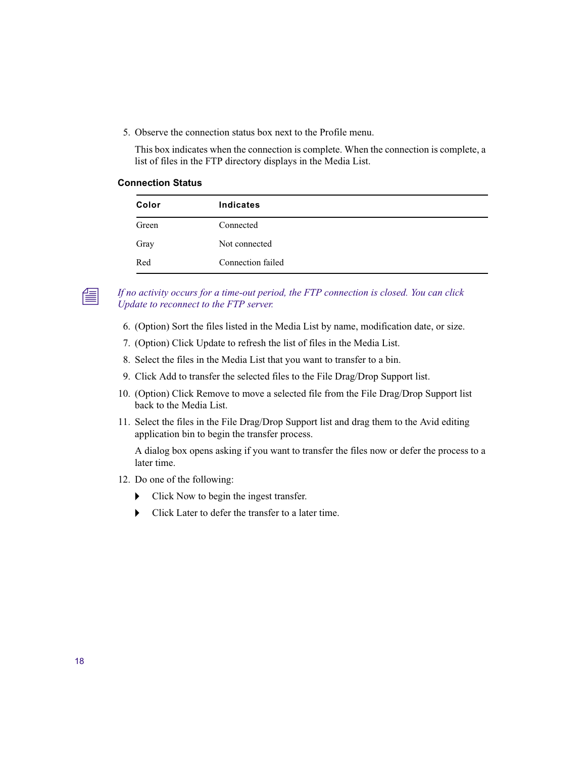5. Observe the connection status box next to the Profile menu.

   This box indicates when the connection is complete. When the connection is complete, a list of files in the FTP directory displays in the Media List.

**Connection Status**

| Color | Indicates |
|---|---|
| Green | Connected |
| Gray | Not connected |
| Red | Connection failed |

*If no activity occurs for a time-out period, the FTP connection is closed. You can click Update to reconnect to the FTP server.*

6. (Option) Sort the files listed in the Media List by name, modification date, or size.
7. (Option) Click Update to refresh the list of files in the Media List.
8. Select the files in the Media List that you want to transfer to a bin.
9. Click Add to transfer the selected files to the File Drag/Drop Support list.
10. (Option) Click Remove to move a selected file from the File Drag/Drop Support list back to the Media List.
11. Select the files in the File Drag/Drop Support list and drag them to the Avid editing application bin to begin the transfer process.

    A dialog box opens asking if you want to transfer the files now or defer the process to a later time.
12. Do one of the following:
    - Click Now to begin the ingest transfer.
    - Click Later to defer the transfer to a later time.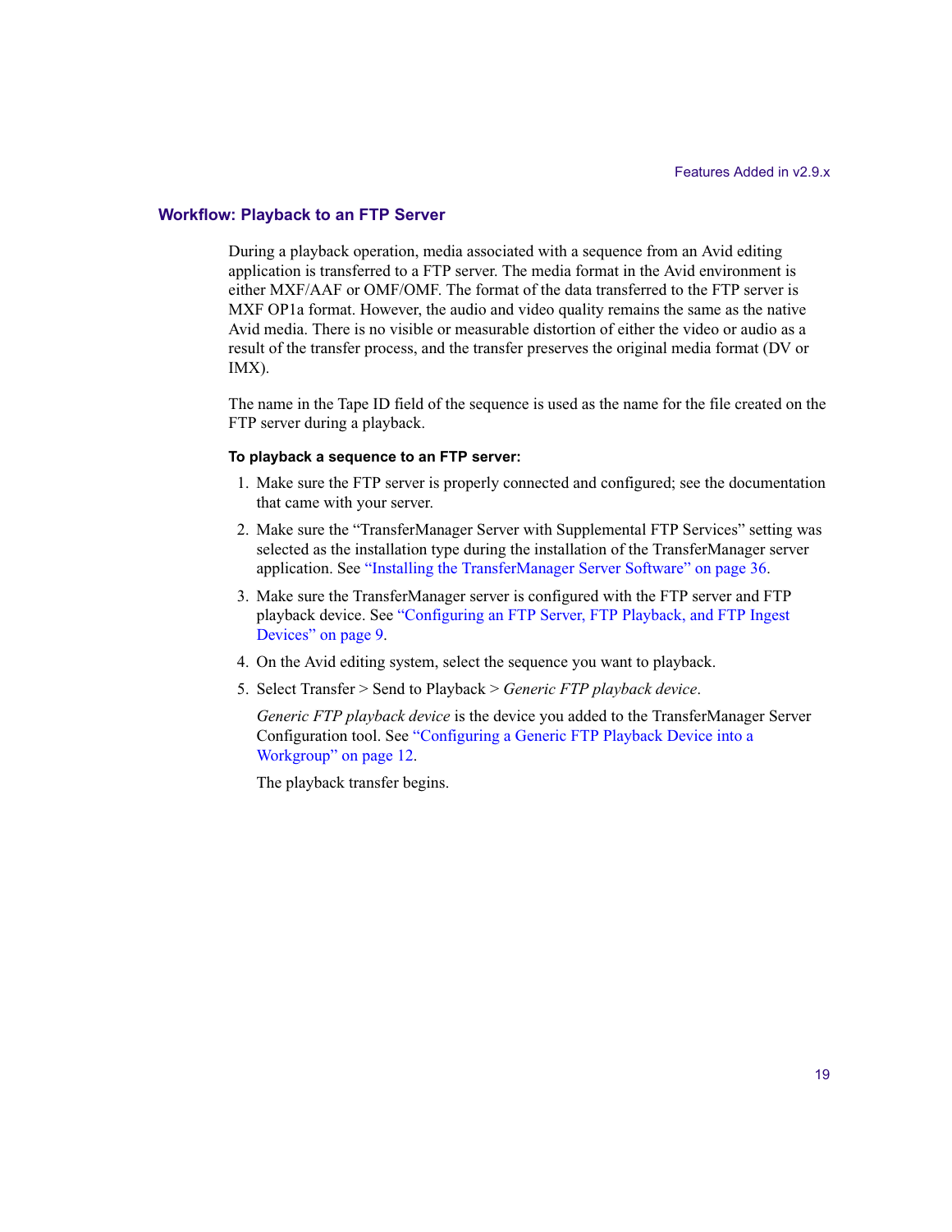## Workflow: Playback to an FTP Server

During a playback operation, media associated with a sequence from an Avid editing application is transferred to a FTP server. The media format in the Avid environment is either MXF/AAF or OMF/OMF. The format of the data transferred to the FTP server is MXF OP1a format. However, the audio and video quality remains the same as the native Avid media. There is no visible or measurable distortion of either the video or audio as a result of the transfer process, and the transfer preserves the original media format (DV or IMX).

The name in the Tape ID field of the sequence is used as the name for the file created on the FTP server during a playback.

**To playback a sequence to an FTP server:**

1. Make sure the FTP server is properly connected and configured; see the documentation that came with your server.
2. Make sure the "TransferManager Server with Supplemental FTP Services" setting was selected as the installation type during the installation of the TransferManager server application. See "Installing the TransferManager Server Software" on page 36.
3. Make sure the TransferManager server is configured with the FTP server and FTP playback device. See "Configuring an FTP Server, FTP Playback, and FTP Ingest Devices" on page 9.
4. On the Avid editing system, select the sequence you want to playback.
5. Select Transfer > Send to Playback > *Generic FTP playback device*.

   *Generic FTP playback device* is the device you added to the TransferManager Server Configuration tool. See "Configuring a Generic FTP Playback Device into a Workgroup" on page 12.

   The playback transfer begins.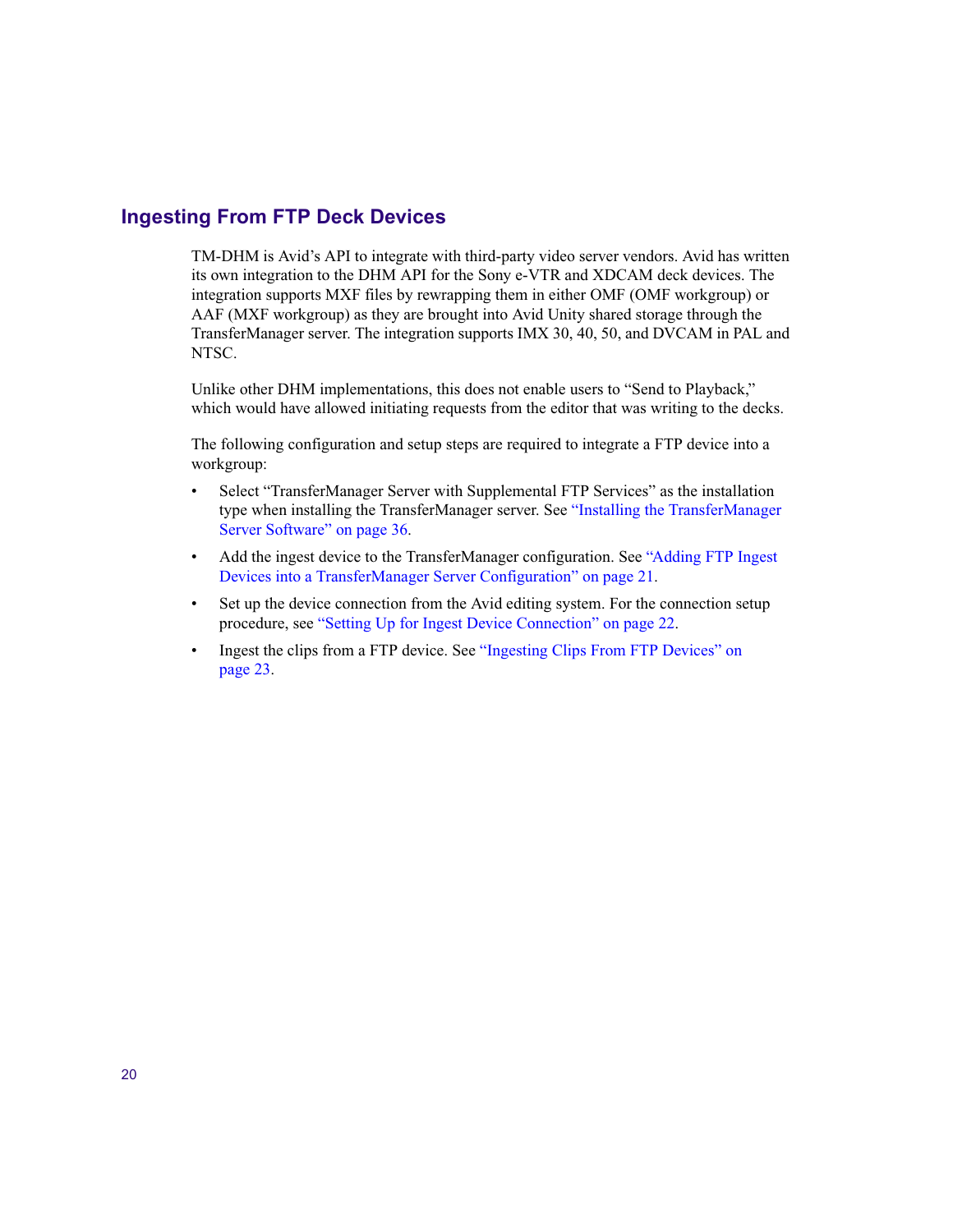## Ingesting From FTP Deck Devices

TM-DHM is Avid's API to integrate with third-party video server vendors. Avid has written its own integration to the DHM API for the Sony e-VTR and XDCAM deck devices. The integration supports MXF files by rewrapping them in either OMF (OMF workgroup) or AAF (MXF workgroup) as they are brought into Avid Unity shared storage through the TransferManager server. The integration supports IMX 30, 40, 50, and DVCAM in PAL and NTSC.

Unlike other DHM implementations, this does not enable users to "Send to Playback," which would have allowed initiating requests from the editor that was writing to the decks.

The following configuration and setup steps are required to integrate a FTP device into a workgroup:

- Select "TransferManager Server with Supplemental FTP Services" as the installation type when installing the TransferManager server. See "Installing the TransferManager Server Software" on page 36.
- Add the ingest device to the TransferManager configuration. See "Adding FTP Ingest Devices into a TransferManager Server Configuration" on page 21.
- Set up the device connection from the Avid editing system. For the connection setup procedure, see "Setting Up for Ingest Device Connection" on page 22.
- Ingest the clips from a FTP device. See "Ingesting Clips From FTP Devices" on page 23.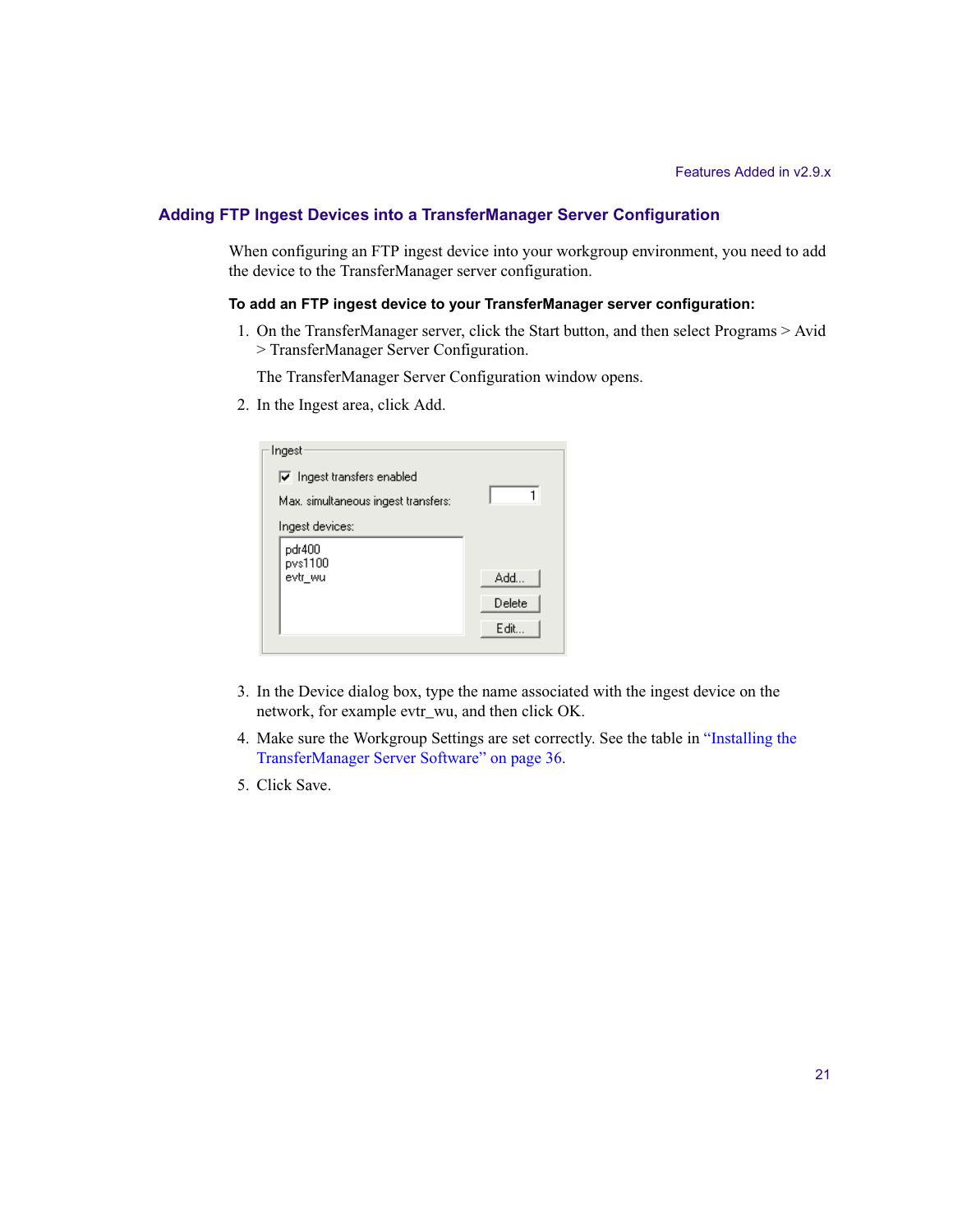## Adding FTP Ingest Devices into a TransferManager Server Configuration

When configuring an FTP ingest device into your workgroup environment, you need to add the device to the TransferManager server configuration.

**To add an FTP ingest device to your TransferManager server configuration:**

1. On the TransferManager server, click the Start button, and then select Programs > Avid > TransferManager Server Configuration.

   The TransferManager Server Configuration window opens.

2. In the Ingest area, click Add.

3. In the Device dialog box, type the name associated with the ingest device on the network, for example evtr_wu, and then click OK.

4. Make sure the Workgroup Settings are set correctly. See the table in "Installing the TransferManager Server Software" on page 36.

5. Click Save.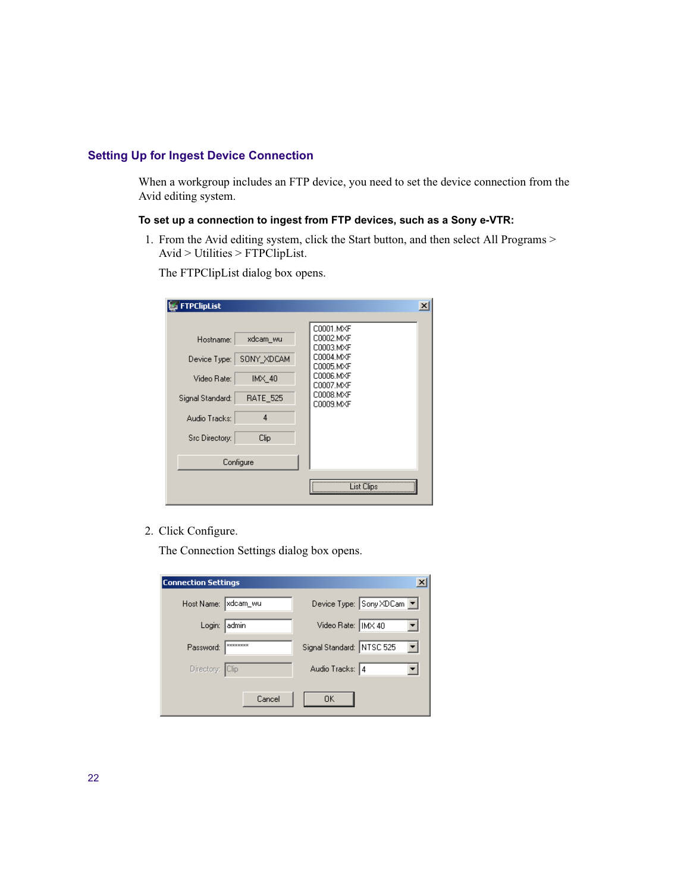## Setting Up for Ingest Device Connection

When a workgroup includes an FTP device, you need to set the device connection from the Avid editing system.

**To set up a connection to ingest from FTP devices, such as a Sony e-VTR:**

1. From the Avid editing system, click the Start button, and then select All Programs > Avid > Utilities > FTPClipList.

   The FTPClipList dialog box opens.

2. Click Configure.

   The Connection Settings dialog box opens.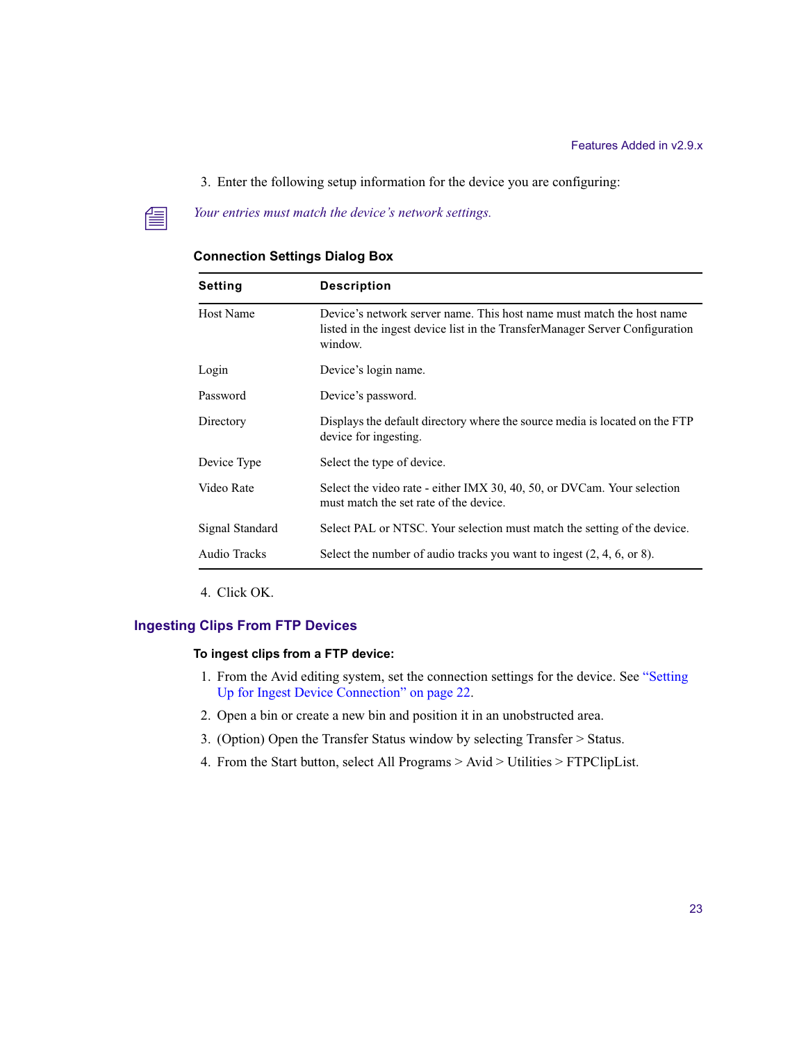3. Enter the following setup information for the device you are configuring:

*Your entries must match the device's network settings.*

**Connection Settings Dialog Box**

| Setting | Description |
|---|---|
| Host Name | Device's network server name. This host name must match the host name listed in the ingest device list in the TransferManager Server Configuration window. |
| Login | Device's login name. |
| Password | Device's password. |
| Directory | Displays the default directory where the source media is located on the FTP device for ingesting. |
| Device Type | Select the type of device. |
| Video Rate | Select the video rate - either IMX 30, 40, 50, or DVCam. Your selection must match the set rate of the device. |
| Signal Standard | Select PAL or NTSC. Your selection must match the setting of the device. |
| Audio Tracks | Select the number of audio tracks you want to ingest (2, 4, 6, or 8). |

4. Click OK.

## Ingesting Clips From FTP Devices

**To ingest clips from a FTP device:**

1. From the Avid editing system, set the connection settings for the device. See "Setting Up for Ingest Device Connection" on page 22.
2. Open a bin or create a new bin and position it in an unobstructed area.
3. (Option) Open the Transfer Status window by selecting Transfer > Status.
4. From the Start button, select All Programs > Avid > Utilities > FTPClipList.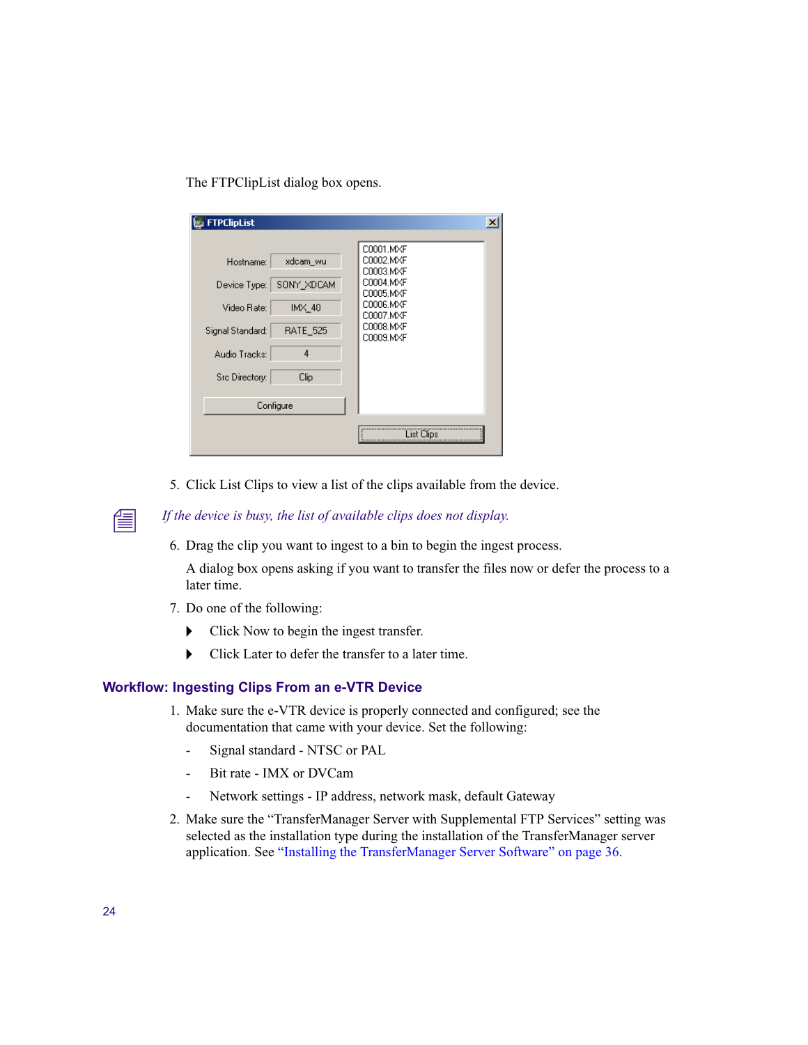The FTPClipList dialog box opens.

5. Click List Clips to view a list of the clips available from the device.

*If the device is busy, the list of available clips does not display.*

6. Drag the clip you want to ingest to a bin to begin the ingest process.

   A dialog box opens asking if you want to transfer the files now or defer the process to a later time.

7. Do one of the following:

   - Click Now to begin the ingest transfer.
   - Click Later to defer the transfer to a later time.

### Workflow: Ingesting Clips From an e-VTR Device

1. Make sure the e-VTR device is properly connected and configured; see the documentation that came with your device. Set the following:

   - Signal standard - NTSC or PAL
   - Bit rate - IMX or DVCam
   - Network settings - IP address, network mask, default Gateway

2. Make sure the "TransferManager Server with Supplemental FTP Services" setting was selected as the installation type during the installation of the TransferManager server application. See "Installing the TransferManager Server Software" on page 36.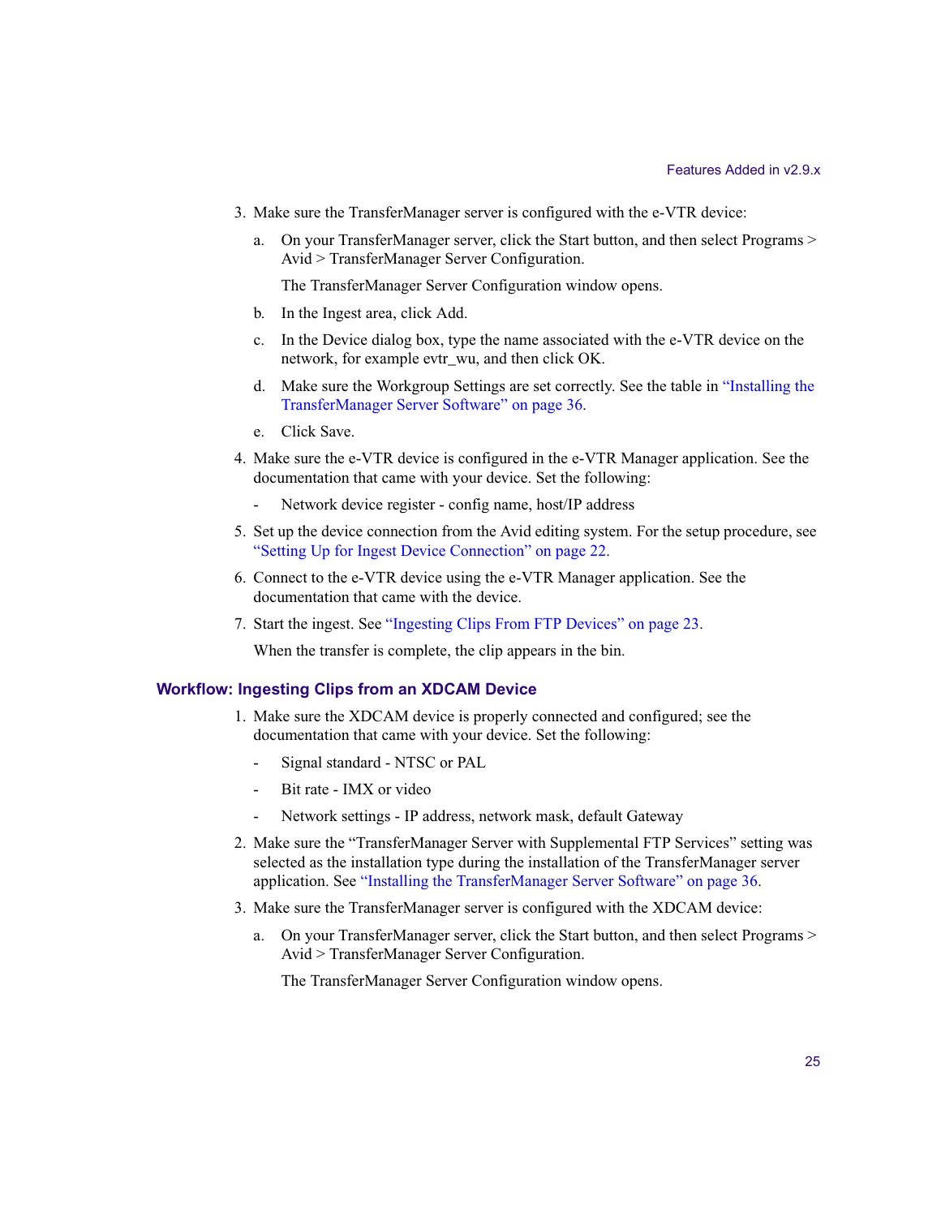3. Make sure the TransferManager server is configured with the e-VTR device:

   a. On your TransferManager server, click the Start button, and then select Programs > Avid > TransferManager Server Configuration.

      The TransferManager Server Configuration window opens.

   b. In the Ingest area, click Add.

   c. In the Device dialog box, type the name associated with the e-VTR device on the network, for example evtr_wu, and then click OK.

   d. Make sure the Workgroup Settings are set correctly. See the table in "Installing the TransferManager Server Software" on page 36.

   e. Click Save.

4. Make sure the e-VTR device is configured in the e-VTR Manager application. See the documentation that came with your device. Set the following:

   - Network device register - config name, host/IP address

5. Set up the device connection from the Avid editing system. For the setup procedure, see "Setting Up for Ingest Device Connection" on page 22.

6. Connect to the e-VTR device using the e-VTR Manager application. See the documentation that came with the device.

7. Start the ingest. See "Ingesting Clips From FTP Devices" on page 23.

   When the transfer is complete, the clip appears in the bin.

### Workflow: Ingesting Clips from an XDCAM Device

1. Make sure the XDCAM device is properly connected and configured; see the documentation that came with your device. Set the following:

   - Signal standard - NTSC or PAL
   - Bit rate - IMX or video
   - Network settings - IP address, network mask, default Gateway

2. Make sure the "TransferManager Server with Supplemental FTP Services" setting was selected as the installation type during the installation of the TransferManager server application. See "Installing the TransferManager Server Software" on page 36.

3. Make sure the TransferManager server is configured with the XDCAM device:

   a. On your TransferManager server, click the Start button, and then select Programs > Avid > TransferManager Server Configuration.

      The TransferManager Server Configuration window opens.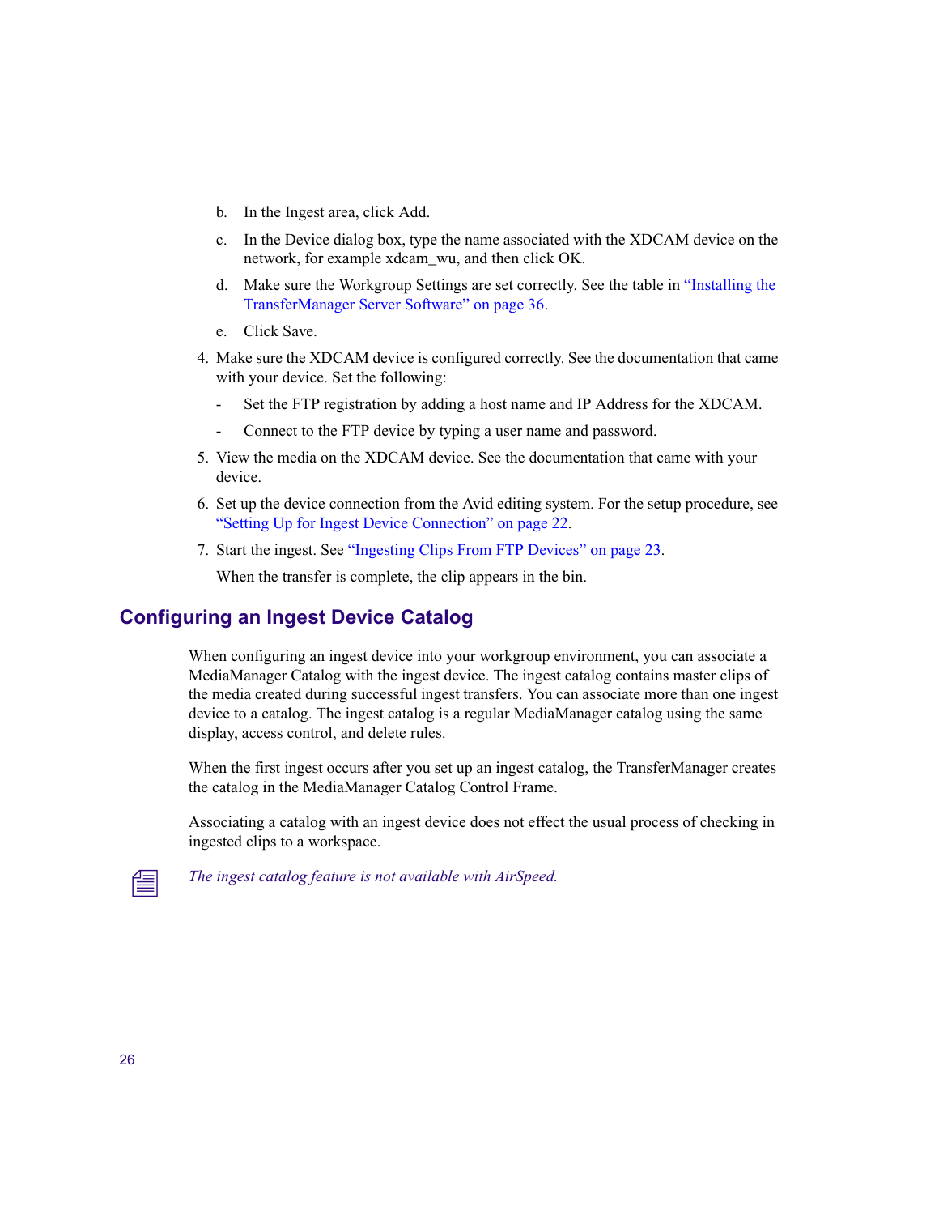b. In the Ingest area, click Add.

c. In the Device dialog box, type the name associated with the XDCAM device on the network, for example xdcam_wu, and then click OK.

d. Make sure the Workgroup Settings are set correctly. See the table in "Installing the TransferManager Server Software" on page 36.

e. Click Save.

4. Make sure the XDCAM device is configured correctly. See the documentation that came with your device. Set the following:
   - Set the FTP registration by adding a host name and IP Address for the XDCAM.
   - Connect to the FTP device by typing a user name and password.

5. View the media on the XDCAM device. See the documentation that came with your device.

6. Set up the device connection from the Avid editing system. For the setup procedure, see "Setting Up for Ingest Device Connection" on page 22.

7. Start the ingest. See "Ingesting Clips From FTP Devices" on page 23.

   When the transfer is complete, the clip appears in the bin.

## Configuring an Ingest Device Catalog

When configuring an ingest device into your workgroup environment, you can associate a MediaManager Catalog with the ingest device. The ingest catalog contains master clips of the media created during successful ingest transfers. You can associate more than one ingest device to a catalog. The ingest catalog is a regular MediaManager catalog using the same display, access control, and delete rules.

When the first ingest occurs after you set up an ingest catalog, the TransferManager creates the catalog in the MediaManager Catalog Control Frame.

Associating a catalog with an ingest device does not effect the usual process of checking in ingested clips to a workspace.

*The ingest catalog feature is not available with AirSpeed.*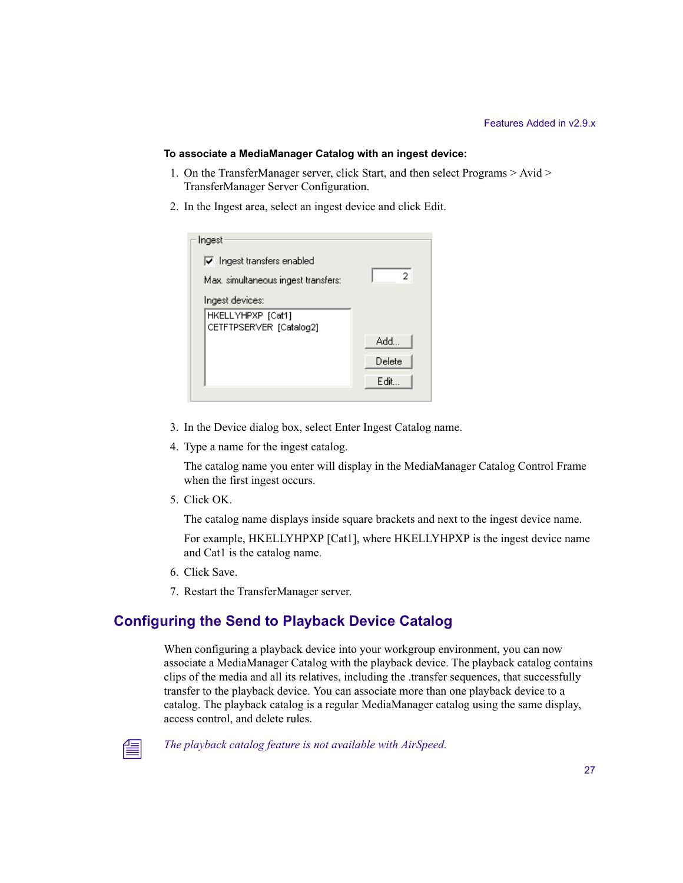**To associate a MediaManager Catalog with an ingest device:**

1. On the TransferManager server, click Start, and then select Programs > Avid > TransferManager Server Configuration.
2. In the Ingest area, select an ingest device and click Edit.

3. In the Device dialog box, select Enter Ingest Catalog name.
4. Type a name for the ingest catalog.

   The catalog name you enter will display in the MediaManager Catalog Control Frame when the first ingest occurs.
5. Click OK.

   The catalog name displays inside square brackets and next to the ingest device name.

   For example, HKELLYHPXP [Cat1], where HKELLYHPXP is the ingest device name and Cat1 is the catalog name.
6. Click Save.
7. Restart the TransferManager server.

## Configuring the Send to Playback Device Catalog

When configuring a playback device into your workgroup environment, you can now associate a MediaManager Catalog with the playback device. The playback catalog contains clips of the media and all its relatives, including the .transfer sequences, that successfully transfer to the playback device. You can associate more than one playback device to a catalog. The playback catalog is a regular MediaManager catalog using the same display, access control, and delete rules.

*The playback catalog feature is not available with AirSpeed.*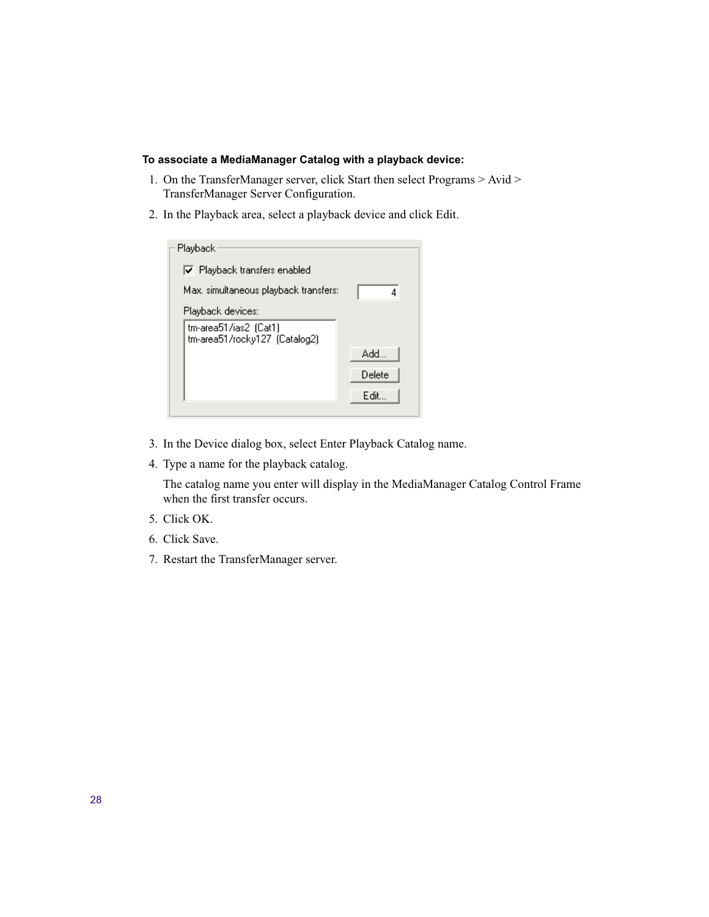**To associate a MediaManager Catalog with a playback device:**

1. On the TransferManager server, click Start then select Programs > Avid > TransferManager Server Configuration.
2. In the Playback area, select a playback device and click Edit.
3. In the Device dialog box, select Enter Playback Catalog name.
4. Type a name for the playback catalog.

   The catalog name you enter will display in the MediaManager Catalog Control Frame when the first transfer occurs.
5. Click OK.
6. Click Save.
7. Restart the TransferManager server.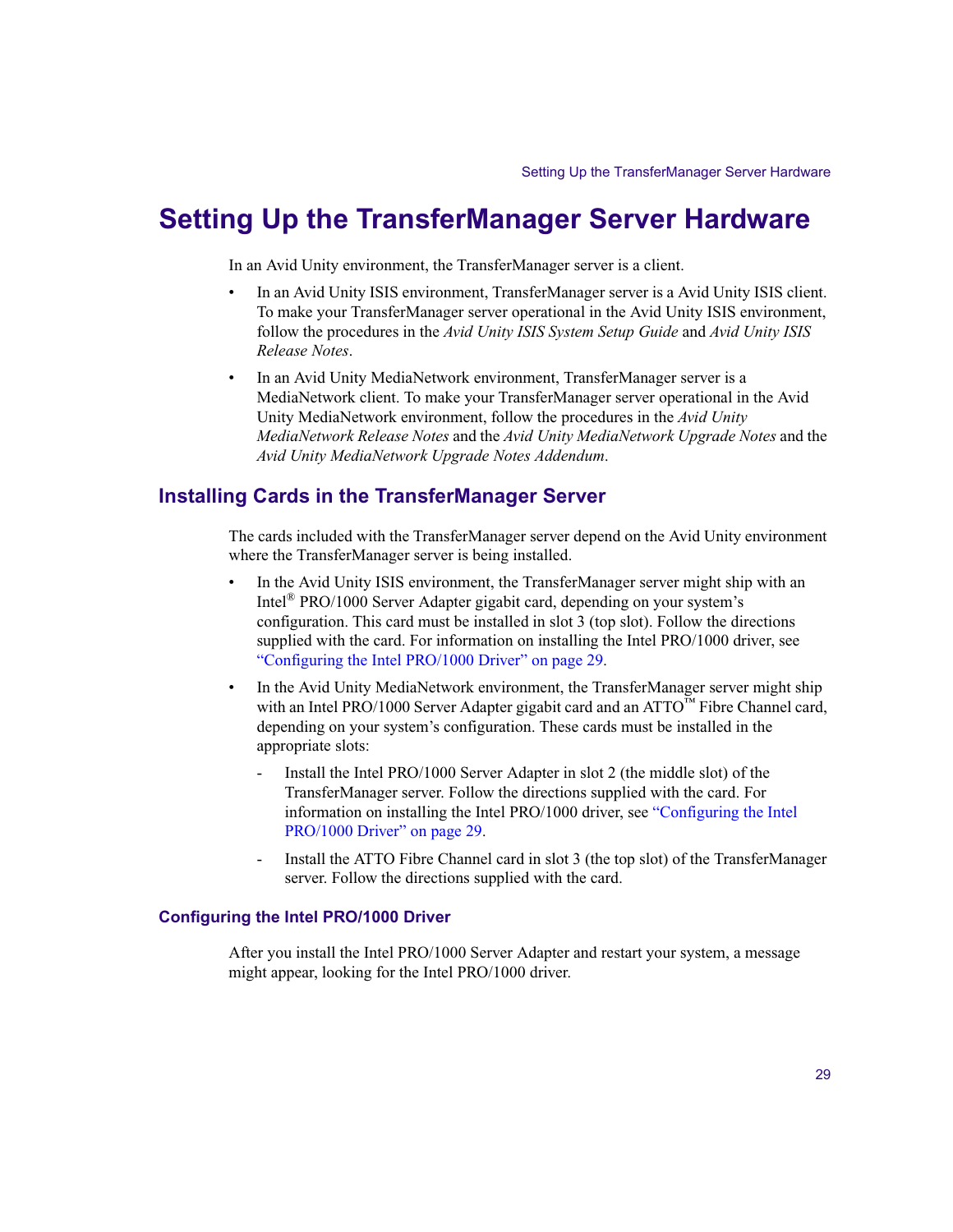# Setting Up the TransferManager Server Hardware

In an Avid Unity environment, the TransferManager server is a client.

- In an Avid Unity ISIS environment, TransferManager server is a Avid Unity ISIS client. To make your TransferManager server operational in the Avid Unity ISIS environment, follow the procedures in the *Avid Unity ISIS System Setup Guide* and *Avid Unity ISIS Release Notes*.
- In an Avid Unity MediaNetwork environment, TransferManager server is a MediaNetwork client. To make your TransferManager server operational in the Avid Unity MediaNetwork environment, follow the procedures in the *Avid Unity MediaNetwork Release Notes* and the *Avid Unity MediaNetwork Upgrade Notes* and the *Avid Unity MediaNetwork Upgrade Notes Addendum*.

## Installing Cards in the TransferManager Server

The cards included with the TransferManager server depend on the Avid Unity environment where the TransferManager server is being installed.

- In the Avid Unity ISIS environment, the TransferManager server might ship with an Intel® PRO/1000 Server Adapter gigabit card, depending on your system's configuration. This card must be installed in slot 3 (top slot). Follow the directions supplied with the card. For information on installing the Intel PRO/1000 driver, see "Configuring the Intel PRO/1000 Driver" on page 29.
- In the Avid Unity MediaNetwork environment, the TransferManager server might ship with an Intel PRO/1000 Server Adapter gigabit card and an ATTO™ Fibre Channel card, depending on your system's configuration. These cards must be installed in the appropriate slots:
  - Install the Intel PRO/1000 Server Adapter in slot 2 (the middle slot) of the TransferManager server. Follow the directions supplied with the card. For information on installing the Intel PRO/1000 driver, see "Configuring the Intel PRO/1000 Driver" on page 29.
  - Install the ATTO Fibre Channel card in slot 3 (the top slot) of the TransferManager server. Follow the directions supplied with the card.

### Configuring the Intel PRO/1000 Driver

After you install the Intel PRO/1000 Server Adapter and restart your system, a message might appear, looking for the Intel PRO/1000 driver.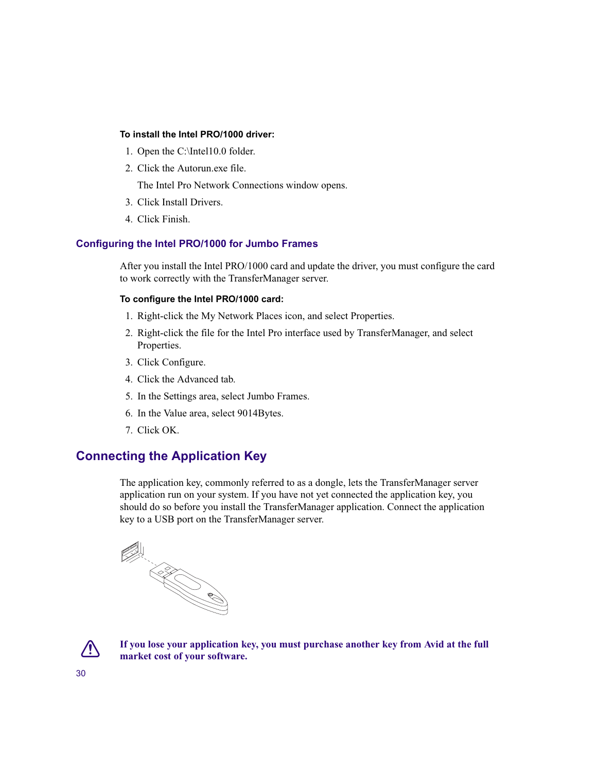**To install the Intel PRO/1000 driver:**

1. Open the C:\Intel10.0 folder.
2. Click the Autorun.exe file.

   The Intel Pro Network Connections window opens.
3. Click Install Drivers.
4. Click Finish.

### Configuring the Intel PRO/1000 for Jumbo Frames

After you install the Intel PRO/1000 card and update the driver, you must configure the card to work correctly with the TransferManager server.

**To configure the Intel PRO/1000 card:**

1. Right-click the My Network Places icon, and select Properties.
2. Right-click the file for the Intel Pro interface used by TransferManager, and select Properties.
3. Click Configure.
4. Click the Advanced tab.
5. In the Settings area, select Jumbo Frames.
6. In the Value area, select 9014Bytes.
7. Click OK.

## Connecting the Application Key

The application key, commonly referred to as a dongle, lets the TransferManager server application run on your system. If you have not yet connected the application key, you should do so before you install the TransferManager application. Connect the application key to a USB port on the TransferManager server.

**If you lose your application key, you must purchase another key from Avid at the full market cost of your software.**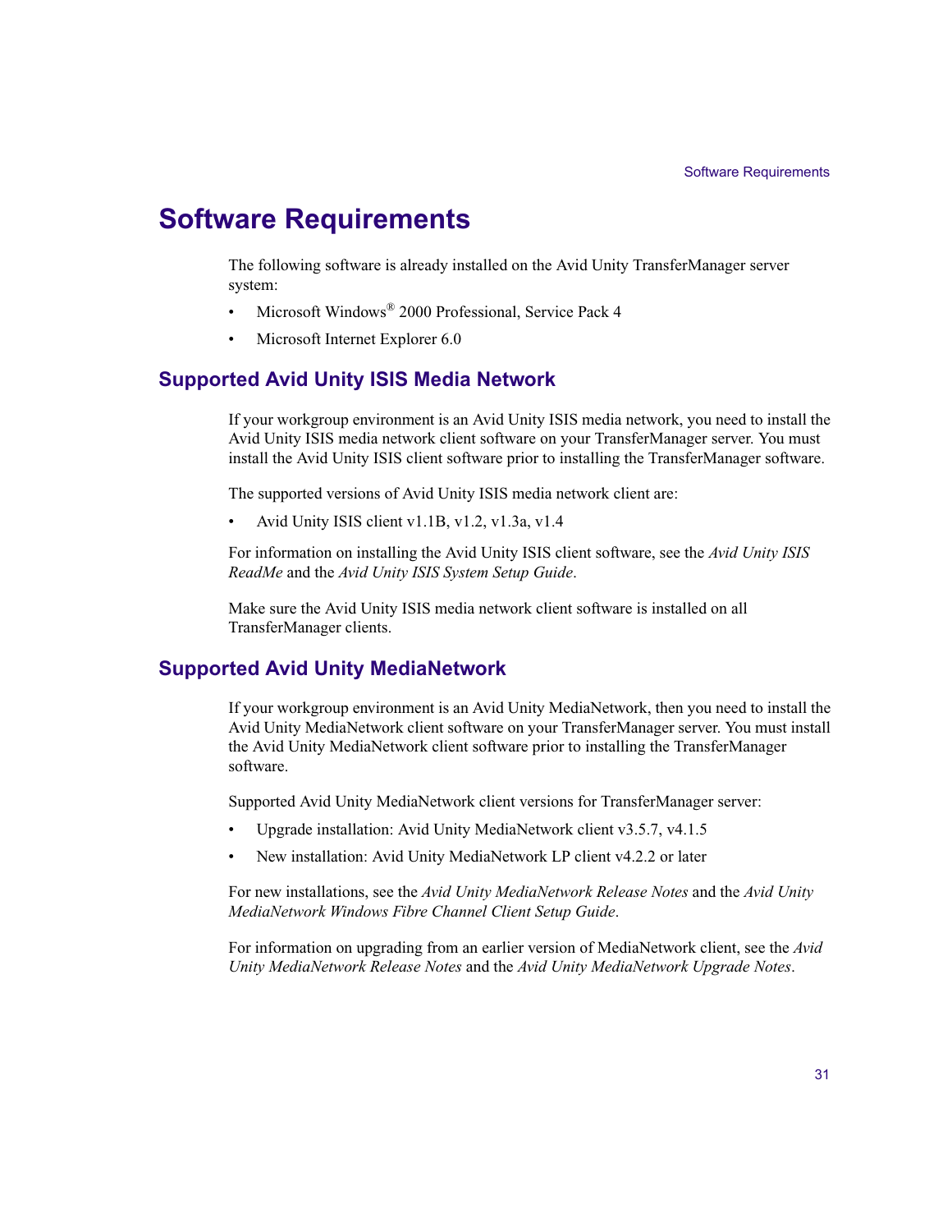# Software Requirements

The following software is already installed on the Avid Unity TransferManager server system:

- Microsoft Windows® 2000 Professional, Service Pack 4
- Microsoft Internet Explorer 6.0

## Supported Avid Unity ISIS Media Network

If your workgroup environment is an Avid Unity ISIS media network, you need to install the Avid Unity ISIS media network client software on your TransferManager server. You must install the Avid Unity ISIS client software prior to installing the TransferManager software.

The supported versions of Avid Unity ISIS media network client are:

- Avid Unity ISIS client v1.1B, v1.2, v1.3a, v1.4

For information on installing the Avid Unity ISIS client software, see the *Avid Unity ISIS ReadMe* and the *Avid Unity ISIS System Setup Guide*.

Make sure the Avid Unity ISIS media network client software is installed on all TransferManager clients.

## Supported Avid Unity MediaNetwork

If your workgroup environment is an Avid Unity MediaNetwork, then you need to install the Avid Unity MediaNetwork client software on your TransferManager server. You must install the Avid Unity MediaNetwork client software prior to installing the TransferManager software.

Supported Avid Unity MediaNetwork client versions for TransferManager server:

- Upgrade installation: Avid Unity MediaNetwork client v3.5.7, v4.1.5
- New installation: Avid Unity MediaNetwork LP client v4.2.2 or later

For new installations, see the *Avid Unity MediaNetwork Release Notes* and the *Avid Unity MediaNetwork Windows Fibre Channel Client Setup Guide*.

For information on upgrading from an earlier version of MediaNetwork client, see the *Avid Unity MediaNetwork Release Notes* and the *Avid Unity MediaNetwork Upgrade Notes*.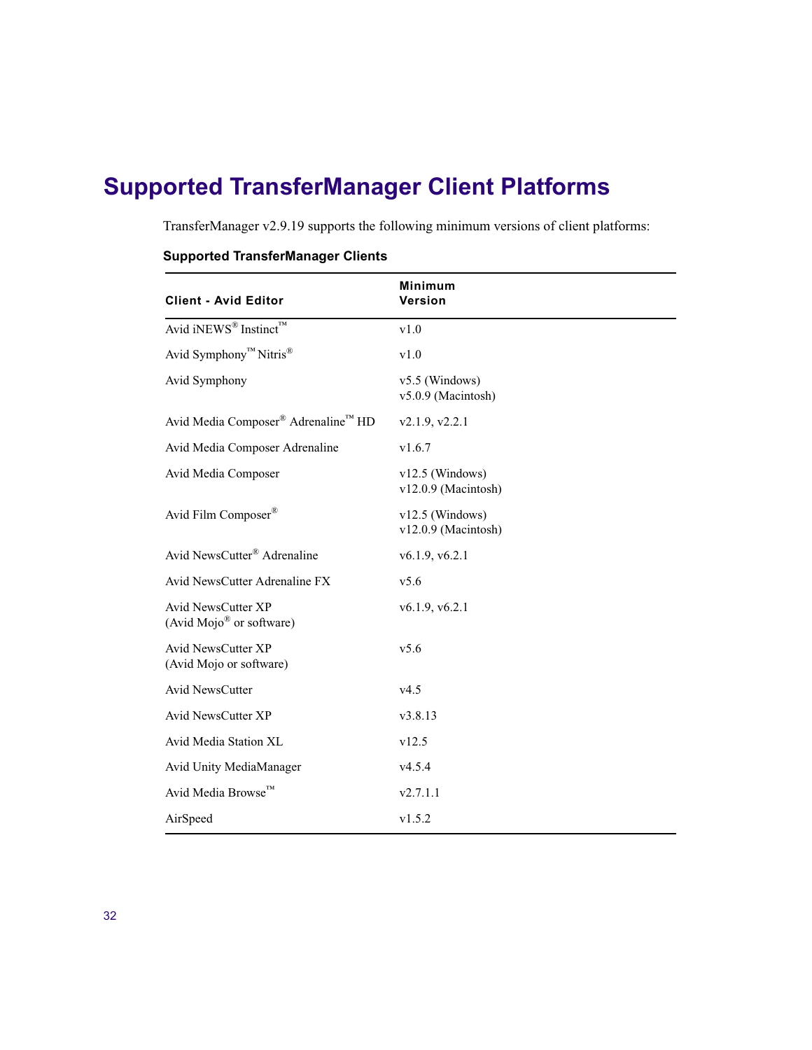# Supported TransferManager Client Platforms

TransferManager v2.9.19 supports the following minimum versions of client platforms:

**Supported TransferManager Clients**

| Client - Avid Editor | Minimum Version |
|---|---|
| Avid iNEWS® Instinct™ | v1.0 |
| Avid Symphony™ Nitris® | v1.0 |
| Avid Symphony | v5.5 (Windows)<br>v5.0.9 (Macintosh) |
| Avid Media Composer® Adrenaline™ HD | v2.1.9, v2.2.1 |
| Avid Media Composer Adrenaline | v1.6.7 |
| Avid Media Composer | v12.5 (Windows)<br>v12.0.9 (Macintosh) |
| Avid Film Composer® | v12.5 (Windows)<br>v12.0.9 (Macintosh) |
| Avid NewsCutter® Adrenaline | v6.1.9, v6.2.1 |
| Avid NewsCutter Adrenaline FX | v5.6 |
| Avid NewsCutter XP<br>(Avid Mojo® or software) | v6.1.9, v6.2.1 |
| Avid NewsCutter XP<br>(Avid Mojo or software) | v5.6 |
| Avid NewsCutter | v4.5 |
| Avid NewsCutter XP | v3.8.13 |
| Avid Media Station XL | v12.5 |
| Avid Unity MediaManager | v4.5.4 |
| Avid Media Browse™ | v2.7.1.1 |
| AirSpeed | v1.5.2 |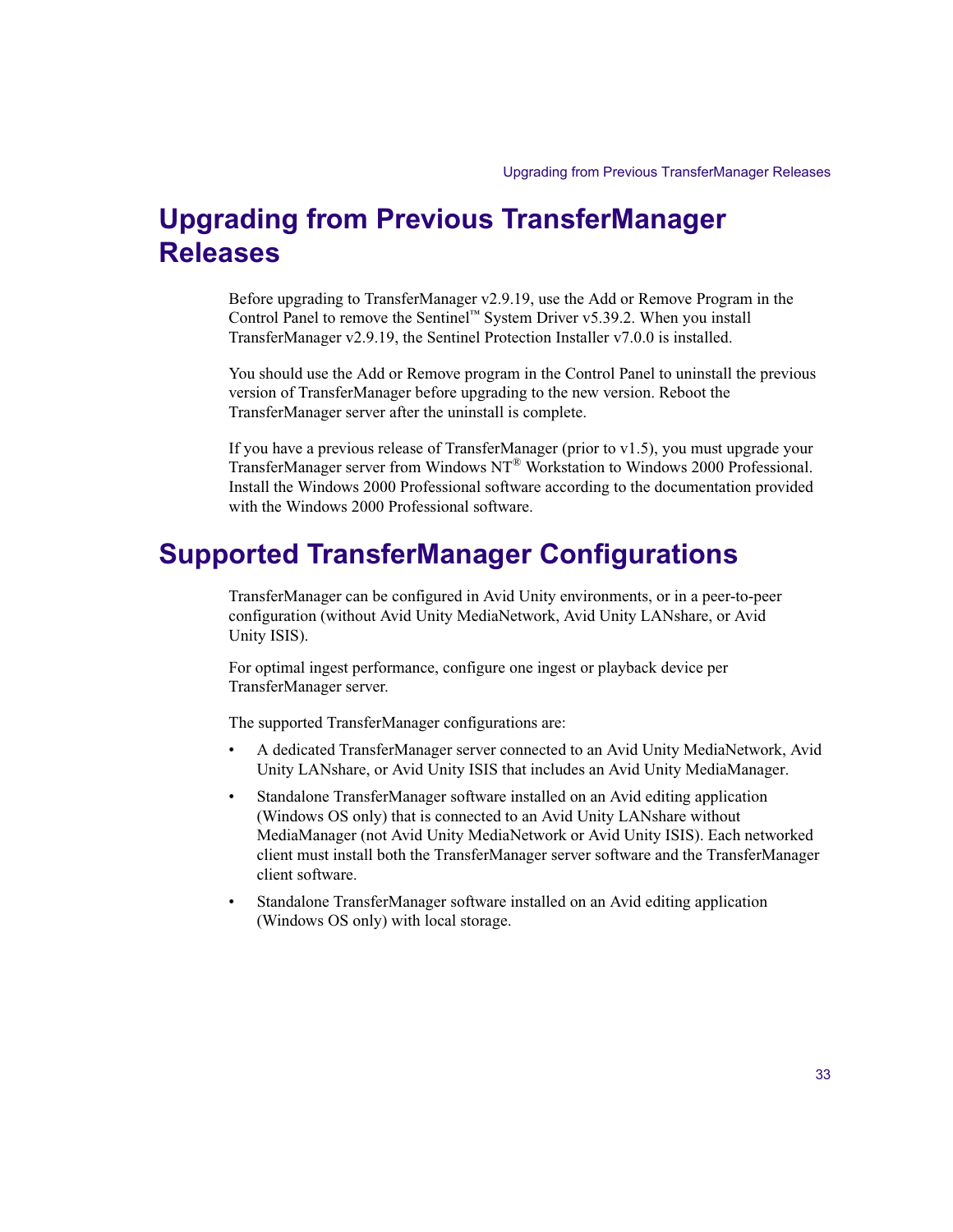# Upgrading from Previous TransferManager Releases

Before upgrading to TransferManager v2.9.19, use the Add or Remove Program in the Control Panel to remove the Sentinel™ System Driver v5.39.2. When you install TransferManager v2.9.19, the Sentinel Protection Installer v7.0.0 is installed.

You should use the Add or Remove program in the Control Panel to uninstall the previous version of TransferManager before upgrading to the new version. Reboot the TransferManager server after the uninstall is complete.

If you have a previous release of TransferManager (prior to v1.5), you must upgrade your TransferManager server from Windows NT® Workstation to Windows 2000 Professional. Install the Windows 2000 Professional software according to the documentation provided with the Windows 2000 Professional software.

# Supported TransferManager Configurations

TransferManager can be configured in Avid Unity environments, or in a peer-to-peer configuration (without Avid Unity MediaNetwork, Avid Unity LANshare, or Avid Unity ISIS).

For optimal ingest performance, configure one ingest or playback device per TransferManager server.

The supported TransferManager configurations are:

- A dedicated TransferManager server connected to an Avid Unity MediaNetwork, Avid Unity LANshare, or Avid Unity ISIS that includes an Avid Unity MediaManager.
- Standalone TransferManager software installed on an Avid editing application (Windows OS only) that is connected to an Avid Unity LANshare without MediaManager (not Avid Unity MediaNetwork or Avid Unity ISIS). Each networked client must install both the TransferManager server software and the TransferManager client software.
- Standalone TransferManager software installed on an Avid editing application (Windows OS only) with local storage.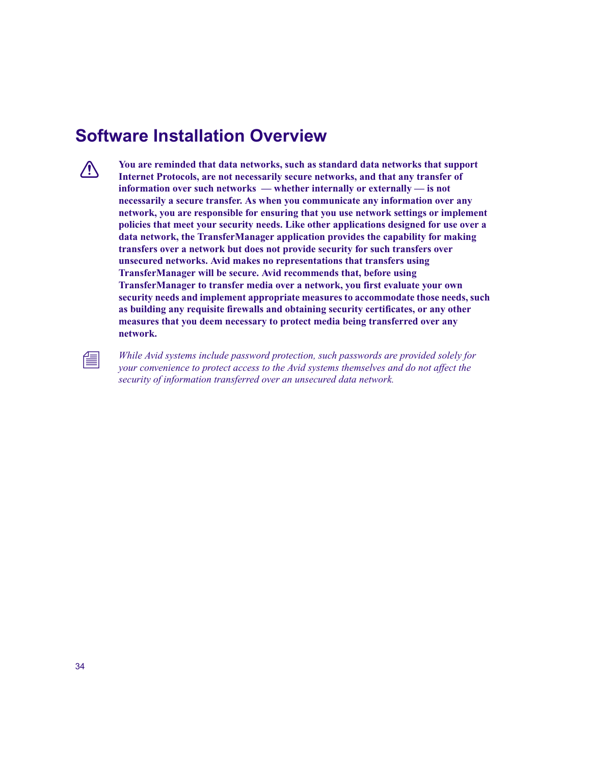# Software Installation Overview

**You are reminded that data networks, such as standard data networks that support Internet Protocols, are not necessarily secure networks, and that any transfer of information over such networks — whether internally or externally — is not necessarily a secure transfer. As when you communicate any information over any network, you are responsible for ensuring that you use network settings or implement policies that meet your security needs. Like other applications designed for use over a data network, the TransferManager application provides the capability for making transfers over a network but does not provide security for such transfers over unsecured networks. Avid makes no representations that transfers using TransferManager will be secure. Avid recommends that, before using TransferManager to transfer media over a network, you first evaluate your own security needs and implement appropriate measures to accommodate those needs, such as building any requisite firewalls and obtaining security certificates, or any other measures that you deem necessary to protect media being transferred over any network.**

*While Avid systems include password protection, such passwords are provided solely for your convenience to protect access to the Avid systems themselves and do not affect the security of information transferred over an unsecured data network.*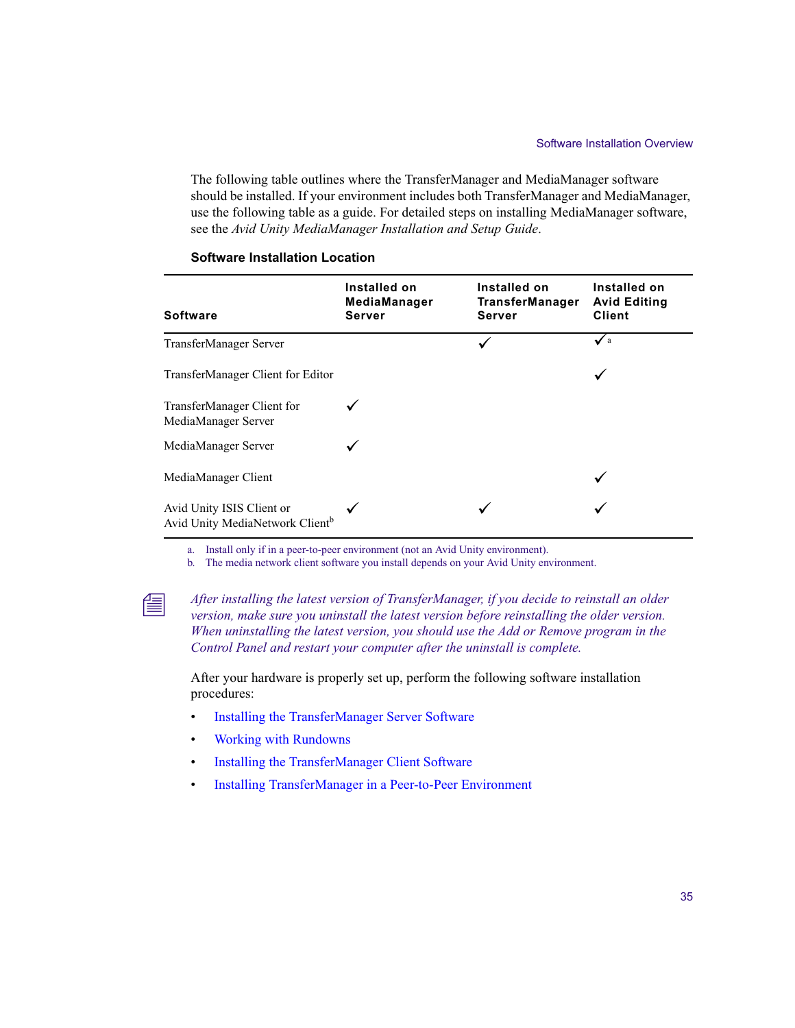The following table outlines where the TransferManager and MediaManager software should be installed. If your environment includes both TransferManager and MediaManager, use the following table as a guide. For detailed steps on installing MediaManager software, see the *Avid Unity MediaManager Installation and Setup Guide*.

**Software Installation Location**

| Software | Installed on MediaManager Server | Installed on TransferManager Server | Installed on Avid Editing Client |
|---|---|---|---|
| TransferManager Server | | ✓ | ✓[a] |
| TransferManager Client for Editor | | | ✓ |
| TransferManager Client for MediaManager Server | ✓ | | |
| MediaManager Server | ✓ | | |
| MediaManager Client | | | ✓ |
| Avid Unity ISIS Client or Avid Unity MediaNetwork Client[b] | ✓ | ✓ | ✓ |

a. Install only if in a peer-to-peer environment (not an Avid Unity environment).
b. The media network client software you install depends on your Avid Unity environment.

*After installing the latest version of TransferManager, if you decide to reinstall an older version, make sure you uninstall the latest version before reinstalling the older version. When uninstalling the latest version, you should use the Add or Remove program in the Control Panel and restart your computer after the uninstall is complete.*

After your hardware is properly set up, perform the following software installation procedures:

- Installing the TransferManager Server Software
- Working with Rundowns
- Installing the TransferManager Client Software
- Installing TransferManager in a Peer-to-Peer Environment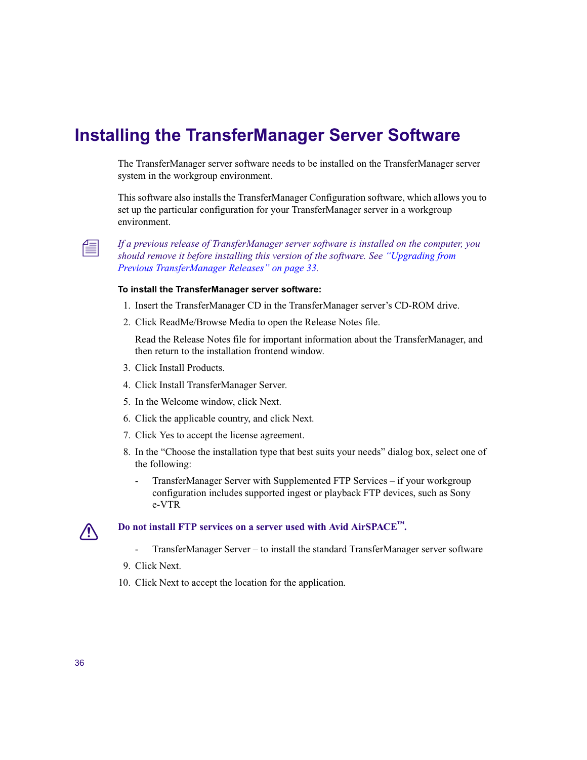# Installing the TransferManager Server Software

The TransferManager server software needs to be installed on the TransferManager server system in the workgroup environment.

This software also installs the TransferManager Configuration software, which allows you to set up the particular configuration for your TransferManager server in a workgroup environment.

*If a previous release of TransferManager server software is installed on the computer, you should remove it before installing this version of the software. See "Upgrading from Previous TransferManager Releases" on page 33.*

**To install the TransferManager server software:**

1. Insert the TransferManager CD in the TransferManager server's CD-ROM drive.
2. Click ReadMe/Browse Media to open the Release Notes file.

   Read the Release Notes file for important information about the TransferManager, and then return to the installation frontend window.
3. Click Install Products.
4. Click Install TransferManager Server.
5. In the Welcome window, click Next.
6. Click the applicable country, and click Next.
7. Click Yes to accept the license agreement.
8. In the "Choose the installation type that best suits your needs" dialog box, select one of the following:
   - TransferManager Server with Supplemented FTP Services – if your workgroup configuration includes supported ingest or playback FTP devices, such as Sony e-VTR

   **Do not install FTP services on a server used with Avid AirSPACE™.**

   - TransferManager Server – to install the standard TransferManager server software
9. Click Next.
10. Click Next to accept the location for the application.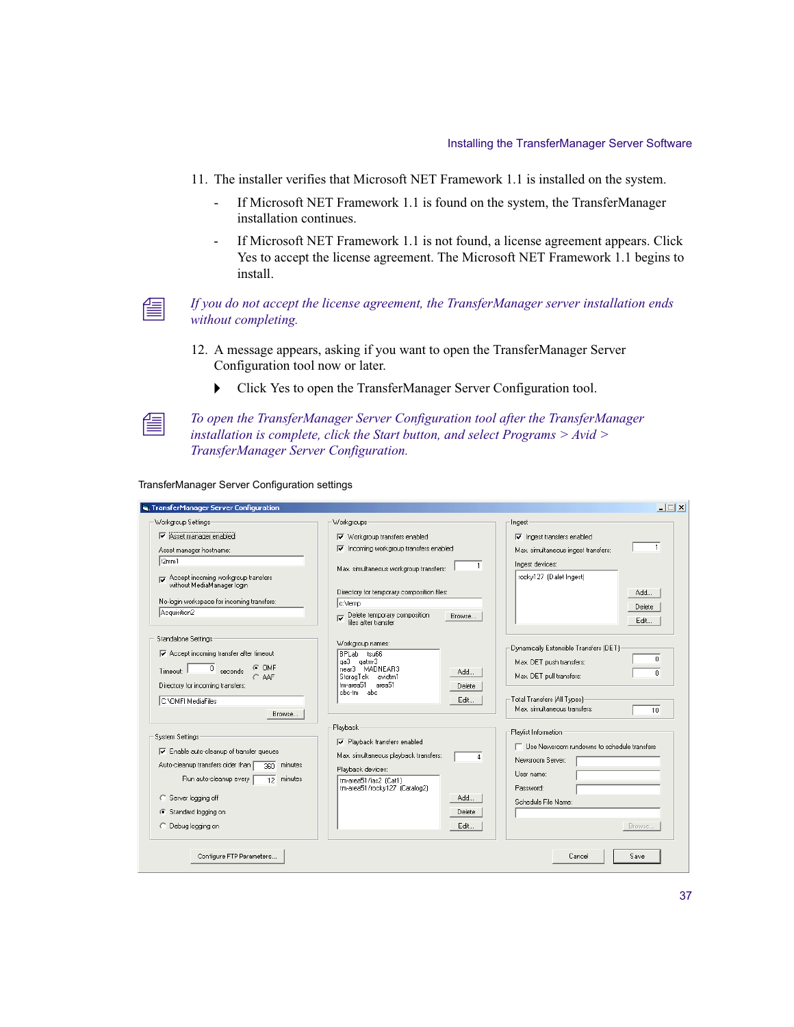11. The installer verifies that Microsoft NET Framework 1.1 is installed on the system.

    - If Microsoft NET Framework 1.1 is found on the system, the TransferManager installation continues.
    - If Microsoft NET Framework 1.1 is not found, a license agreement appears. Click Yes to accept the license agreement. The Microsoft NET Framework 1.1 begins to install.

*If you do not accept the license agreement, the TransferManager server installation ends without completing.*

12. A message appears, asking if you want to open the TransferManager Server Configuration tool now or later.

    - Click Yes to open the TransferManager Server Configuration tool.

*To open the TransferManager Server Configuration tool after the TransferManager installation is complete, click the Start button, and select Programs > Avid > TransferManager Server Configuration.*

TransferManager Server Configuration settings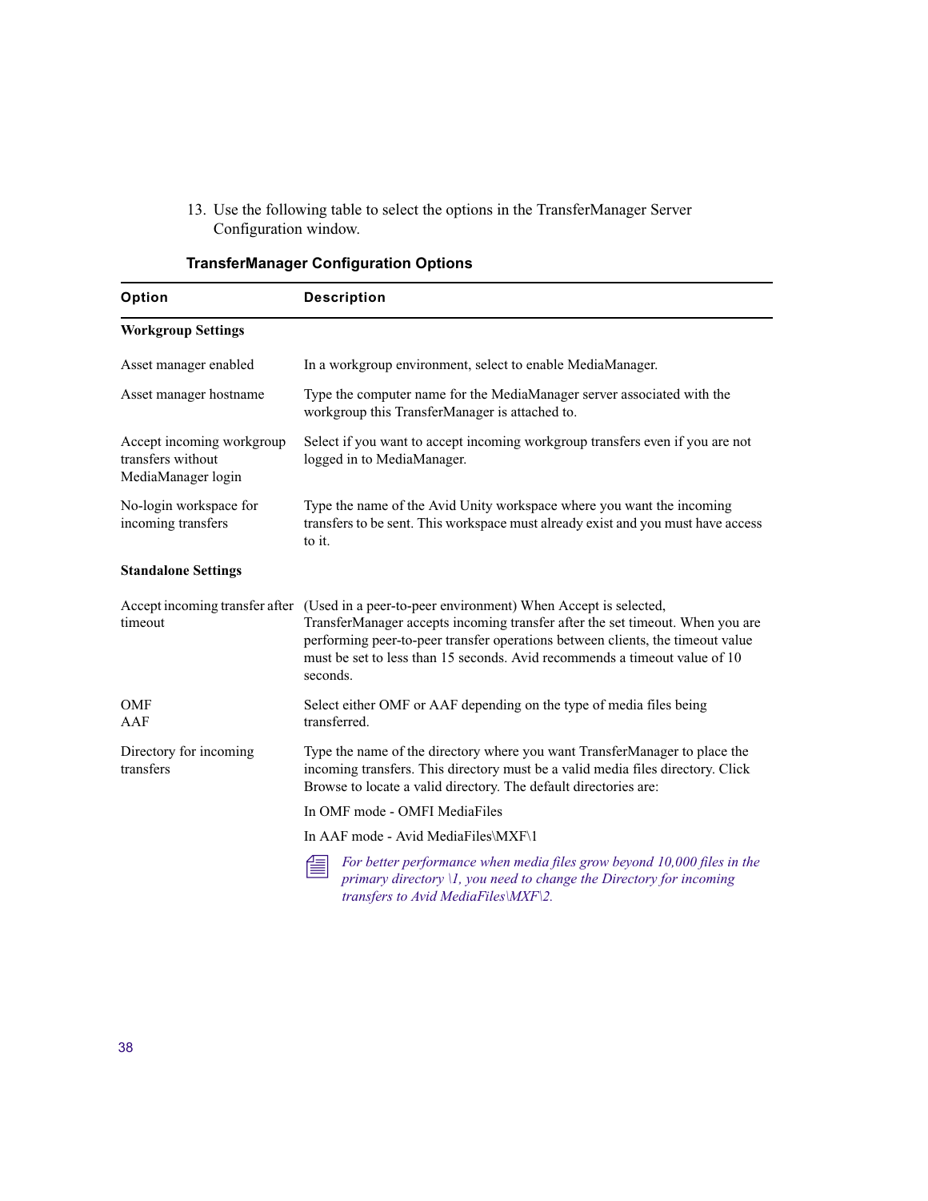13. Use the following table to select the options in the TransferManager Server Configuration window.

**TransferManager Configuration Options**

| Option | Description |
|---|---|
| **Workgroup Settings** | |
| Asset manager enabled | In a workgroup environment, select to enable MediaManager. |
| Asset manager hostname | Type the computer name for the MediaManager server associated with the workgroup this TransferManager is attached to. |
| Accept incoming workgroup transfers without MediaManager login | Select if you want to accept incoming workgroup transfers even if you are not logged in to MediaManager. |
| No-login workspace for incoming transfers | Type the name of the Avid Unity workspace where you want the incoming transfers to be sent. This workspace must already exist and you must have access to it. |
| **Standalone Settings** | |
| Accept incoming transfer after timeout | (Used in a peer-to-peer environment) When Accept is selected, TransferManager accepts incoming transfer after the set timeout. When you are performing peer-to-peer transfer operations between clients, the timeout value must be set to less than 15 seconds. Avid recommends a timeout value of 10 seconds. |
| OMF<br>AAF | Select either OMF or AAF depending on the type of media files being transferred. |
| Directory for incoming transfers | Type the name of the directory where you want TransferManager to place the incoming transfers. This directory must be a valid media files directory. Click Browse to locate a valid directory. The default directories are:<br><br>In OMF mode - OMFI MediaFiles<br><br>In AAF mode - Avid MediaFiles\MXF\1<br><br>*For better performance when media files grow beyond 10,000 files in the primary directory \1, you need to change the Directory for incoming transfers to Avid MediaFiles\MXF\2.* |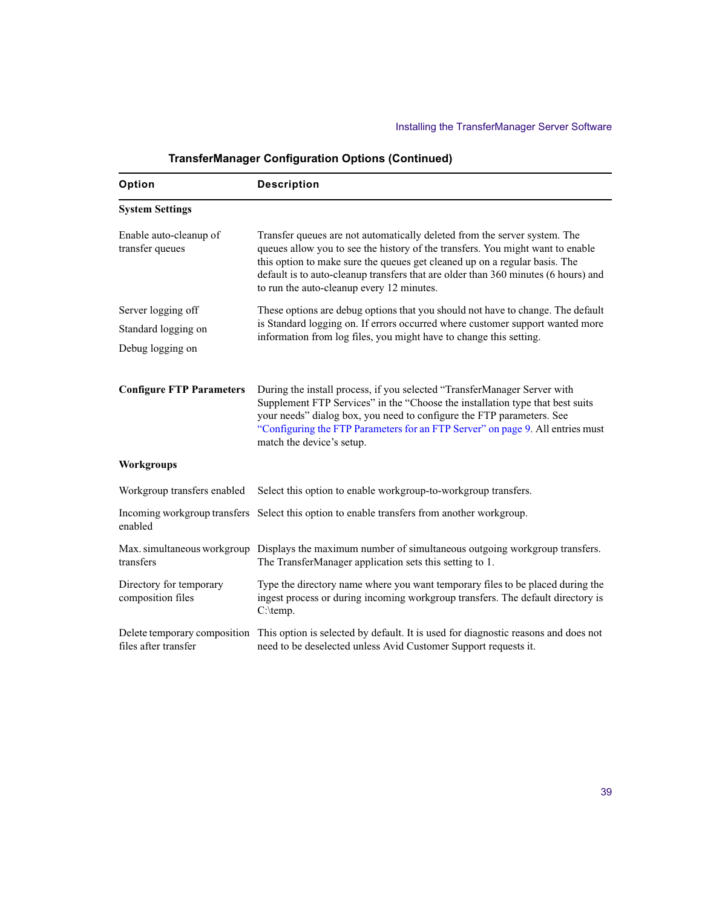**TransferManager Configuration Options (Continued)**

| Option | Description |
|---|---|
| **System Settings** | |
| Enable auto-cleanup of transfer queues | Transfer queues are not automatically deleted from the server system. The queues allow you to see the history of the transfers. You might want to enable this option to make sure the queues get cleaned up on a regular basis. The default is to auto-cleanup transfers that are older than 360 minutes (6 hours) and to run the auto-cleanup every 12 minutes. |
| Server logging off<br>Standard logging on<br>Debug logging on | These options are debug options that you should not have to change. The default is Standard logging on. If errors occurred where customer support wanted more information from log files, you might have to change this setting. |
| **Configure FTP Parameters** | During the install process, if you selected “TransferManager Server with Supplement FTP Services” in the “Choose the installation type that best suits your needs” dialog box, you need to configure the FTP parameters. See “Configuring the FTP Parameters for an FTP Server” on page 9. All entries must match the device’s setup. |
| **Workgroups** | |
| Workgroup transfers enabled | Select this option to enable workgroup-to-workgroup transfers. |
| Incoming workgroup transfers enabled | Select this option to enable transfers from another workgroup. |
| Max. simultaneous workgroup transfers | Displays the maximum number of simultaneous outgoing workgroup transfers. The TransferManager application sets this setting to 1. |
| Directory for temporary composition files | Type the directory name where you want temporary files to be placed during the ingest process or during incoming workgroup transfers. The default directory is C:\temp. |
| Delete temporary composition files after transfer | This option is selected by default. It is used for diagnostic reasons and does not need to be deselected unless Avid Customer Support requests it. |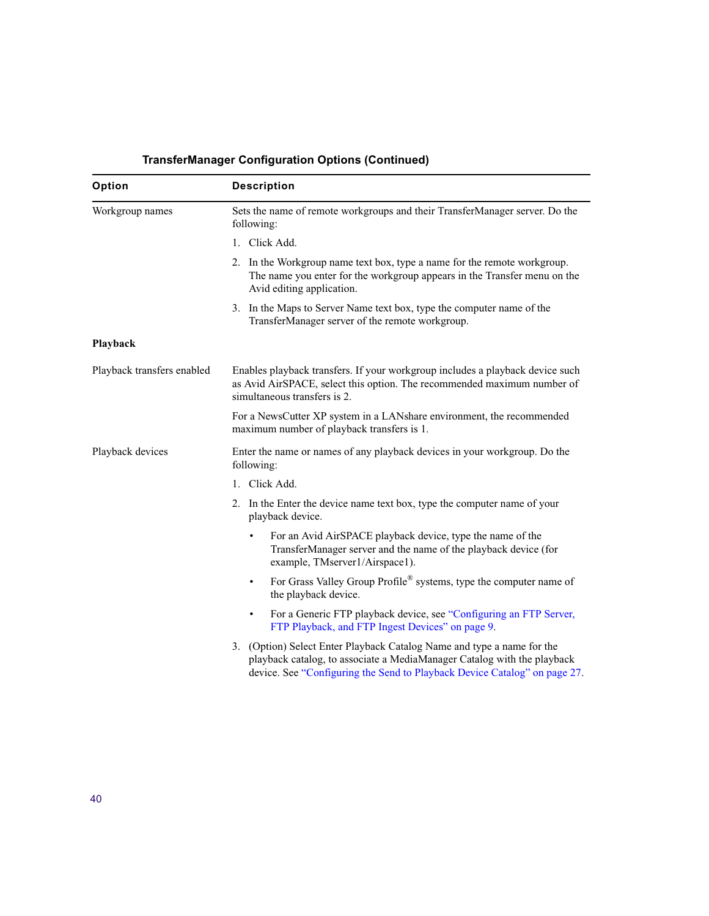**TransferManager Configuration Options (Continued)**

| Option | Description |
|---|---|
| Workgroup names | Sets the name of remote workgroups and their TransferManager server. Do the following:<br>1. Click Add.<br>2. In the Workgroup name text box, type a name for the remote workgroup. The name you enter for the workgroup appears in the Transfer menu on the Avid editing application.<br>3. In the Maps to Server Name text box, type the computer name of the TransferManager server of the remote workgroup. |
| **Playback** | |
| Playback transfers enabled | Enables playback transfers. If your workgroup includes a playback device such as Avid AirSPACE, select this option. The recommended maximum number of simultaneous transfers is 2.<br>For a NewsCutter XP system in a LANshare environment, the recommended maximum number of playback transfers is 1. |
| Playback devices | Enter the name or names of any playback devices in your workgroup. Do the following:<br>1. Click Add.<br>2. In the Enter the device name text box, type the computer name of your playback device.<br>• For an Avid AirSPACE playback device, type the name of the TransferManager server and the name of the playback device (for example, TMserver1/Airspace1).<br>• For Grass Valley Group Profile® systems, type the computer name of the playback device.<br>• For a Generic FTP playback device, see "Configuring an FTP Server, FTP Playback, and FTP Ingest Devices" on page 9.<br>3. (Option) Select Enter Playback Catalog Name and type a name for the playback catalog, to associate a MediaManager Catalog with the playback device. See "Configuring the Send to Playback Device Catalog" on page 27. |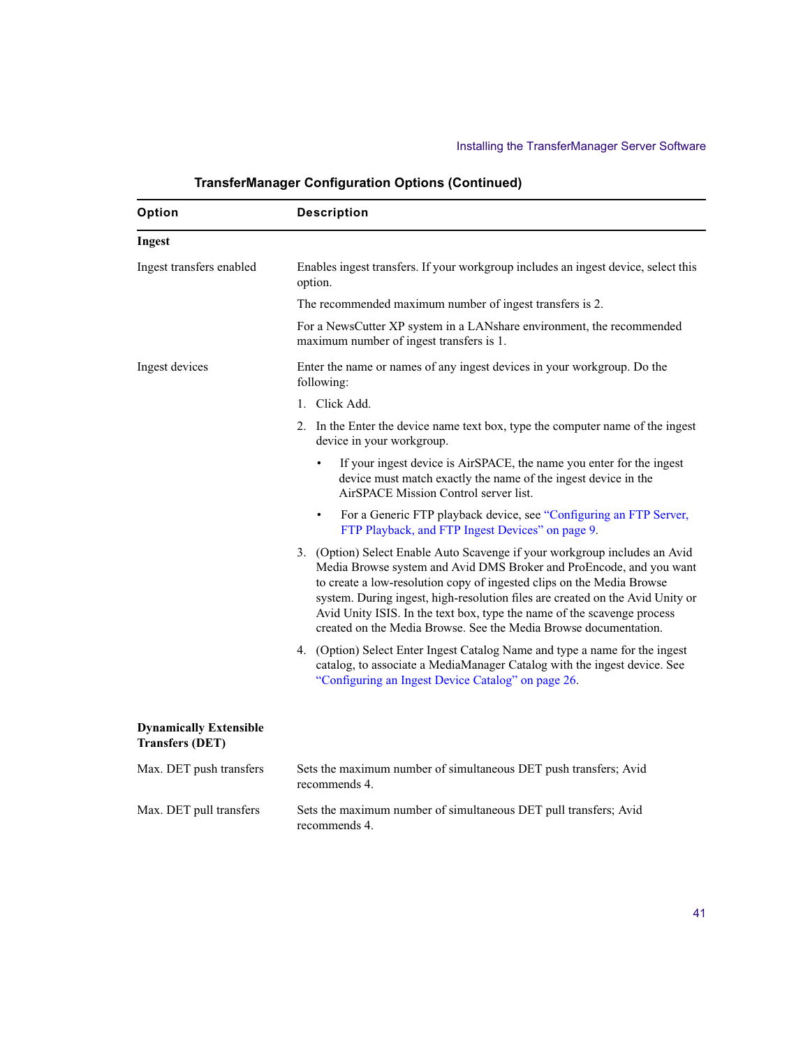**TransferManager Configuration Options (Continued)**

| Option | Description |
|---|---|
| **Ingest** | |
| Ingest transfers enabled | Enables ingest transfers. If your workgroup includes an ingest device, select this option.<br><br>The recommended maximum number of ingest transfers is 2.<br><br>For a NewsCutter XP system in a LANshare environment, the recommended maximum number of ingest transfers is 1. |
| Ingest devices | Enter the name or names of any ingest devices in your workgroup. Do the following:<br><br>1. Click Add.<br><br>2. In the Enter the device name text box, type the computer name of the ingest device in your workgroup.<br><br>• If your ingest device is AirSPACE, the name you enter for the ingest device must match exactly the name of the ingest device in the AirSPACE Mission Control server list.<br><br>• For a Generic FTP playback device, see “Configuring an FTP Server, FTP Playback, and FTP Ingest Devices” on page 9.<br><br>3. (Option) Select Enable Auto Scavenge if your workgroup includes an Avid Media Browse system and Avid DMS Broker and ProEncode, and you want to create a low-resolution copy of ingested clips on the Media Browse system. During ingest, high-resolution files are created on the Avid Unity or Avid Unity ISIS. In the text box, type the name of the scavenge process created on the Media Browse. See the Media Browse documentation.<br><br>4. (Option) Select Enter Ingest Catalog Name and type a name for the ingest catalog, to associate a MediaManager Catalog with the ingest device. See “Configuring an Ingest Device Catalog” on page 26. |
| **Dynamically Extensible Transfers (DET)** | |
| Max. DET push transfers | Sets the maximum number of simultaneous DET push transfers; Avid recommends 4. |
| Max. DET pull transfers | Sets the maximum number of simultaneous DET pull transfers; Avid recommends 4. |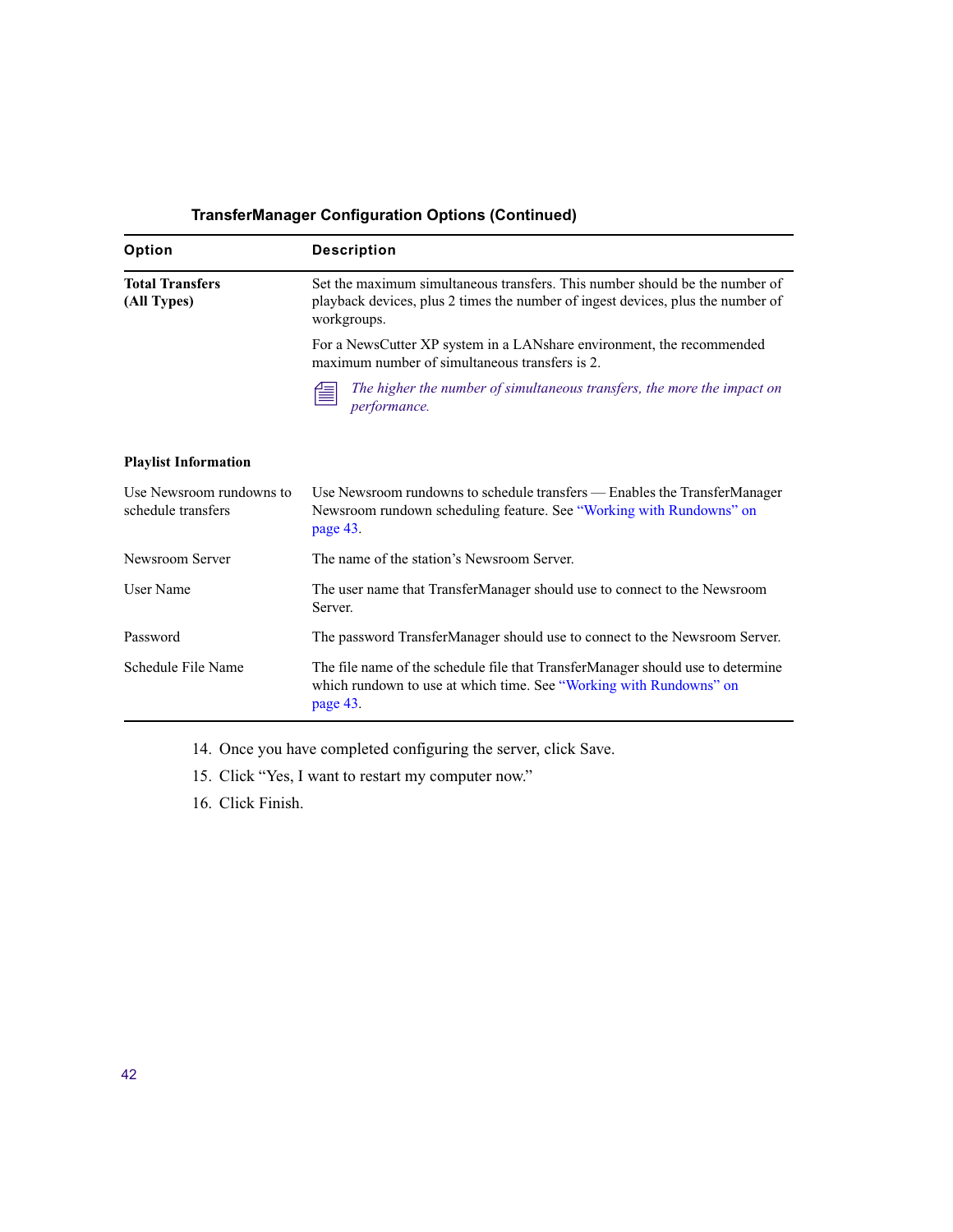**TransferManager Configuration Options (Continued)**

| Option | Description |
|---|---|
| **Total Transfers (All Types)** | Set the maximum simultaneous transfers. This number should be the number of playback devices, plus 2 times the number of ingest devices, plus the number of workgroups.<br><br>For a NewsCutter XP system in a LANshare environment, the recommended maximum number of simultaneous transfers is 2.<br><br>*The higher the number of simultaneous transfers, the more the impact on performance.* |
| **Playlist Information** | |
| Use Newsroom rundowns to schedule transfers | Use Newsroom rundowns to schedule transfers — Enables the TransferManager Newsroom rundown scheduling feature. See "Working with Rundowns" on page 43. |
| Newsroom Server | The name of the station's Newsroom Server. |
| User Name | The user name that TransferManager should use to connect to the Newsroom Server. |
| Password | The password TransferManager should use to connect to the Newsroom Server. |
| Schedule File Name | The file name of the schedule file that TransferManager should use to determine which rundown to use at which time. See "Working with Rundowns" on page 43. |

14. Once you have completed configuring the server, click Save.
15. Click "Yes, I want to restart my computer now."
16. Click Finish.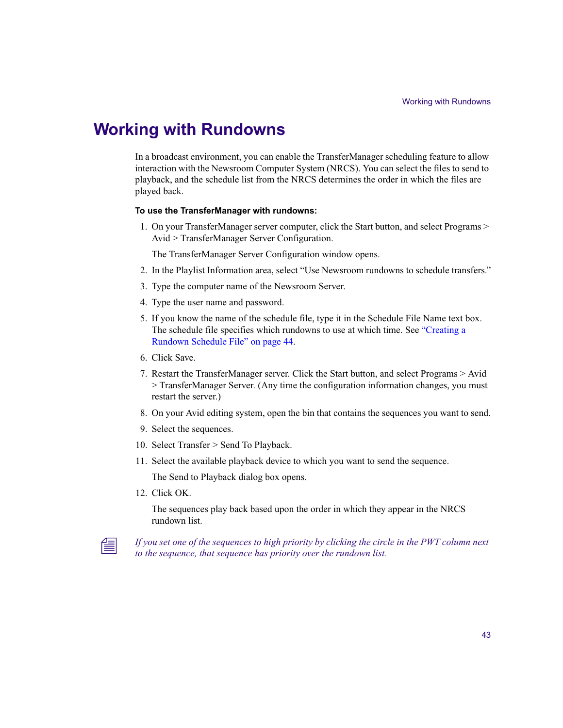# Working with Rundowns

In a broadcast environment, you can enable the TransferManager scheduling feature to allow interaction with the Newsroom Computer System (NRCS). You can select the files to send to playback, and the schedule list from the NRCS determines the order in which the files are played back.

**To use the TransferManager with rundowns:**

1. On your TransferManager server computer, click the Start button, and select Programs > Avid > TransferManager Server Configuration.

   The TransferManager Server Configuration window opens.

2. In the Playlist Information area, select “Use Newsroom rundowns to schedule transfers.”
3. Type the computer name of the Newsroom Server.
4. Type the user name and password.
5. If you know the name of the schedule file, type it in the Schedule File Name text box. The schedule file specifies which rundowns to use at which time. See “Creating a Rundown Schedule File” on page 44.
6. Click Save.
7. Restart the TransferManager server. Click the Start button, and select Programs > Avid > TransferManager Server. (Any time the configuration information changes, you must restart the server.)
8. On your Avid editing system, open the bin that contains the sequences you want to send.
9. Select the sequences.
10. Select Transfer > Send To Playback.
11. Select the available playback device to which you want to send the sequence.

    The Send to Playback dialog box opens.

12. Click OK.

    The sequences play back based upon the order in which they appear in the NRCS rundown list.

*If you set one of the sequences to high priority by clicking the circle in the PWT column next to the sequence, that sequence has priority over the rundown list.*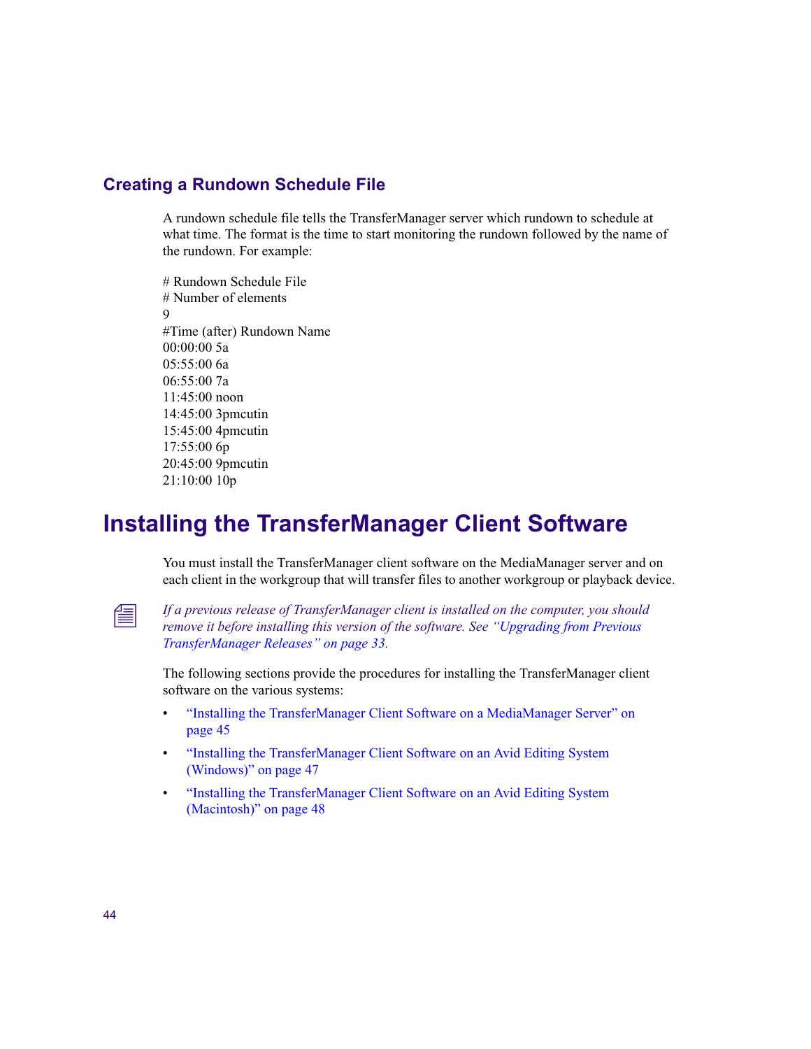### Creating a Rundown Schedule File

A rundown schedule file tells the TransferManager server which rundown to schedule at what time. The format is the time to start monitoring the rundown followed by the name of the rundown. For example:

```
# Rundown Schedule File
# Number of elements
9
#Time (after) Rundown Name
00:00:00 5a
05:55:00 6a
06:55:00 7a
11:45:00 noon
14:45:00 3pmcutin
15:45:00 4pmcutin
17:55:00 6p
20:45:00 9pmcutin
21:10:00 10p
```

## Installing the TransferManager Client Software

You must install the TransferManager client software on the MediaManager server and on each client in the workgroup that will transfer files to another workgroup or playback device.

*If a previous release of TransferManager client is installed on the computer, you should remove it before installing this version of the software. See "Upgrading from Previous TransferManager Releases" on page 33.*

The following sections provide the procedures for installing the TransferManager client software on the various systems:

- "Installing the TransferManager Client Software on a MediaManager Server" on page 45
- "Installing the TransferManager Client Software on an Avid Editing System (Windows)" on page 47
- "Installing the TransferManager Client Software on an Avid Editing System (Macintosh)" on page 48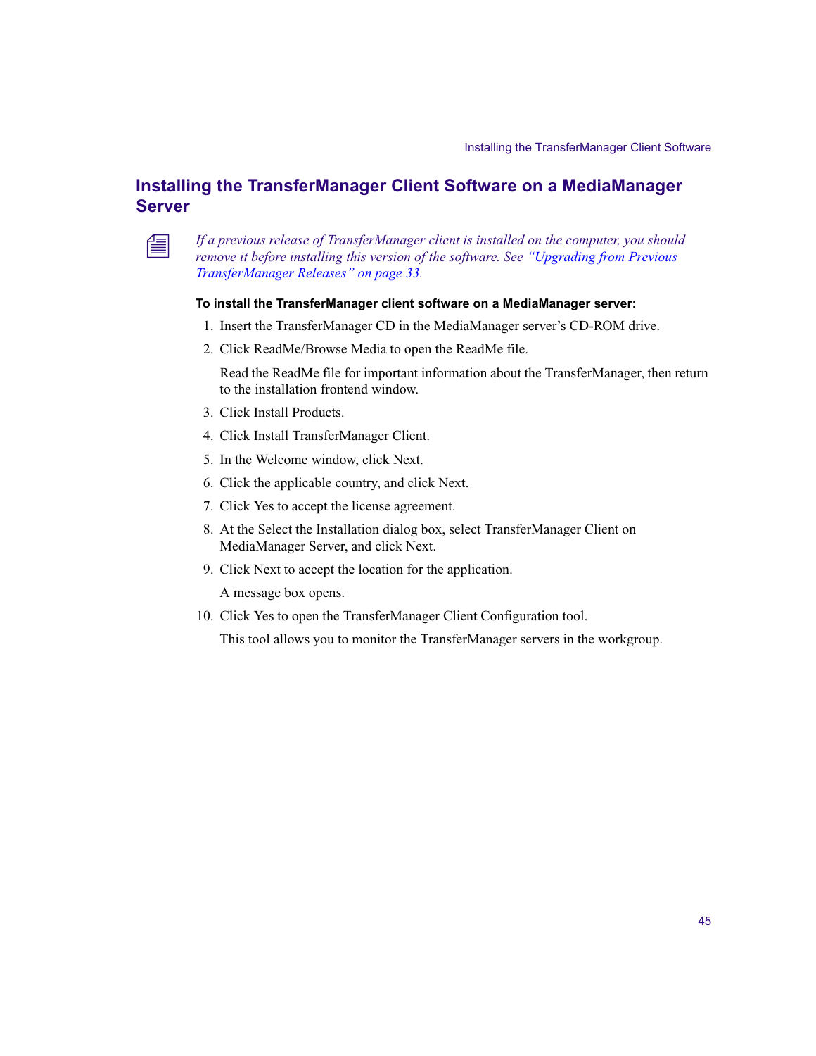## Installing the TransferManager Client Software on a MediaManager Server

*If a previous release of TransferManager client is installed on the computer, you should remove it before installing this version of the software. See "Upgrading from Previous TransferManager Releases" on page 33.*

**To install the TransferManager client software on a MediaManager server:**

1. Insert the TransferManager CD in the MediaManager server's CD-ROM drive.
2. Click ReadMe/Browse Media to open the ReadMe file.

   Read the ReadMe file for important information about the TransferManager, then return to the installation frontend window.

3. Click Install Products.
4. Click Install TransferManager Client.
5. In the Welcome window, click Next.
6. Click the applicable country, and click Next.
7. Click Yes to accept the license agreement.
8. At the Select the Installation dialog box, select TransferManager Client on MediaManager Server, and click Next.
9. Click Next to accept the location for the application.

   A message box opens.

10. Click Yes to open the TransferManager Client Configuration tool.

    This tool allows you to monitor the TransferManager servers in the workgroup.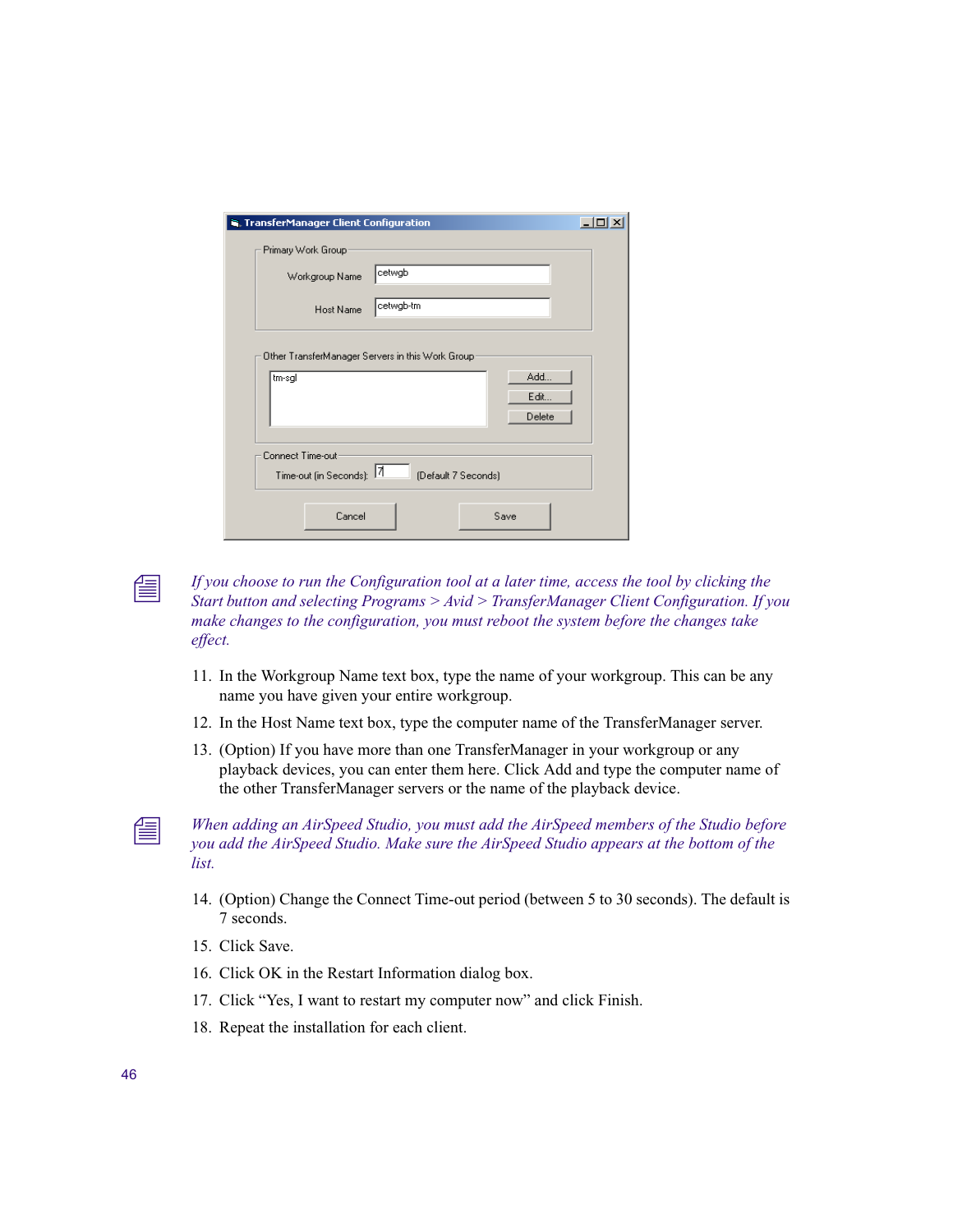*If you choose to run the Configuration tool at a later time, access the tool by clicking the Start button and selecting Programs > Avid > TransferManager Client Configuration. If you make changes to the configuration, you must reboot the system before the changes take effect.*

11. In the Workgroup Name text box, type the name of your workgroup. This can be any name you have given your entire workgroup.
12. In the Host Name text box, type the computer name of the TransferManager server.
13. (Option) If you have more than one TransferManager in your workgroup or any playback devices, you can enter them here. Click Add and type the computer name of the other TransferManager servers or the name of the playback device.

*When adding an AirSpeed Studio, you must add the AirSpeed members of the Studio before you add the AirSpeed Studio. Make sure the AirSpeed Studio appears at the bottom of the list.*

14. (Option) Change the Connect Time-out period (between 5 to 30 seconds). The default is 7 seconds.
15. Click Save.
16. Click OK in the Restart Information dialog box.
17. Click "Yes, I want to restart my computer now" and click Finish.
18. Repeat the installation for each client.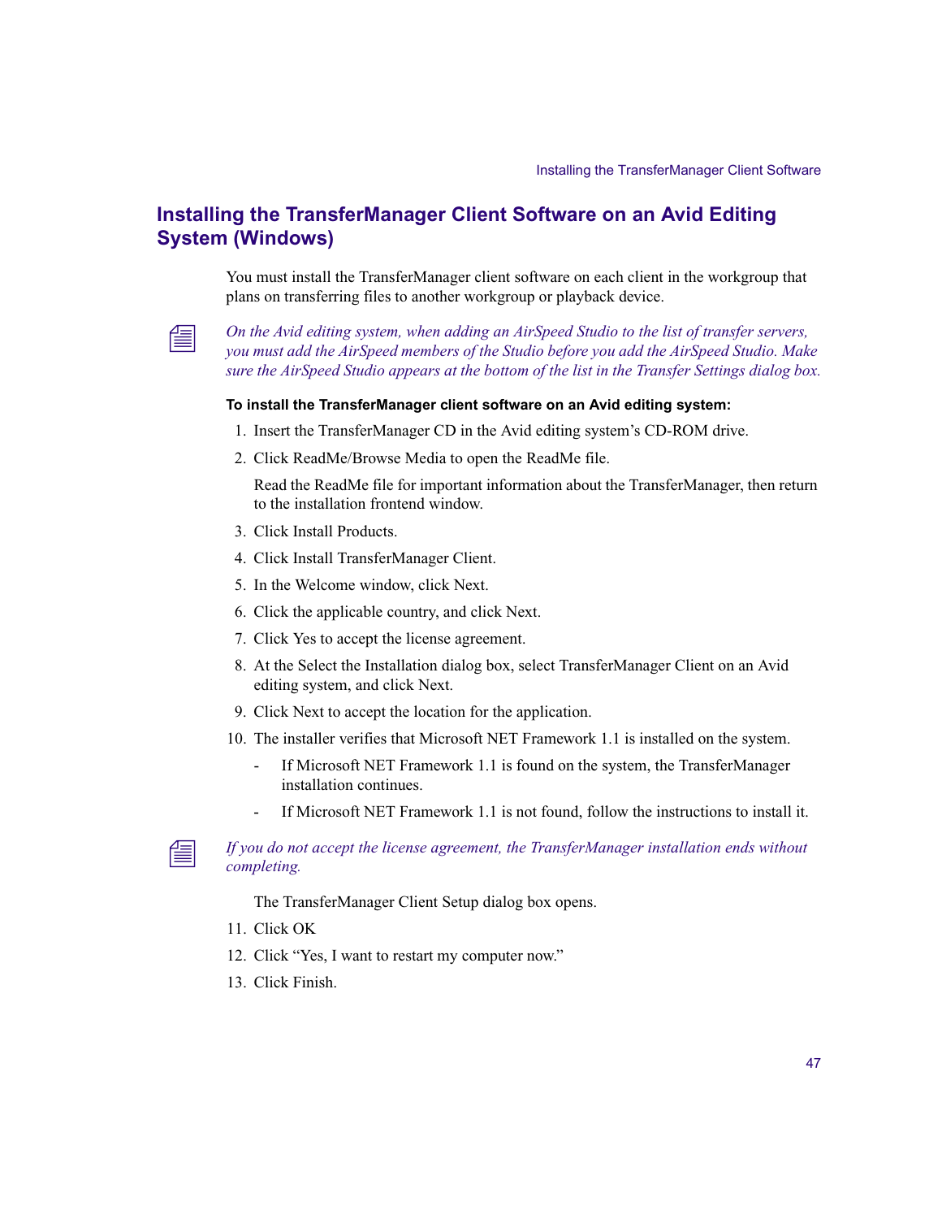## Installing the TransferManager Client Software on an Avid Editing System (Windows)

You must install the TransferManager client software on each client in the workgroup that plans on transferring files to another workgroup or playback device.

*On the Avid editing system, when adding an AirSpeed Studio to the list of transfer servers, you must add the AirSpeed members of the Studio before you add the AirSpeed Studio. Make sure the AirSpeed Studio appears at the bottom of the list in the Transfer Settings dialog box.*

**To install the TransferManager client software on an Avid editing system:**

1. Insert the TransferManager CD in the Avid editing system's CD-ROM drive.
2. Click ReadMe/Browse Media to open the ReadMe file.

   Read the ReadMe file for important information about the TransferManager, then return to the installation frontend window.
3. Click Install Products.
4. Click Install TransferManager Client.
5. In the Welcome window, click Next.
6. Click the applicable country, and click Next.
7. Click Yes to accept the license agreement.
8. At the Select the Installation dialog box, select TransferManager Client on an Avid editing system, and click Next.
9. Click Next to accept the location for the application.
10. The installer verifies that Microsoft NET Framework 1.1 is installed on the system.
    - If Microsoft NET Framework 1.1 is found on the system, the TransferManager installation continues.
    - If Microsoft NET Framework 1.1 is not found, follow the instructions to install it.

*If you do not accept the license agreement, the TransferManager installation ends without completing.*

    The TransferManager Client Setup dialog box opens.

11. Click OK
12. Click "Yes, I want to restart my computer now."
13. Click Finish.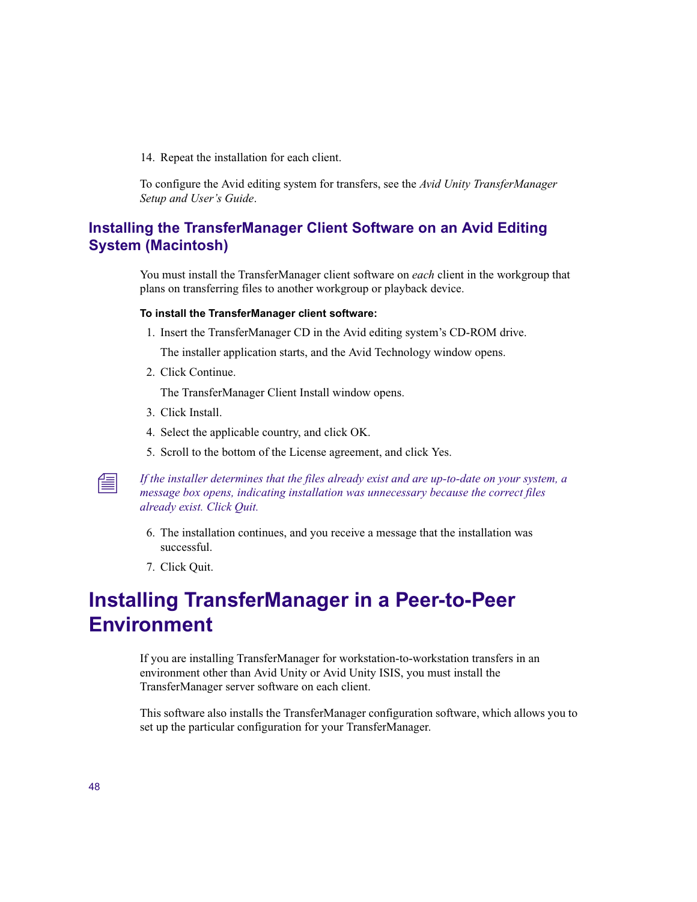14. Repeat the installation for each client.

To configure the Avid editing system for transfers, see the *Avid Unity TransferManager Setup and User's Guide*.

### Installing the TransferManager Client Software on an Avid Editing System (Macintosh)

You must install the TransferManager client software on *each* client in the workgroup that plans on transferring files to another workgroup or playback device.

**To install the TransferManager client software:**

1. Insert the TransferManager CD in the Avid editing system's CD-ROM drive.

   The installer application starts, and the Avid Technology window opens.

2. Click Continue.

   The TransferManager Client Install window opens.

3. Click Install.
4. Select the applicable country, and click OK.
5. Scroll to the bottom of the License agreement, and click Yes.

*If the installer determines that the files already exist and are up-to-date on your system, a message box opens, indicating installation was unnecessary because the correct files already exist. Click Quit.*

6. The installation continues, and you receive a message that the installation was successful.
7. Click Quit.

## Installing TransferManager in a Peer-to-Peer Environment

If you are installing TransferManager for workstation-to-workstation transfers in an environment other than Avid Unity or Avid Unity ISIS, you must install the TransferManager server software on each client.

This software also installs the TransferManager configuration software, which allows you to set up the particular configuration for your TransferManager.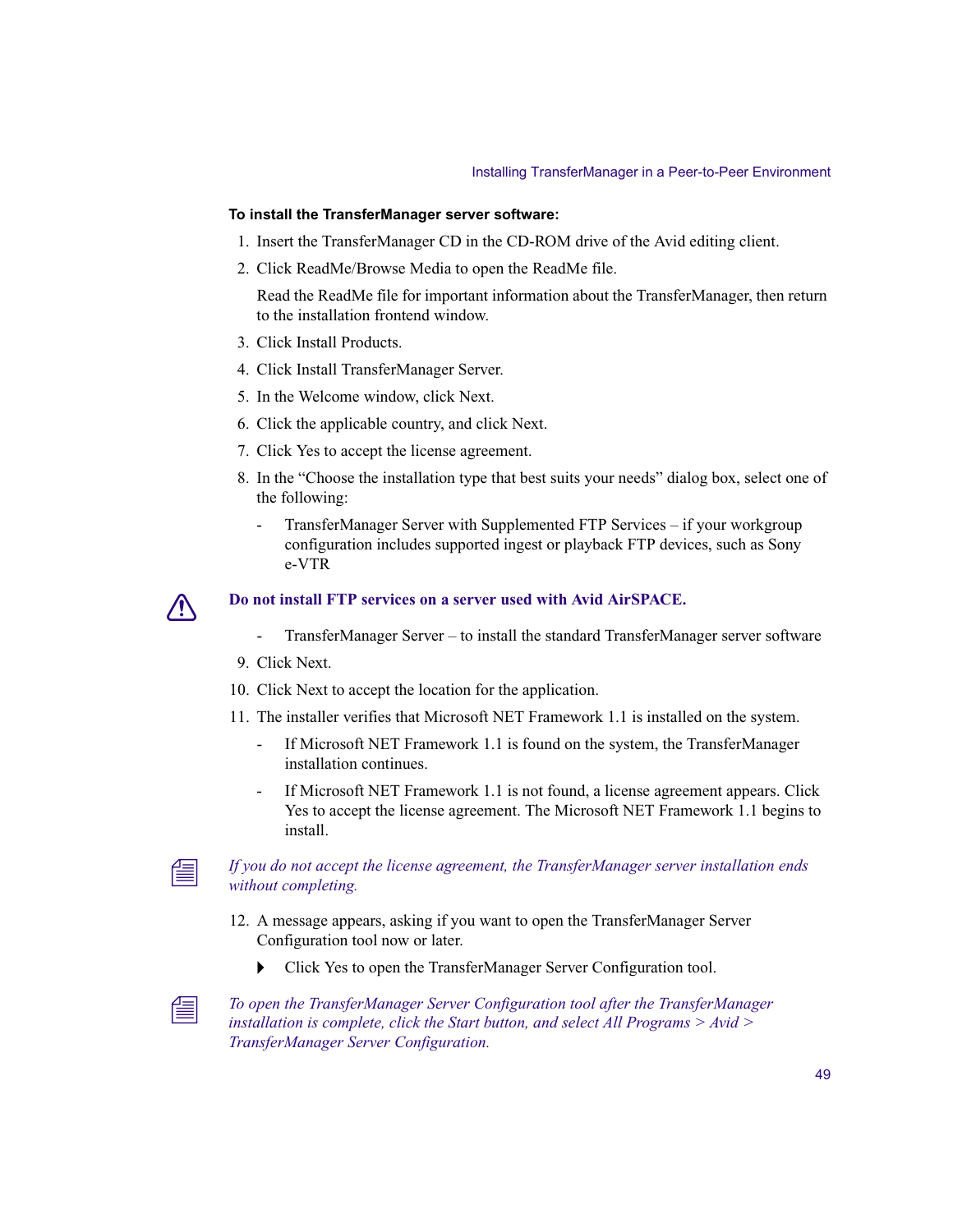**To install the TransferManager server software:**

1. Insert the TransferManager CD in the CD-ROM drive of the Avid editing client.
2. Click ReadMe/Browse Media to open the ReadMe file.

   Read the ReadMe file for important information about the TransferManager, then return to the installation frontend window.

3. Click Install Products.
4. Click Install TransferManager Server.
5. In the Welcome window, click Next.
6. Click the applicable country, and click Next.
7. Click Yes to accept the license agreement.
8. In the "Choose the installation type that best suits your needs" dialog box, select one of the following:

   - TransferManager Server with Supplemented FTP Services – if your workgroup configuration includes supported ingest or playback FTP devices, such as Sony e-VTR

   **Do not install FTP services on a server used with Avid AirSPACE.**

   - TransferManager Server – to install the standard TransferManager server software

9. Click Next.
10. Click Next to accept the location for the application.
11. The installer verifies that Microsoft NET Framework 1.1 is installed on the system.

    - If Microsoft NET Framework 1.1 is found on the system, the TransferManager installation continues.
    - If Microsoft NET Framework 1.1 is not found, a license agreement appears. Click Yes to accept the license agreement. The Microsoft NET Framework 1.1 begins to install.

    *If you do not accept the license agreement, the TransferManager server installation ends without completing.*

12. A message appears, asking if you want to open the TransferManager Server Configuration tool now or later.

    ▶ Click Yes to open the TransferManager Server Configuration tool.

*To open the TransferManager Server Configuration tool after the TransferManager installation is complete, click the Start button, and select All Programs > Avid > TransferManager Server Configuration.*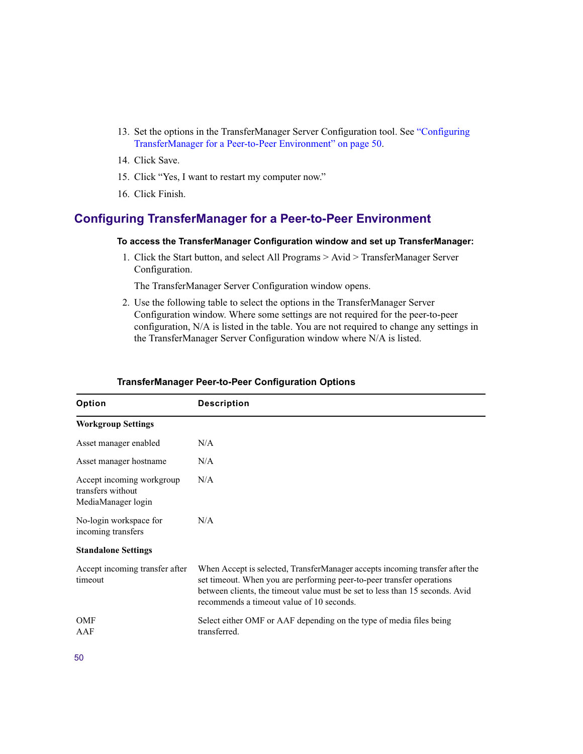13. Set the options in the TransferManager Server Configuration tool. See "Configuring TransferManager for a Peer-to-Peer Environment" on page 50.
14. Click Save.
15. Click "Yes, I want to restart my computer now."
16. Click Finish.

## Configuring TransferManager for a Peer-to-Peer Environment

**To access the TransferManager Configuration window and set up TransferManager:**

1. Click the Start button, and select All Programs > Avid > TransferManager Server Configuration.

   The TransferManager Server Configuration window opens.

2. Use the following table to select the options in the TransferManager Server Configuration window. Where some settings are not required for the peer-to-peer configuration, N/A is listed in the table. You are not required to change any settings in the TransferManager Server Configuration window where N/A is listed.

**TransferManager Peer-to-Peer Configuration Options**

| Option | Description |
|---|---|
| **Workgroup Settings** | |
| Asset manager enabled | N/A |
| Asset manager hostname | N/A |
| Accept incoming workgroup transfers without MediaManager login | N/A |
| No-login workspace for incoming transfers | N/A |
| **Standalone Settings** | |
| Accept incoming transfer after timeout | When Accept is selected, TransferManager accepts incoming transfer after the set timeout. When you are performing peer-to-peer transfer operations between clients, the timeout value must be set to less than 15 seconds. Avid recommends a timeout value of 10 seconds. |
| OMF<br>AAF | Select either OMF or AAF depending on the type of media files being transferred. |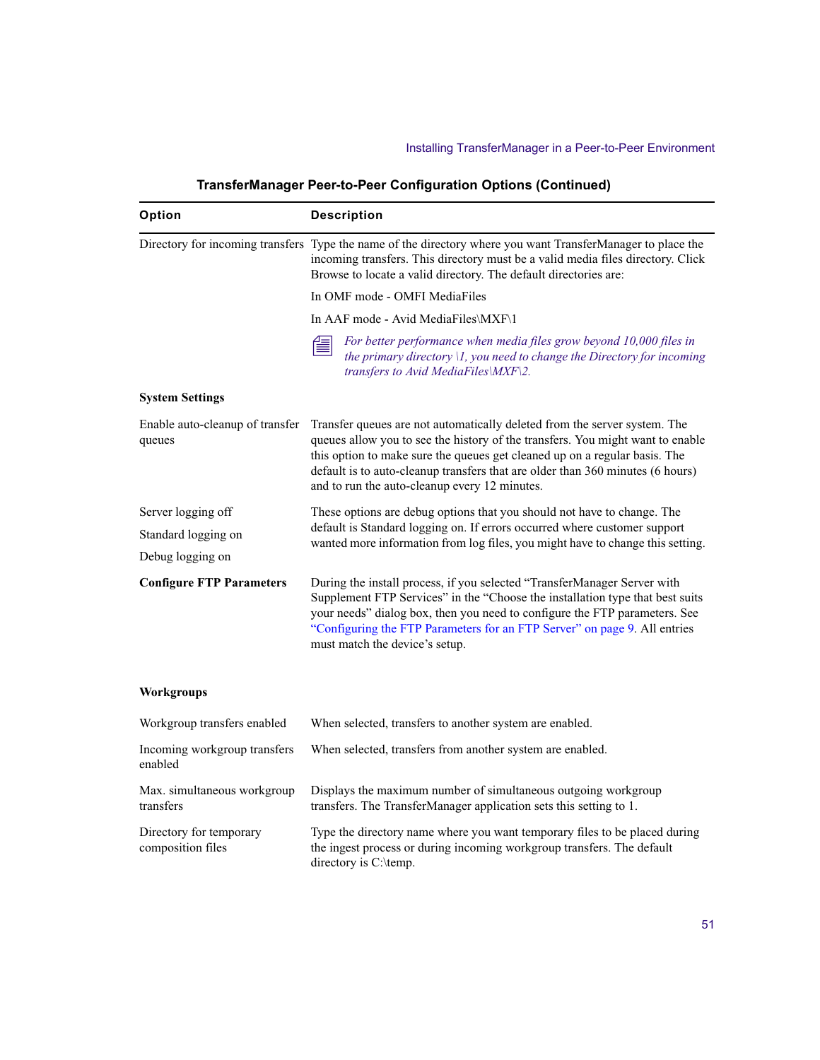**TransferManager Peer-to-Peer Configuration Options (Continued)**

| Option | Description |
|---|---|
| Directory for incoming transfers | Type the name of the directory where you want TransferManager to place the incoming transfers. This directory must be a valid media files directory. Click Browse to locate a valid directory. The default directories are:<br><br>In OMF mode - OMFI MediaFiles<br><br>In AAF mode - Avid MediaFiles\MXF\1<br><br>*For better performance when media files grow beyond 10,000 files in the primary directory \1, you need to change the Directory for incoming transfers to Avid MediaFiles\MXF\2.* |
| **System Settings** | |
| Enable auto-cleanup of transfer queues | Transfer queues are not automatically deleted from the server system. The queues allow you to see the history of the transfers. You might want to enable this option to make sure the queues get cleaned up on a regular basis. The default is to auto-cleanup transfers that are older than 360 minutes (6 hours) and to run the auto-cleanup every 12 minutes. |
| Server logging off<br><br>Standard logging on<br><br>Debug logging on | These options are debug options that you should not have to change. The default is Standard logging on. If errors occurred where customer support wanted more information from log files, you might have to change this setting. |
| **Configure FTP Parameters** | During the install process, if you selected "TransferManager Server with Supplement FTP Services" in the "Choose the installation type that best suits your needs" dialog box, then you need to configure the FTP parameters. See "Configuring the FTP Parameters for an FTP Server" on page 9. All entries must match the device's setup. |
| **Workgroups** | |
| Workgroup transfers enabled | When selected, transfers to another system are enabled. |
| Incoming workgroup transfers enabled | When selected, transfers from another system are enabled. |
| Max. simultaneous workgroup transfers | Displays the maximum number of simultaneous outgoing workgroup transfers. The TransferManager application sets this setting to 1. |
| Directory for temporary composition files | Type the directory name where you want temporary files to be placed during the ingest process or during incoming workgroup transfers. The default directory is C:\temp. |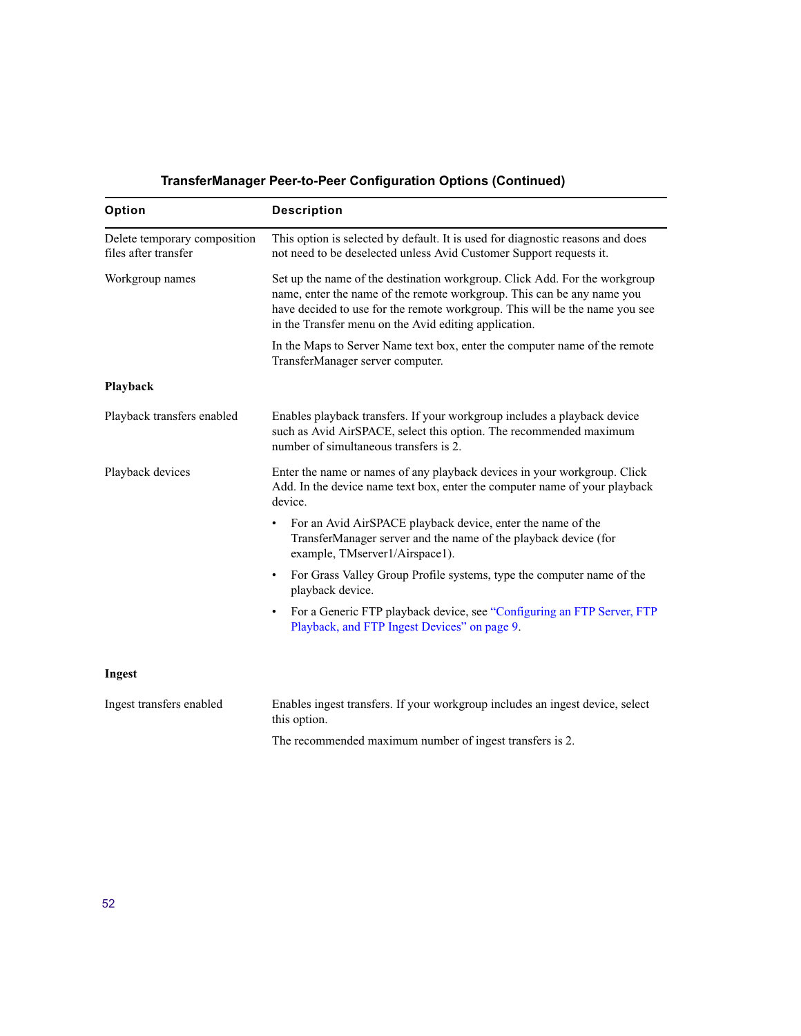**TransferManager Peer-to-Peer Configuration Options (Continued)**

| Option | Description |
| --- | --- |
| Delete temporary composition files after transfer | This option is selected by default. It is used for diagnostic reasons and does not need to be deselected unless Avid Customer Support requests it. |
| Workgroup names | Set up the name of the destination workgroup. Click Add. For the workgroup name, enter the name of the remote workgroup. This can be any name you have decided to use for the remote workgroup. This will be the name you see in the Transfer menu on the Avid editing application.<br><br>In the Maps to Server Name text box, enter the computer name of the remote TransferManager server computer. |
| **Playback** | |
| Playback transfers enabled | Enables playback transfers. If your workgroup includes a playback device such as Avid AirSPACE, select this option. The recommended maximum number of simultaneous transfers is 2. |
| Playback devices | Enter the name or names of any playback devices in your workgroup. Click Add. In the device name text box, enter the computer name of your playback device.<br><br>• For an Avid AirSPACE playback device, enter the name of the TransferManager server and the name of the playback device (for example, TMserver1/Airspace1).<br><br>• For Grass Valley Group Profile systems, type the computer name of the playback device.<br><br>• For a Generic FTP playback device, see "Configuring an FTP Server, FTP Playback, and FTP Ingest Devices" on page 9. |
| **Ingest** | |
| Ingest transfers enabled | Enables ingest transfers. If your workgroup includes an ingest device, select this option.<br><br>The recommended maximum number of ingest transfers is 2. |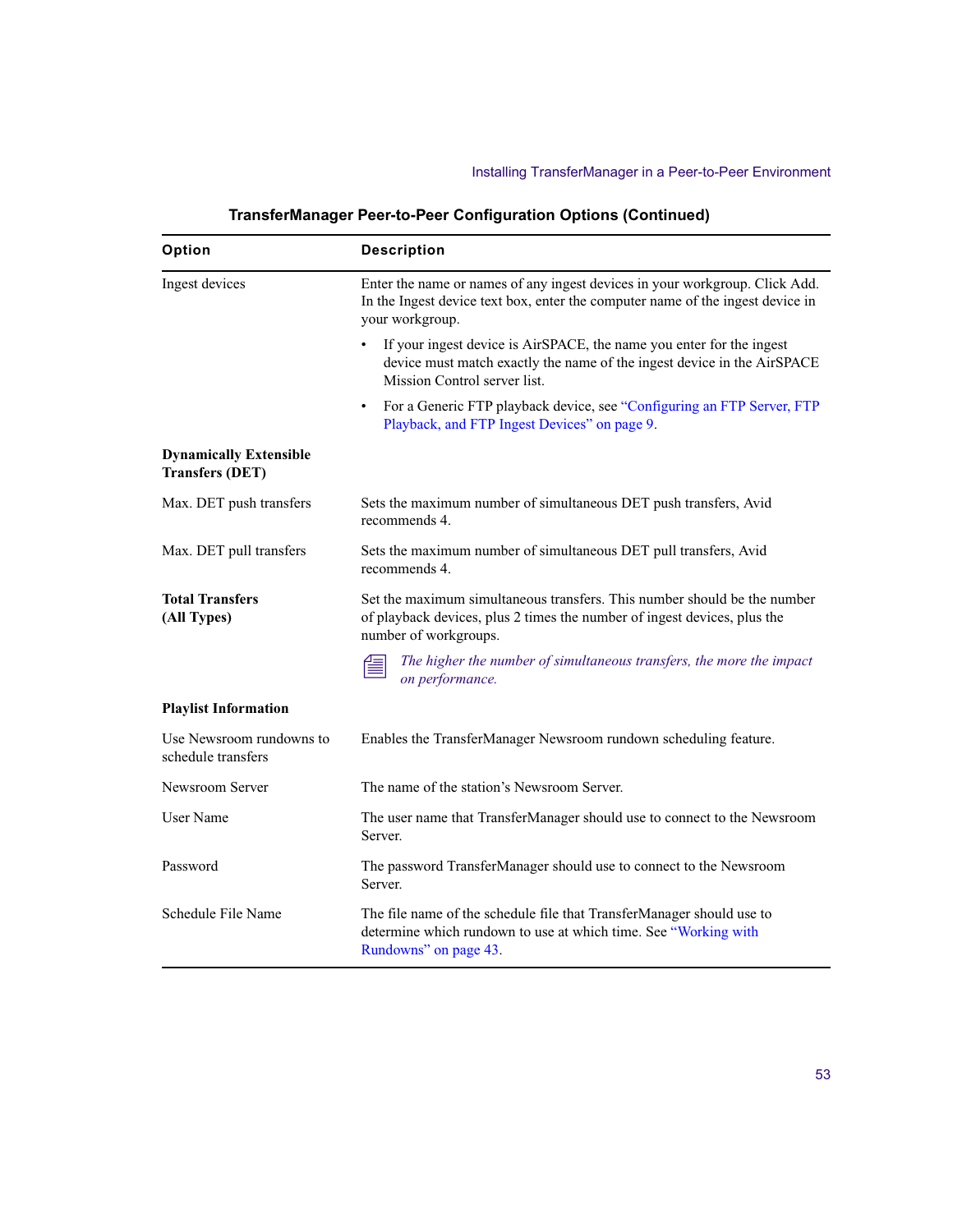**TransferManager Peer-to-Peer Configuration Options (Continued)**

| Option | Description |
| --- | --- |
| Ingest devices | Enter the name or names of any ingest devices in your workgroup. Click Add. In the Ingest device text box, enter the computer name of the ingest device in your workgroup.<br>• If your ingest device is AirSPACE, the name you enter for the ingest device must match exactly the name of the ingest device in the AirSPACE Mission Control server list.<br>• For a Generic FTP playback device, see "Configuring an FTP Server, FTP Playback, and FTP Ingest Devices" on page 9. |
| **Dynamically Extensible Transfers (DET)** | |
| Max. DET push transfers | Sets the maximum number of simultaneous DET push transfers, Avid recommends 4. |
| Max. DET pull transfers | Sets the maximum number of simultaneous DET pull transfers, Avid recommends 4. |
| **Total Transfers (All Types)** | Set the maximum simultaneous transfers. This number should be the number of playback devices, plus 2 times the number of ingest devices, plus the number of workgroups.<br>*The higher the number of simultaneous transfers, the more the impact on performance.* |
| **Playlist Information** | |
| Use Newsroom rundowns to schedule transfers | Enables the TransferManager Newsroom rundown scheduling feature. |
| Newsroom Server | The name of the station's Newsroom Server. |
| User Name | The user name that TransferManager should use to connect to the Newsroom Server. |
| Password | The password TransferManager should use to connect to the Newsroom Server. |
| Schedule File Name | The file name of the schedule file that TransferManager should use to determine which rundown to use at which time. See "Working with Rundowns" on page 43. |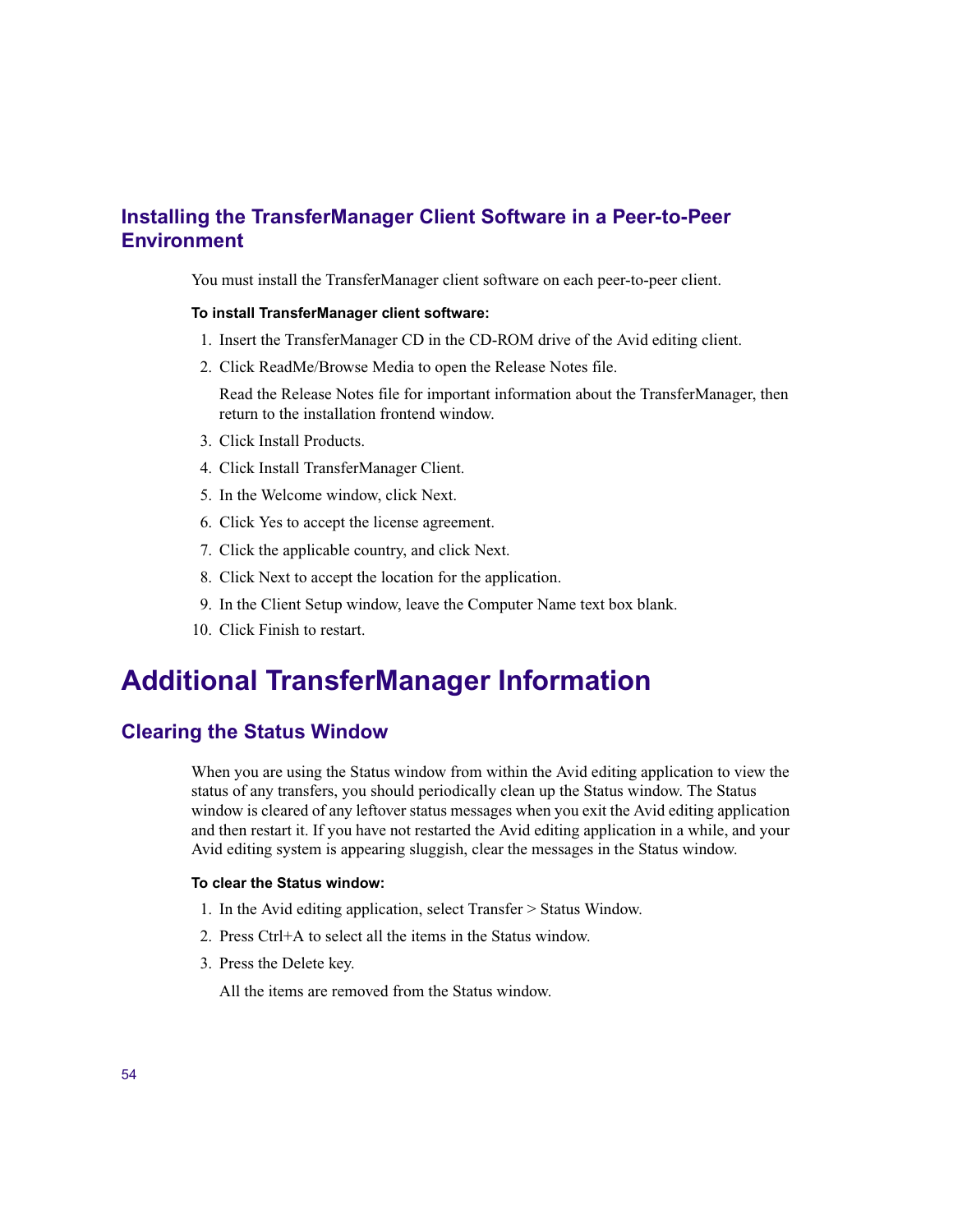### Installing the TransferManager Client Software in a Peer-to-Peer Environment

You must install the TransferManager client software on each peer-to-peer client.

**To install TransferManager client software:**

1. Insert the TransferManager CD in the CD-ROM drive of the Avid editing client.
2. Click ReadMe/Browse Media to open the Release Notes file.

   Read the Release Notes file for important information about the TransferManager, then return to the installation frontend window.
3. Click Install Products.
4. Click Install TransferManager Client.
5. In the Welcome window, click Next.
6. Click Yes to accept the license agreement.
7. Click the applicable country, and click Next.
8. Click Next to accept the location for the application.
9. In the Client Setup window, leave the Computer Name text box blank.
10. Click Finish to restart.

## Additional TransferManager Information

### Clearing the Status Window

When you are using the Status window from within the Avid editing application to view the status of any transfers, you should periodically clean up the Status window. The Status window is cleared of any leftover status messages when you exit the Avid editing application and then restart it. If you have not restarted the Avid editing application in a while, and your Avid editing system is appearing sluggish, clear the messages in the Status window.

**To clear the Status window:**

1. In the Avid editing application, select Transfer > Status Window.
2. Press Ctrl+A to select all the items in the Status window.
3. Press the Delete key.

   All the items are removed from the Status window.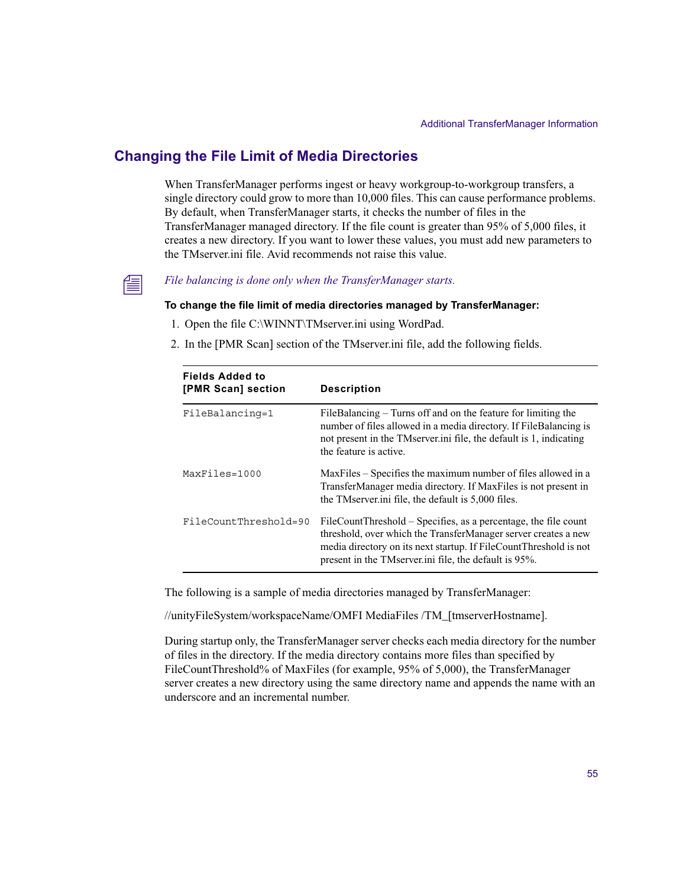## Changing the File Limit of Media Directories

When TransferManager performs ingest or heavy workgroup-to-workgroup transfers, a single directory could grow to more than 10,000 files. This can cause performance problems. By default, when TransferManager starts, it checks the number of files in the TransferManager managed directory. If the file count is greater than 95% of 5,000 files, it creates a new directory. If you want to lower these values, you must add new parameters to the TMserver.ini file. Avid recommends not raise this value.

*File balancing is done only when the TransferManager starts.*

**To change the file limit of media directories managed by TransferManager:**

1. Open the file C:\WINNT\TMserver.ini using WordPad.
2. In the [PMR Scan] section of the TMserver.ini file, add the following fields.

| Fields Added to [PMR Scan] section | Description |
|---|---|
| `FileBalancing=1` | FileBalancing – Turns off and on the feature for limiting the number of files allowed in a media directory. If FileBalancing is not present in the TMserver.ini file, the default is 1, indicating the feature is active. |
| `MaxFiles=1000` | MaxFiles – Specifies the maximum number of files allowed in a TransferManager media directory. If MaxFiles is not present in the TMserver.ini file, the default is 5,000 files. |
| `FileCountThreshold=90` | FileCountThreshold – Specifies, as a percentage, the file count threshold, over which the TransferManager server creates a new media directory on its next startup. If FileCountThreshold is not present in the TMserver.ini file, the default is 95%. |

The following is a sample of media directories managed by TransferManager:

//unityFileSystem/workspaceName/OMFI MediaFiles /TM_[tmserverHostname].

During startup only, the TransferManager server checks each media directory for the number of files in the directory. If the media directory contains more files than specified by FileCountThreshold% of MaxFiles (for example, 95% of 5,000), the TransferManager server creates a new directory using the same directory name and appends the name with an underscore and an incremental number.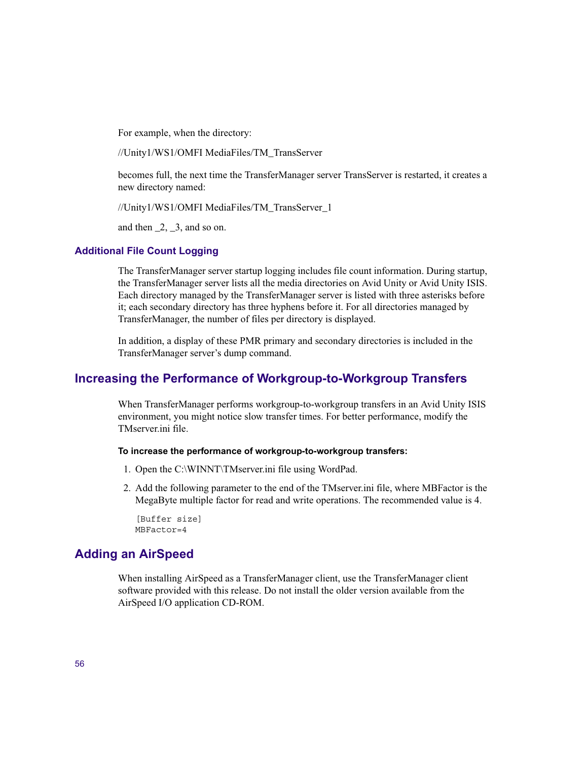For example, when the directory:

//Unity1/WS1/OMFI MediaFiles/TM_TransServer

becomes full, the next time the TransferManager server TransServer is restarted, it creates a new directory named:

//Unity1/WS1/OMFI MediaFiles/TM_TransServer_1

and then _2, _3, and so on.

### Additional File Count Logging

The TransferManager server startup logging includes file count information. During startup, the TransferManager server lists all the media directories on Avid Unity or Avid Unity ISIS. Each directory managed by the TransferManager server is listed with three asterisks before it; each secondary directory has three hyphens before it. For all directories managed by TransferManager, the number of files per directory is displayed.

In addition, a display of these PMR primary and secondary directories is included in the TransferManager server's dump command.

## Increasing the Performance of Workgroup-to-Workgroup Transfers

When TransferManager performs workgroup-to-workgroup transfers in an Avid Unity ISIS environment, you might notice slow transfer times. For better performance, modify the TMserver.ini file.

**To increase the performance of workgroup-to-workgroup transfers:**

1. Open the C:\WINNT\TMserver.ini file using WordPad.
2. Add the following parameter to the end of the TMserver.ini file, where MBFactor is the MegaByte multiple factor for read and write operations. The recommended value is 4.

```
[Buffer size]
MBFactor=4
```

## Adding an AirSpeed

When installing AirSpeed as a TransferManager client, use the TransferManager client software provided with this release. Do not install the older version available from the AirSpeed I/O application CD-ROM.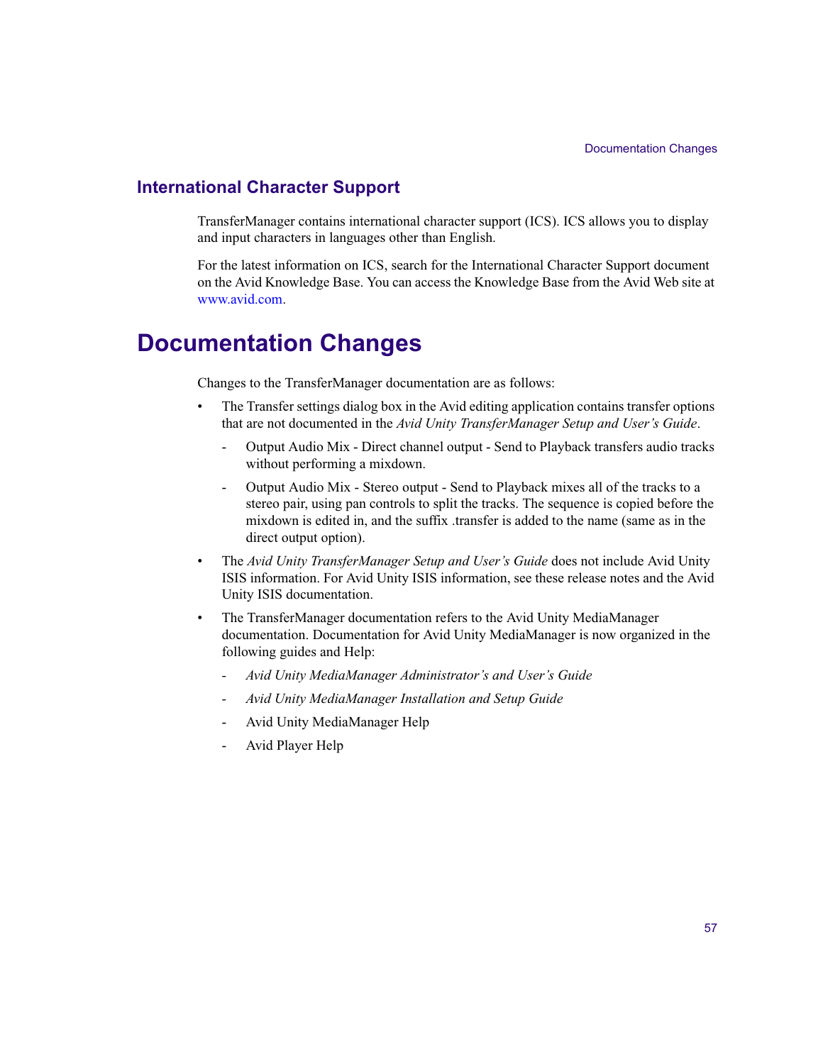## International Character Support

TransferManager contains international character support (ICS). ICS allows you to display and input characters in languages other than English.

For the latest information on ICS, search for the International Character Support document on the Avid Knowledge Base. You can access the Knowledge Base from the Avid Web site at www.avid.com.

# Documentation Changes

Changes to the TransferManager documentation are as follows:

- The Transfer settings dialog box in the Avid editing application contains transfer options that are not documented in the *Avid Unity TransferManager Setup and User's Guide*.
  - Output Audio Mix - Direct channel output - Send to Playback transfers audio tracks without performing a mixdown.
  - Output Audio Mix - Stereo output - Send to Playback mixes all of the tracks to a stereo pair, using pan controls to split the tracks. The sequence is copied before the mixdown is edited in, and the suffix .transfer is added to the name (same as in the direct output option).
- The *Avid Unity TransferManager Setup and User's Guide* does not include Avid Unity ISIS information. For Avid Unity ISIS information, see these release notes and the Avid Unity ISIS documentation.
- The TransferManager documentation refers to the Avid Unity MediaManager documentation. Documentation for Avid Unity MediaManager is now organized in the following guides and Help:
  - *Avid Unity MediaManager Administrator's and User's Guide*
  - *Avid Unity MediaManager Installation and Setup Guide*
  - Avid Unity MediaManager Help
  - Avid Player Help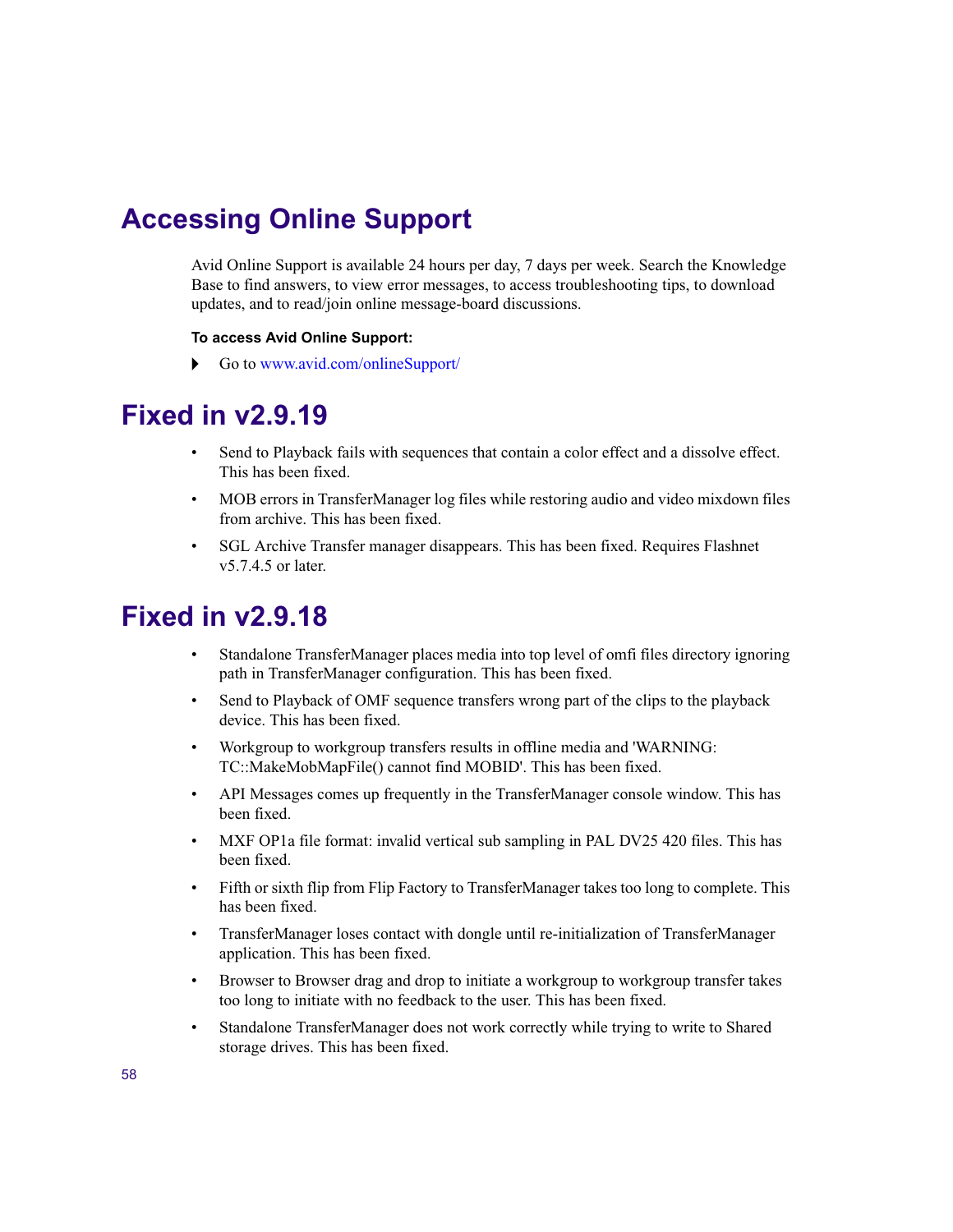# Accessing Online Support

Avid Online Support is available 24 hours per day, 7 days per week. Search the Knowledge Base to find answers, to view error messages, to access troubleshooting tips, to download updates, and to read/join online message-board discussions.

**To access Avid Online Support:**

- Go to www.avid.com/onlineSupport/

# Fixed in v2.9.19

- Send to Playback fails with sequences that contain a color effect and a dissolve effect. This has been fixed.
- MOB errors in TransferManager log files while restoring audio and video mixdown files from archive. This has been fixed.
- SGL Archive Transfer manager disappears. This has been fixed. Requires Flashnet v5.7.4.5 or later.

# Fixed in v2.9.18

- Standalone TransferManager places media into top level of omfi files directory ignoring path in TransferManager configuration. This has been fixed.
- Send to Playback of OMF sequence transfers wrong part of the clips to the playback device. This has been fixed.
- Workgroup to workgroup transfers results in offline media and 'WARNING: TC::MakeMobMapFile() cannot find MOBID'. This has been fixed.
- API Messages comes up frequently in the TransferManager console window. This has been fixed.
- MXF OP1a file format: invalid vertical sub sampling in PAL DV25 420 files. This has been fixed.
- Fifth or sixth flip from Flip Factory to TransferManager takes too long to complete. This has been fixed.
- TransferManager loses contact with dongle until re-initialization of TransferManager application. This has been fixed.
- Browser to Browser drag and drop to initiate a workgroup to workgroup transfer takes too long to initiate with no feedback to the user. This has been fixed.
- Standalone TransferManager does not work correctly while trying to write to Shared storage drives. This has been fixed.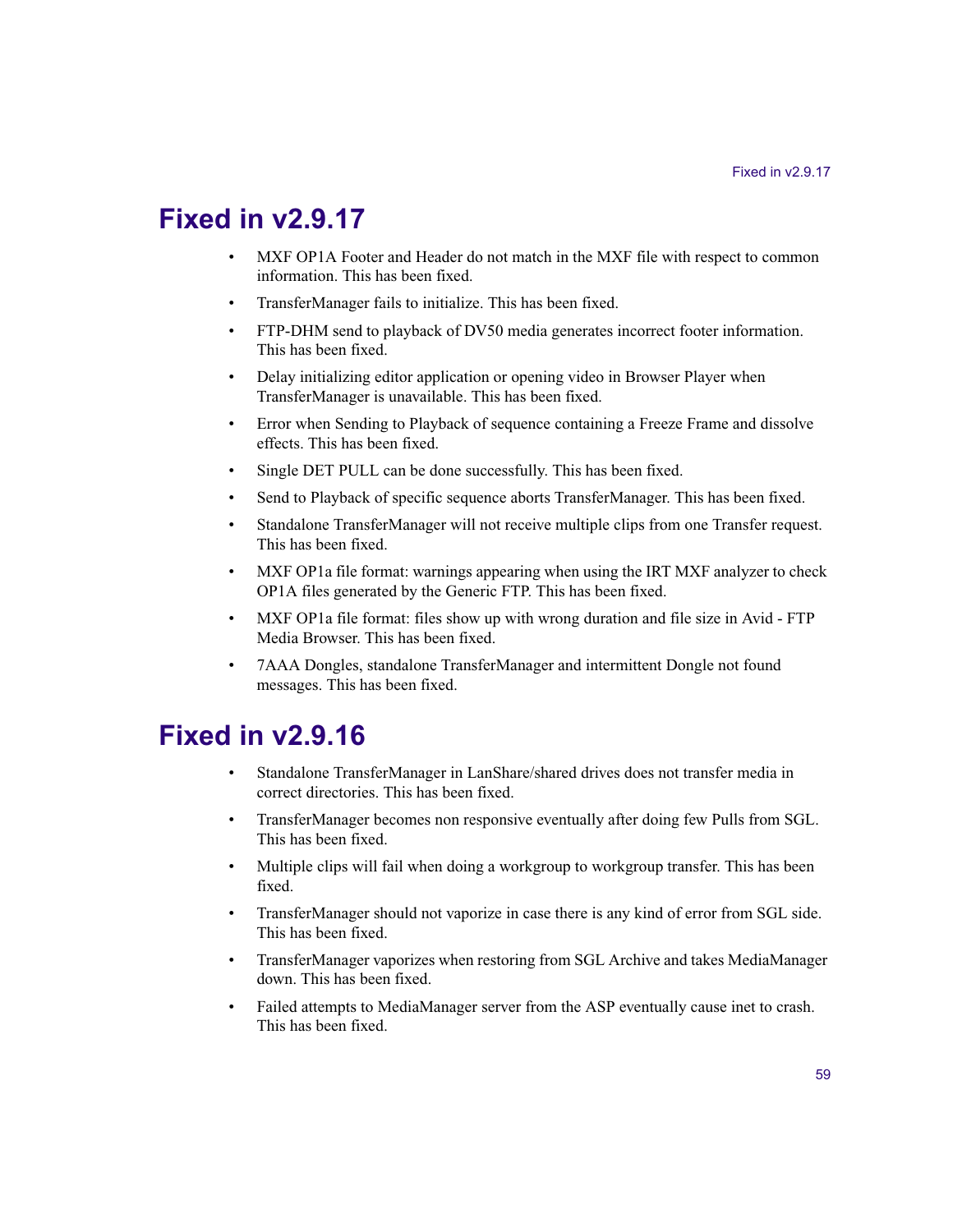# Fixed in v2.9.17

- MXF OP1A Footer and Header do not match in the MXF file with respect to common information. This has been fixed.
- TransferManager fails to initialize. This has been fixed.
- FTP-DHM send to playback of DV50 media generates incorrect footer information. This has been fixed.
- Delay initializing editor application or opening video in Browser Player when TransferManager is unavailable. This has been fixed.
- Error when Sending to Playback of sequence containing a Freeze Frame and dissolve effects. This has been fixed.
- Single DET PULL can be done successfully. This has been fixed.
- Send to Playback of specific sequence aborts TransferManager. This has been fixed.
- Standalone TransferManager will not receive multiple clips from one Transfer request. This has been fixed.
- MXF OP1a file format: warnings appearing when using the IRT MXF analyzer to check OP1A files generated by the Generic FTP. This has been fixed.
- MXF OP1a file format: files show up with wrong duration and file size in Avid - FTP Media Browser. This has been fixed.
- 7AAA Dongles, standalone TransferManager and intermittent Dongle not found messages. This has been fixed.

# Fixed in v2.9.16

- Standalone TransferManager in LanShare/shared drives does not transfer media in correct directories. This has been fixed.
- TransferManager becomes non responsive eventually after doing few Pulls from SGL. This has been fixed.
- Multiple clips will fail when doing a workgroup to workgroup transfer. This has been fixed.
- TransferManager should not vaporize in case there is any kind of error from SGL side. This has been fixed.
- TransferManager vaporizes when restoring from SGL Archive and takes MediaManager down. This has been fixed.
- Failed attempts to MediaManager server from the ASP eventually cause inet to crash. This has been fixed.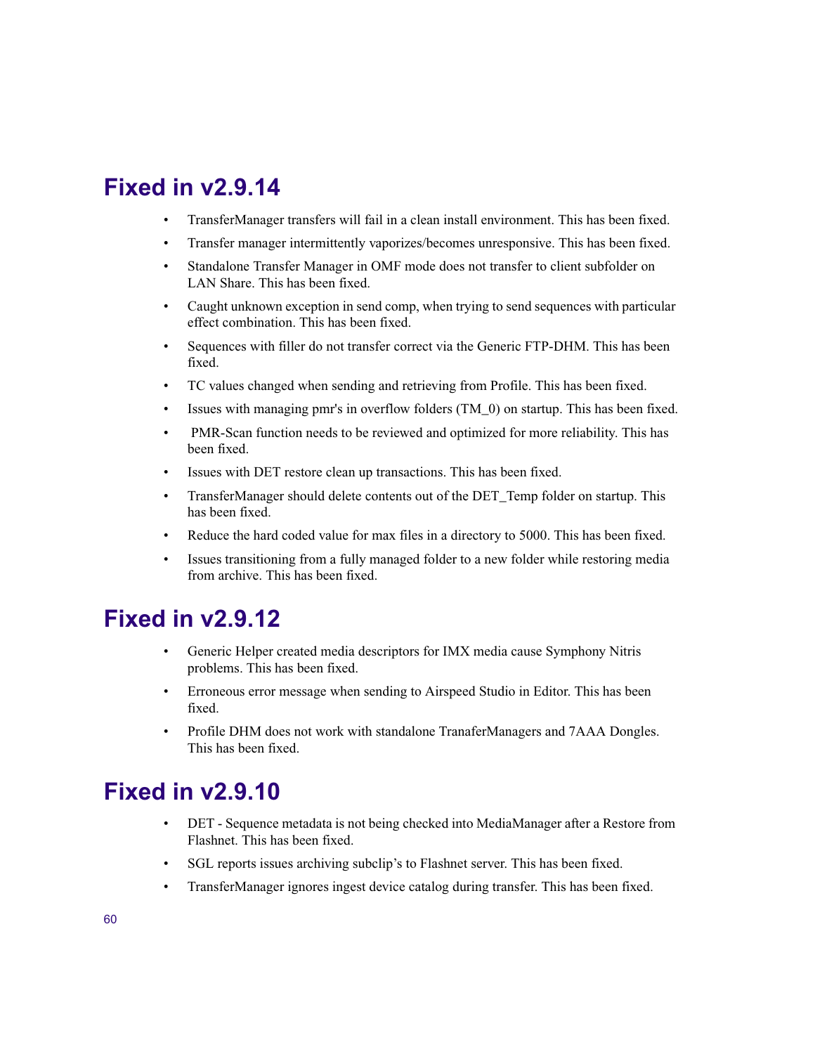## Fixed in v2.9.14

- TransferManager transfers will fail in a clean install environment. This has been fixed.
- Transfer manager intermittently vaporizes/becomes unresponsive. This has been fixed.
- Standalone Transfer Manager in OMF mode does not transfer to client subfolder on LAN Share. This has been fixed.
- Caught unknown exception in send comp, when trying to send sequences with particular effect combination. This has been fixed.
- Sequences with filler do not transfer correct via the Generic FTP-DHM. This has been fixed.
- TC values changed when sending and retrieving from Profile. This has been fixed.
- Issues with managing pmr's in overflow folders (TM_0) on startup. This has been fixed.
- PMR-Scan function needs to be reviewed and optimized for more reliability. This has been fixed.
- Issues with DET restore clean up transactions. This has been fixed.
- TransferManager should delete contents out of the DET_Temp folder on startup. This has been fixed.
- Reduce the hard coded value for max files in a directory to 5000. This has been fixed.
- Issues transitioning from a fully managed folder to a new folder while restoring media from archive. This has been fixed.

## Fixed in v2.9.12

- Generic Helper created media descriptors for IMX media cause Symphony Nitris problems. This has been fixed.
- Erroneous error message when sending to Airspeed Studio in Editor. This has been fixed.
- Profile DHM does not work with standalone TranaferManagers and 7AAA Dongles. This has been fixed.

## Fixed in v2.9.10

- DET - Sequence metadata is not being checked into MediaManager after a Restore from Flashnet. This has been fixed.
- SGL reports issues archiving subclip's to Flashnet server. This has been fixed.
- TransferManager ignores ingest device catalog during transfer. This has been fixed.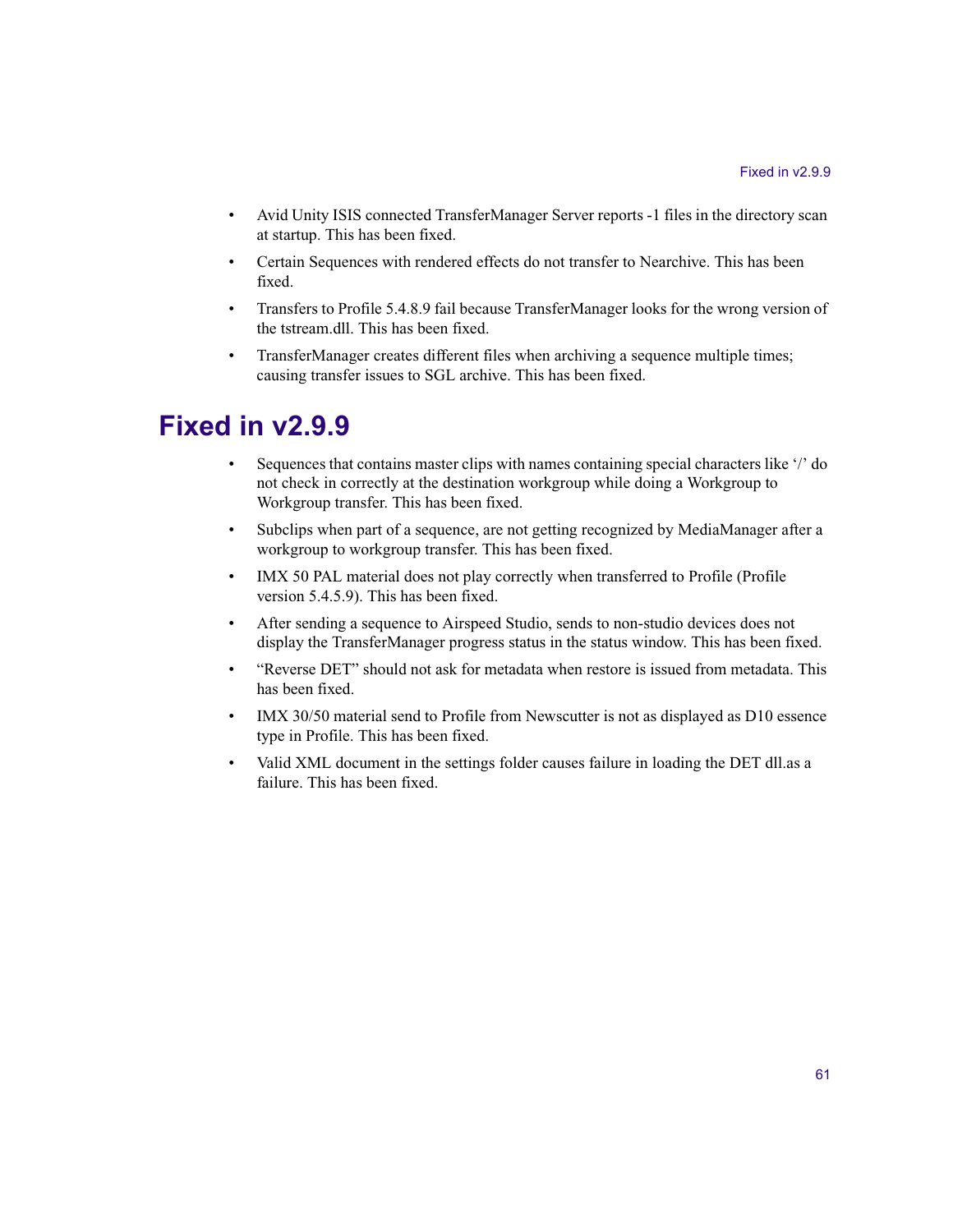- Avid Unity ISIS connected TransferManager Server reports -1 files in the directory scan at startup. This has been fixed.
- Certain Sequences with rendered effects do not transfer to Nearchive. This has been fixed.
- Transfers to Profile 5.4.8.9 fail because TransferManager looks for the wrong version of the tstream.dll. This has been fixed.
- TransferManager creates different files when archiving a sequence multiple times; causing transfer issues to SGL archive. This has been fixed.

# Fixed in v2.9.9

- Sequences that contains master clips with names containing special characters like '/' do not check in correctly at the destination workgroup while doing a Workgroup to Workgroup transfer. This has been fixed.
- Subclips when part of a sequence, are not getting recognized by MediaManager after a workgroup to workgroup transfer. This has been fixed.
- IMX 50 PAL material does not play correctly when transferred to Profile (Profile version 5.4.5.9). This has been fixed.
- After sending a sequence to Airspeed Studio, sends to non-studio devices does not display the TransferManager progress status in the status window. This has been fixed.
- "Reverse DET" should not ask for metadata when restore is issued from metadata. This has been fixed.
- IMX 30/50 material send to Profile from Newscutter is not as displayed as D10 essence type in Profile. This has been fixed.
- Valid XML document in the settings folder causes failure in loading the DET dll.as a failure. This has been fixed.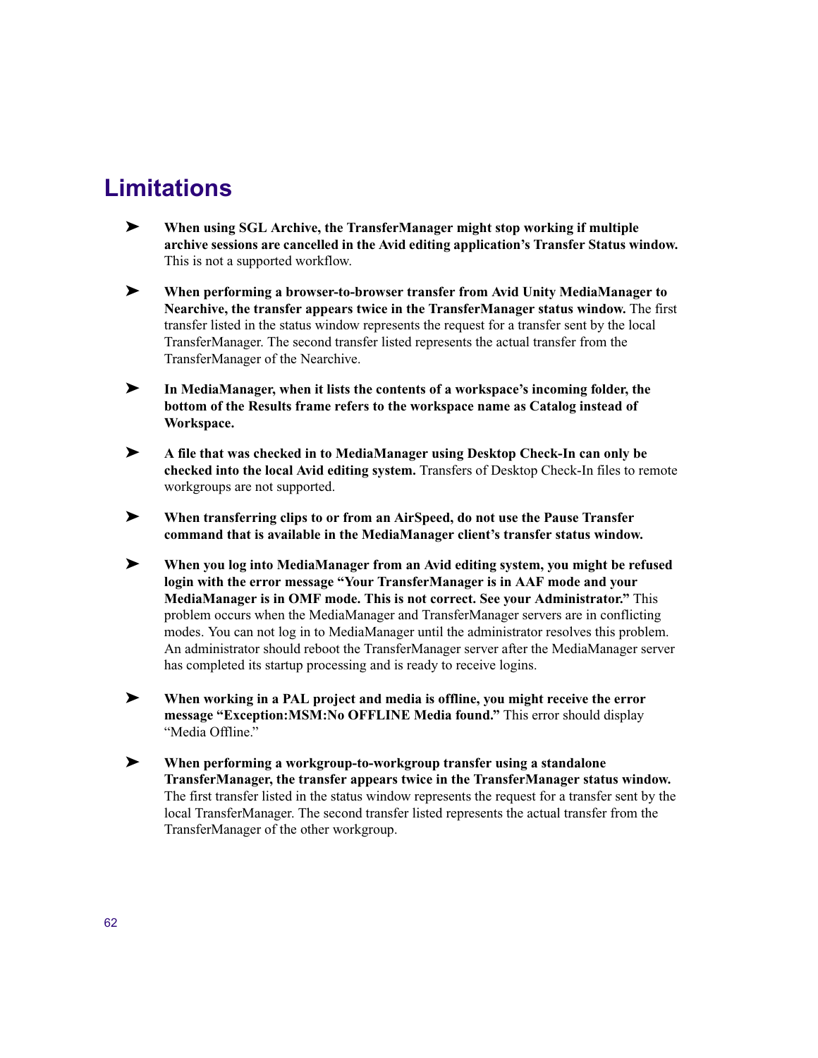## Limitations

- **When using SGL Archive, the TransferManager might stop working if multiple archive sessions are cancelled in the Avid editing application's Transfer Status window.** This is not a supported workflow.

- **When performing a browser-to-browser transfer from Avid Unity MediaManager to Nearchive, the transfer appears twice in the TransferManager status window.** The first transfer listed in the status window represents the request for a transfer sent by the local TransferManager. The second transfer listed represents the actual transfer from the TransferManager of the Nearchive.

- **In MediaManager, when it lists the contents of a workspace's incoming folder, the bottom of the Results frame refers to the workspace name as Catalog instead of Workspace.**

- **A file that was checked in to MediaManager using Desktop Check-In can only be checked into the local Avid editing system.** Transfers of Desktop Check-In files to remote workgroups are not supported.

- **When transferring clips to or from an AirSpeed, do not use the Pause Transfer command that is available in the MediaManager client's transfer status window.**

- **When you log into MediaManager from an Avid editing system, you might be refused login with the error message "Your TransferManager is in AAF mode and your MediaManager is in OMF mode. This is not correct. See your Administrator."** This problem occurs when the MediaManager and TransferManager servers are in conflicting modes. You can not log in to MediaManager until the administrator resolves this problem. An administrator should reboot the TransferManager server after the MediaManager server has completed its startup processing and is ready to receive logins.

- **When working in a PAL project and media is offline, you might receive the error message "Exception:MSM:No OFFLINE Media found."** This error should display "Media Offline."

- **When performing a workgroup-to-workgroup transfer using a standalone TransferManager, the transfer appears twice in the TransferManager status window.** The first transfer listed in the status window represents the request for a transfer sent by the local TransferManager. The second transfer listed represents the actual transfer from the TransferManager of the other workgroup.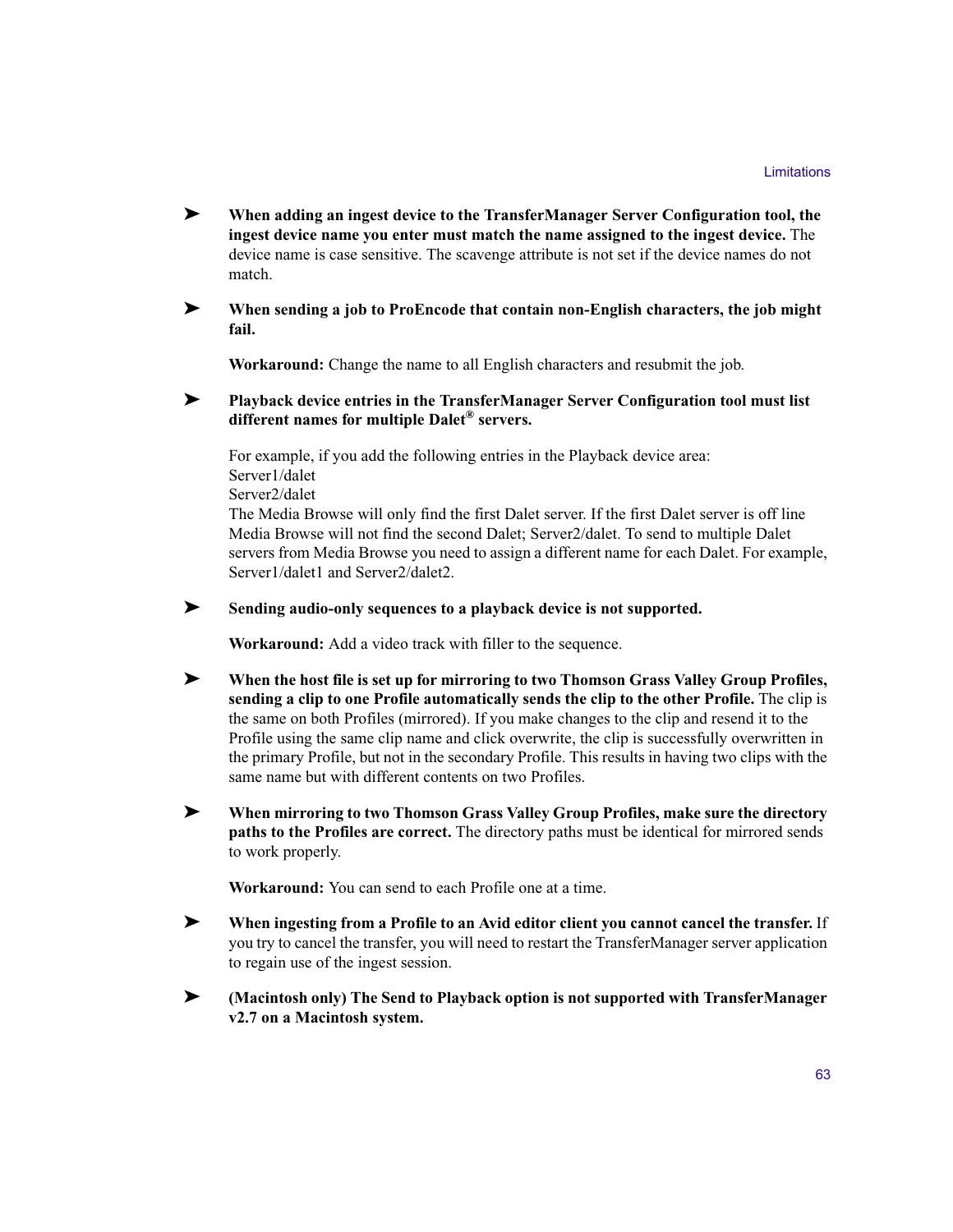➤ **When adding an ingest device to the TransferManager Server Configuration tool, the ingest device name you enter must match the name assigned to the ingest device.** The device name is case sensitive. The scavenge attribute is not set if the device names do not match.

➤ **When sending a job to ProEncode that contain non-English characters, the job might fail.**

**Workaround:** Change the name to all English characters and resubmit the job.

➤ **Playback device entries in the TransferManager Server Configuration tool must list different names for multiple Dalet® servers.**

For example, if you add the following entries in the Playback device area:
Server1/dalet
Server2/dalet
The Media Browse will only find the first Dalet server. If the first Dalet server is off line Media Browse will not find the second Dalet; Server2/dalet. To send to multiple Dalet servers from Media Browse you need to assign a different name for each Dalet. For example, Server1/dalet1 and Server2/dalet2.

➤ **Sending audio-only sequences to a playback device is not supported.**

**Workaround:** Add a video track with filler to the sequence.

➤ **When the host file is set up for mirroring to two Thomson Grass Valley Group Profiles, sending a clip to one Profile automatically sends the clip to the other Profile.** The clip is the same on both Profiles (mirrored). If you make changes to the clip and resend it to the Profile using the same clip name and click overwrite, the clip is successfully overwritten in the primary Profile, but not in the secondary Profile. This results in having two clips with the same name but with different contents on two Profiles.

➤ **When mirroring to two Thomson Grass Valley Group Profiles, make sure the directory paths to the Profiles are correct.** The directory paths must be identical for mirrored sends to work properly.

**Workaround:** You can send to each Profile one at a time.

➤ **When ingesting from a Profile to an Avid editor client you cannot cancel the transfer.** If you try to cancel the transfer, you will need to restart the TransferManager server application to regain use of the ingest session.

➤ **(Macintosh only) The Send to Playback option is not supported with TransferManager v2.7 on a Macintosh system.**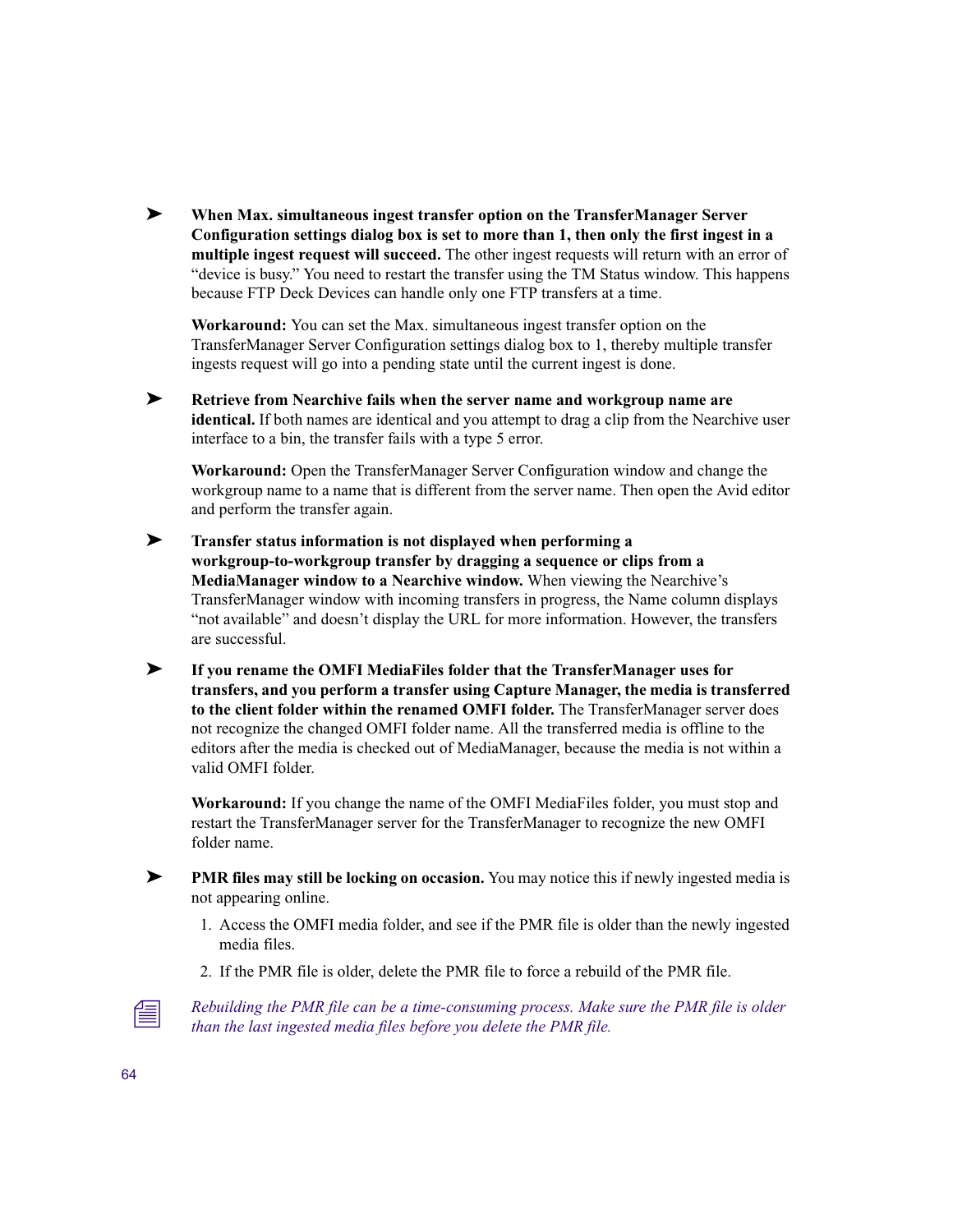- **When Max. simultaneous ingest transfer option on the TransferManager Server Configuration settings dialog box is set to more than 1, then only the first ingest in a multiple ingest request will succeed.** The other ingest requests will return with an error of “device is busy.” You need to restart the transfer using the TM Status window. This happens because FTP Deck Devices can handle only one FTP transfers at a time.

  **Workaround:** You can set the Max. simultaneous ingest transfer option on the TransferManager Server Configuration settings dialog box to 1, thereby multiple transfer ingests request will go into a pending state until the current ingest is done.

- **Retrieve from Nearchive fails when the server name and workgroup name are identical.** If both names are identical and you attempt to drag a clip from the Nearchive user interface to a bin, the transfer fails with a type 5 error.

  **Workaround:** Open the TransferManager Server Configuration window and change the workgroup name to a name that is different from the server name. Then open the Avid editor and perform the transfer again.

- **Transfer status information is not displayed when performing a workgroup-to-workgroup transfer by dragging a sequence or clips from a MediaManager window to a Nearchive window.** When viewing the Nearchive’s TransferManager window with incoming transfers in progress, the Name column displays “not available” and doesn’t display the URL for more information. However, the transfers are successful.

- **If you rename the OMFI MediaFiles folder that the TransferManager uses for transfers, and you perform a transfer using Capture Manager, the media is transferred to the client folder within the renamed OMFI folder.** The TransferManager server does not recognize the changed OMFI folder name. All the transferred media is offline to the editors after the media is checked out of MediaManager, because the media is not within a valid OMFI folder.

  **Workaround:** If you change the name of the OMFI MediaFiles folder, you must stop and restart the TransferManager server for the TransferManager to recognize the new OMFI folder name.

- **PMR files may still be locking on occasion.** You may notice this if newly ingested media is not appearing online.

  1. Access the OMFI media folder, and see if the PMR file is older than the newly ingested media files.
  2. If the PMR file is older, delete the PMR file to force a rebuild of the PMR file.

*Rebuilding the PMR file can be a time-consuming process. Make sure the PMR file is older than the last ingested media files before you delete the PMR file.*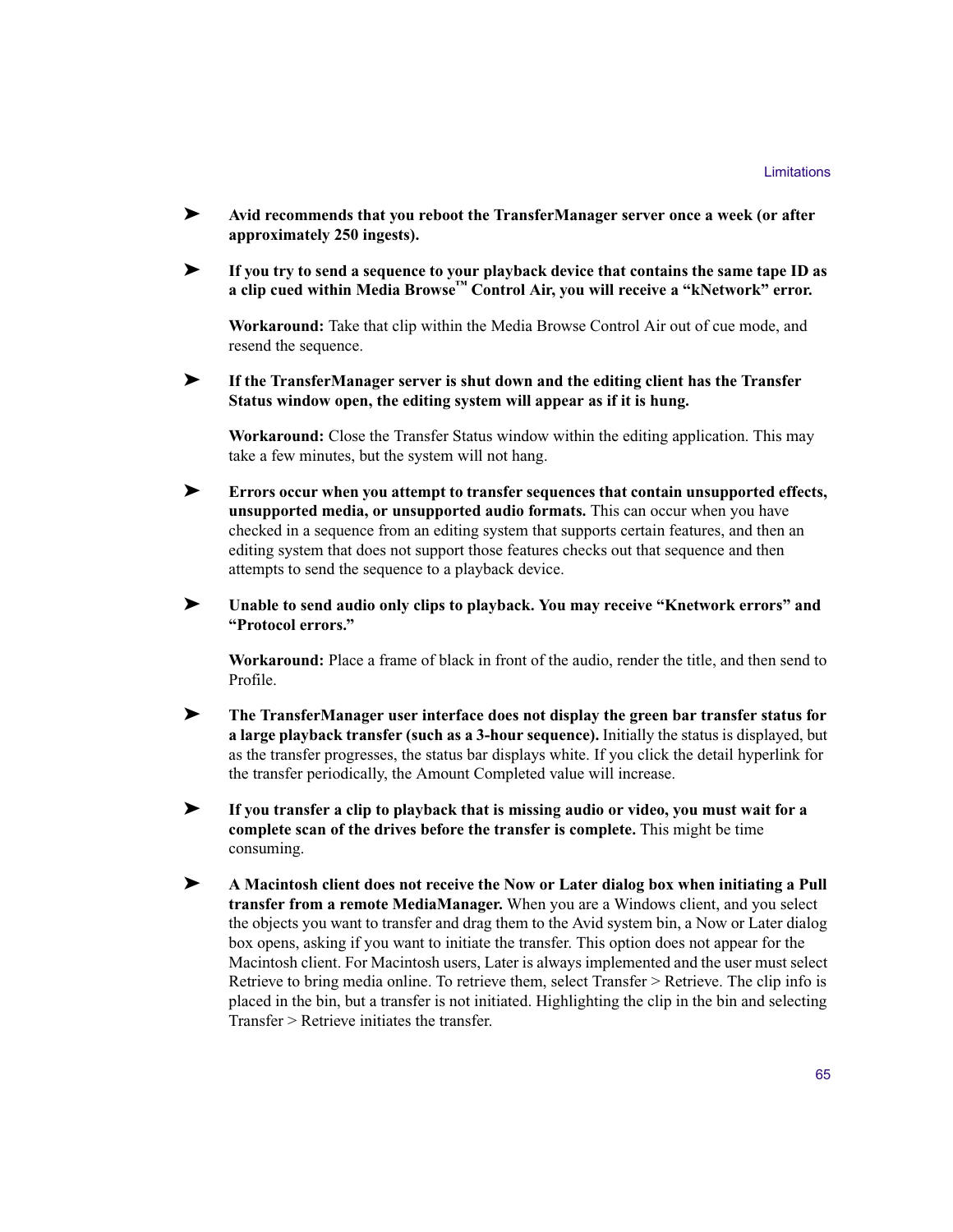- **Avid recommends that you reboot the TransferManager server once a week (or after approximately 250 ingests).**

- **If you try to send a sequence to your playback device that contains the same tape ID as a clip cued within Media Browse™ Control Air, you will receive a "kNetwork" error.**

  **Workaround:** Take that clip within the Media Browse Control Air out of cue mode, and resend the sequence.

- **If the TransferManager server is shut down and the editing client has the Transfer Status window open, the editing system will appear as if it is hung.**

  **Workaround:** Close the Transfer Status window within the editing application. This may take a few minutes, but the system will not hang.

- **Errors occur when you attempt to transfer sequences that contain unsupported effects, unsupported media, or unsupported audio formats.** This can occur when you have checked in a sequence from an editing system that supports certain features, and then an editing system that does not support those features checks out that sequence and then attempts to send the sequence to a playback device.

- **Unable to send audio only clips to playback. You may receive "Knetwork errors" and "Protocol errors."**

  **Workaround:** Place a frame of black in front of the audio, render the title, and then send to Profile.

- **The TransferManager user interface does not display the green bar transfer status for a large playback transfer (such as a 3-hour sequence).** Initially the status is displayed, but as the transfer progresses, the status bar displays white. If you click the detail hyperlink for the transfer periodically, the Amount Completed value will increase.

- **If you transfer a clip to playback that is missing audio or video, you must wait for a complete scan of the drives before the transfer is complete.** This might be time consuming.

- **A Macintosh client does not receive the Now or Later dialog box when initiating a Pull transfer from a remote MediaManager.** When you are a Windows client, and you select the objects you want to transfer and drag them to the Avid system bin, a Now or Later dialog box opens, asking if you want to initiate the transfer. This option does not appear for the Macintosh client. For Macintosh users, Later is always implemented and the user must select Retrieve to bring media online. To retrieve them, select Transfer > Retrieve. The clip info is placed in the bin, but a transfer is not initiated. Highlighting the clip in the bin and selecting Transfer > Retrieve initiates the transfer.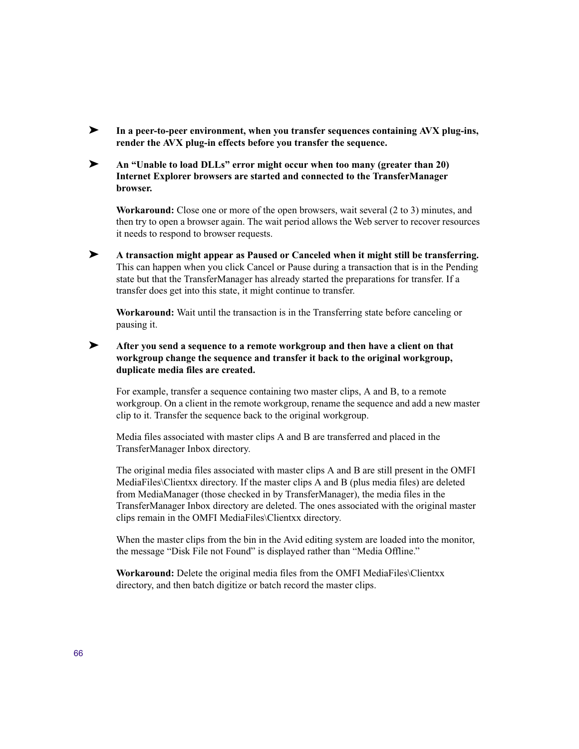- **In a peer-to-peer environment, when you transfer sequences containing AVX plug-ins, render the AVX plug-in effects before you transfer the sequence.**

- **An “Unable to load DLLs” error might occur when too many (greater than 20) Internet Explorer browsers are started and connected to the TransferManager browser.**

  **Workaround:** Close one or more of the open browsers, wait several (2 to 3) minutes, and then try to open a browser again. The wait period allows the Web server to recover resources it needs to respond to browser requests.

- **A transaction might appear as Paused or Canceled when it might still be transferring.** This can happen when you click Cancel or Pause during a transaction that is in the Pending state but that the TransferManager has already started the preparations for transfer. If a transfer does get into this state, it might continue to transfer.

  **Workaround:** Wait until the transaction is in the Transferring state before canceling or pausing it.

- **After you send a sequence to a remote workgroup and then have a client on that workgroup change the sequence and transfer it back to the original workgroup, duplicate media files are created.**

  For example, transfer a sequence containing two master clips, A and B, to a remote workgroup. On a client in the remote workgroup, rename the sequence and add a new master clip to it. Transfer the sequence back to the original workgroup.

  Media files associated with master clips A and B are transferred and placed in the TransferManager Inbox directory.

  The original media files associated with master clips A and B are still present in the OMFI MediaFiles\Clientxx directory. If the master clips A and B (plus media files) are deleted from MediaManager (those checked in by TransferManager), the media files in the TransferManager Inbox directory are deleted. The ones associated with the original master clips remain in the OMFI MediaFiles\Clientxx directory.

  When the master clips from the bin in the Avid editing system are loaded into the monitor, the message “Disk File not Found” is displayed rather than “Media Offline.”

  **Workaround:** Delete the original media files from the OMFI MediaFiles\Clientxx directory, and then batch digitize or batch record the master clips.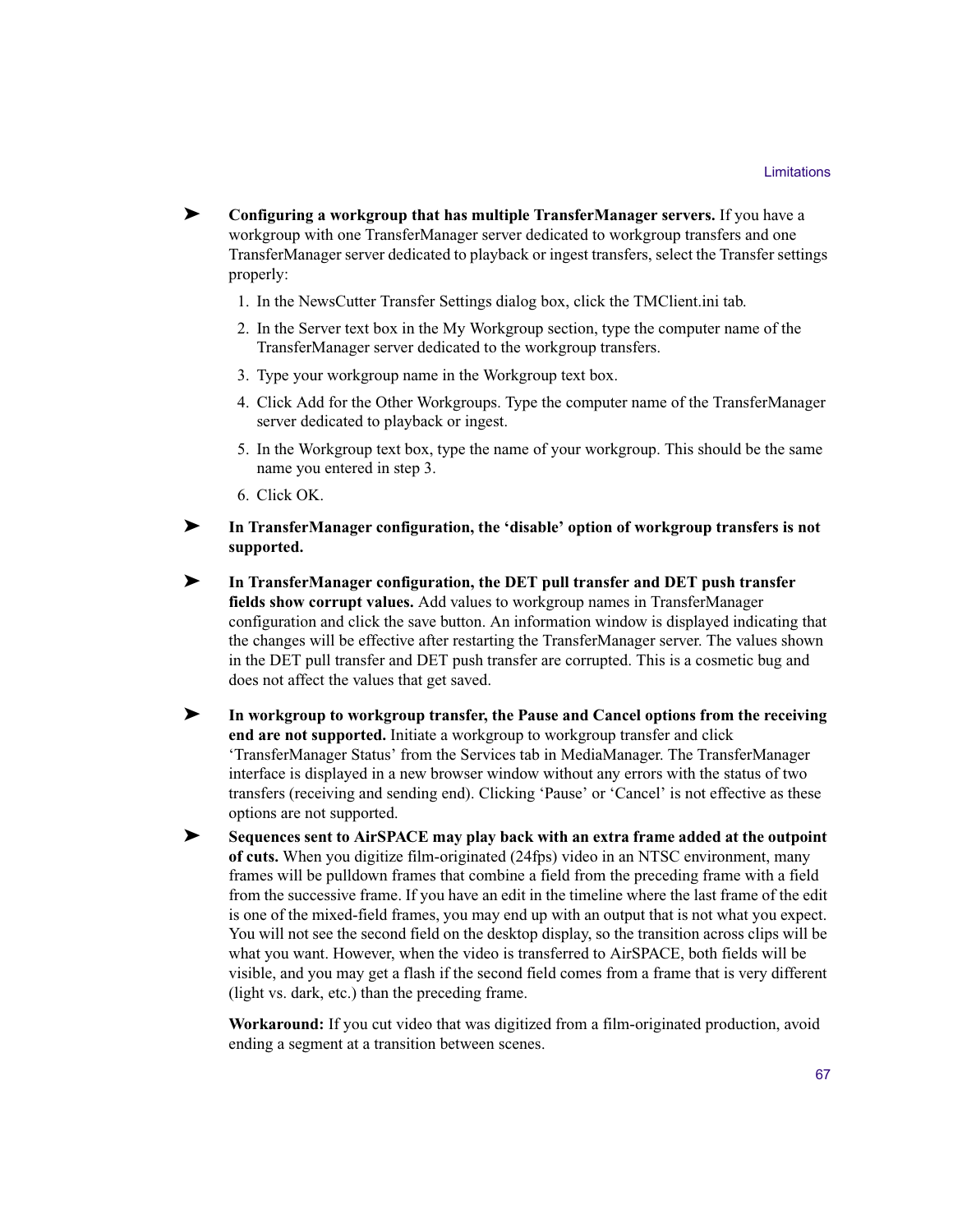- **Configuring a workgroup that has multiple TransferManager servers.** If you have a workgroup with one TransferManager server dedicated to workgroup transfers and one TransferManager server dedicated to playback or ingest transfers, select the Transfer settings properly:

   1. In the NewsCutter Transfer Settings dialog box, click the TMClient.ini tab.
   2. In the Server text box in the My Workgroup section, type the computer name of the TransferManager server dedicated to the workgroup transfers.
   3. Type your workgroup name in the Workgroup text box.
   4. Click Add for the Other Workgroups. Type the computer name of the TransferManager server dedicated to playback or ingest.
   5. In the Workgroup text box, type the name of your workgroup. This should be the same name you entered in step 3.
   6. Click OK.

- **In TransferManager configuration, the ‘disable’ option of workgroup transfers is not supported.**

- **In TransferManager configuration, the DET pull transfer and DET push transfer fields show corrupt values.** Add values to workgroup names in TransferManager configuration and click the save button. An information window is displayed indicating that the changes will be effective after restarting the TransferManager server. The values shown in the DET pull transfer and DET push transfer are corrupted. This is a cosmetic bug and does not affect the values that get saved.

- **In workgroup to workgroup transfer, the Pause and Cancel options from the receiving end are not supported.** Initiate a workgroup to workgroup transfer and click ‘TransferManager Status’ from the Services tab in MediaManager. The TransferManager interface is displayed in a new browser window without any errors with the status of two transfers (receiving and sending end). Clicking ‘Pause’ or ‘Cancel’ is not effective as these options are not supported.

- **Sequences sent to AirSPACE may play back with an extra frame added at the outpoint of cuts.** When you digitize film-originated (24fps) video in an NTSC environment, many frames will be pulldown frames that combine a field from the preceding frame with a field from the successive frame. If you have an edit in the timeline where the last frame of the edit is one of the mixed-field frames, you may end up with an output that is not what you expect. You will not see the second field on the desktop display, so the transition across clips will be what you want. However, when the video is transferred to AirSPACE, both fields will be visible, and you may get a flash if the second field comes from a frame that is very different (light vs. dark, etc.) than the preceding frame.

   **Workaround:** If you cut video that was digitized from a film-originated production, avoid ending a segment at a transition between scenes.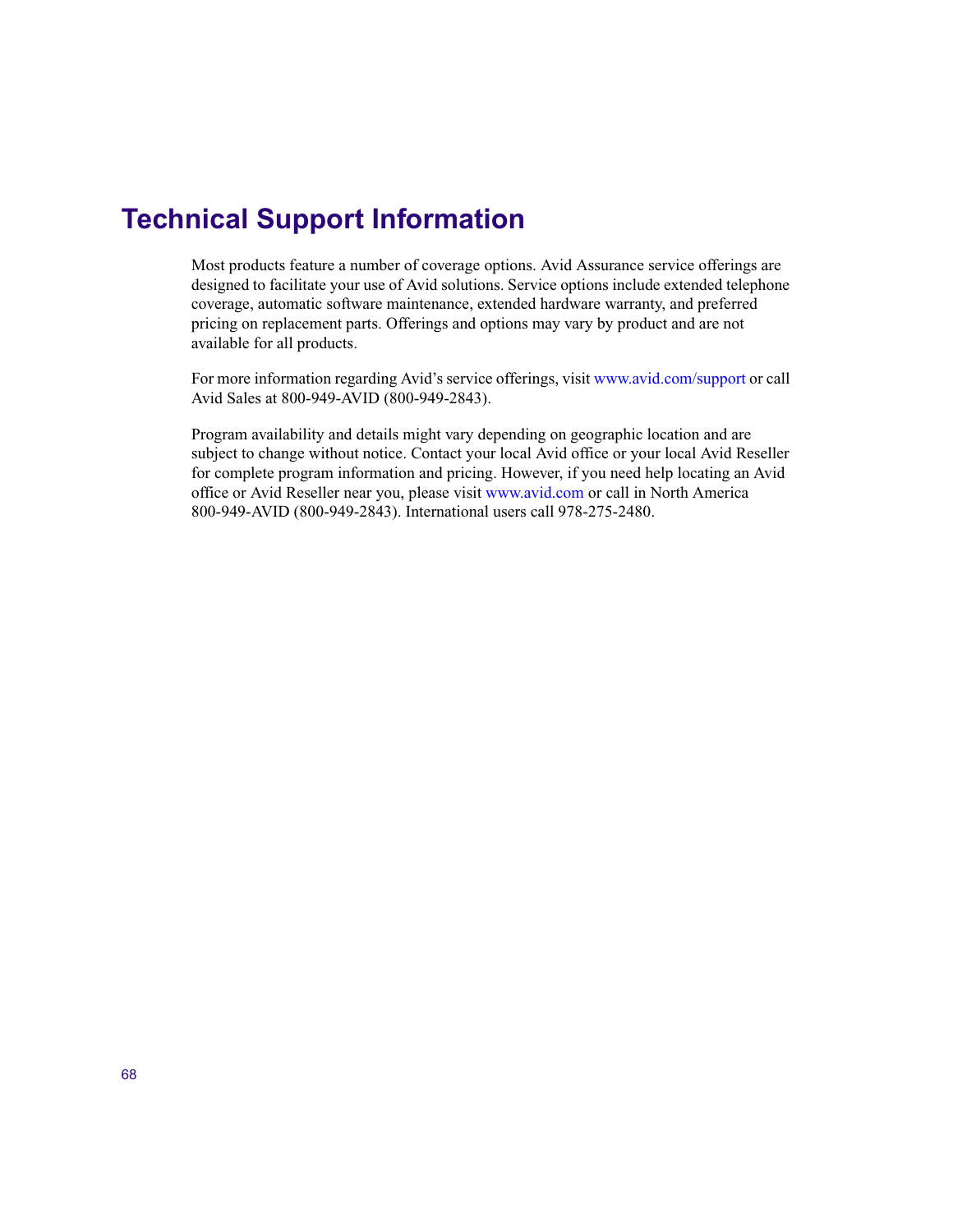# Technical Support Information

Most products feature a number of coverage options. Avid Assurance service offerings are designed to facilitate your use of Avid solutions. Service options include extended telephone coverage, automatic software maintenance, extended hardware warranty, and preferred pricing on replacement parts. Offerings and options may vary by product and are not available for all products.

For more information regarding Avid's service offerings, visit www.avid.com/support or call Avid Sales at 800-949-AVID (800-949-2843).

Program availability and details might vary depending on geographic location and are subject to change without notice. Contact your local Avid office or your local Avid Reseller for complete program information and pricing. However, if you need help locating an Avid office or Avid Reseller near you, please visit www.avid.com or call in North America 800-949-AVID (800-949-2843). International users call 978-275-2480.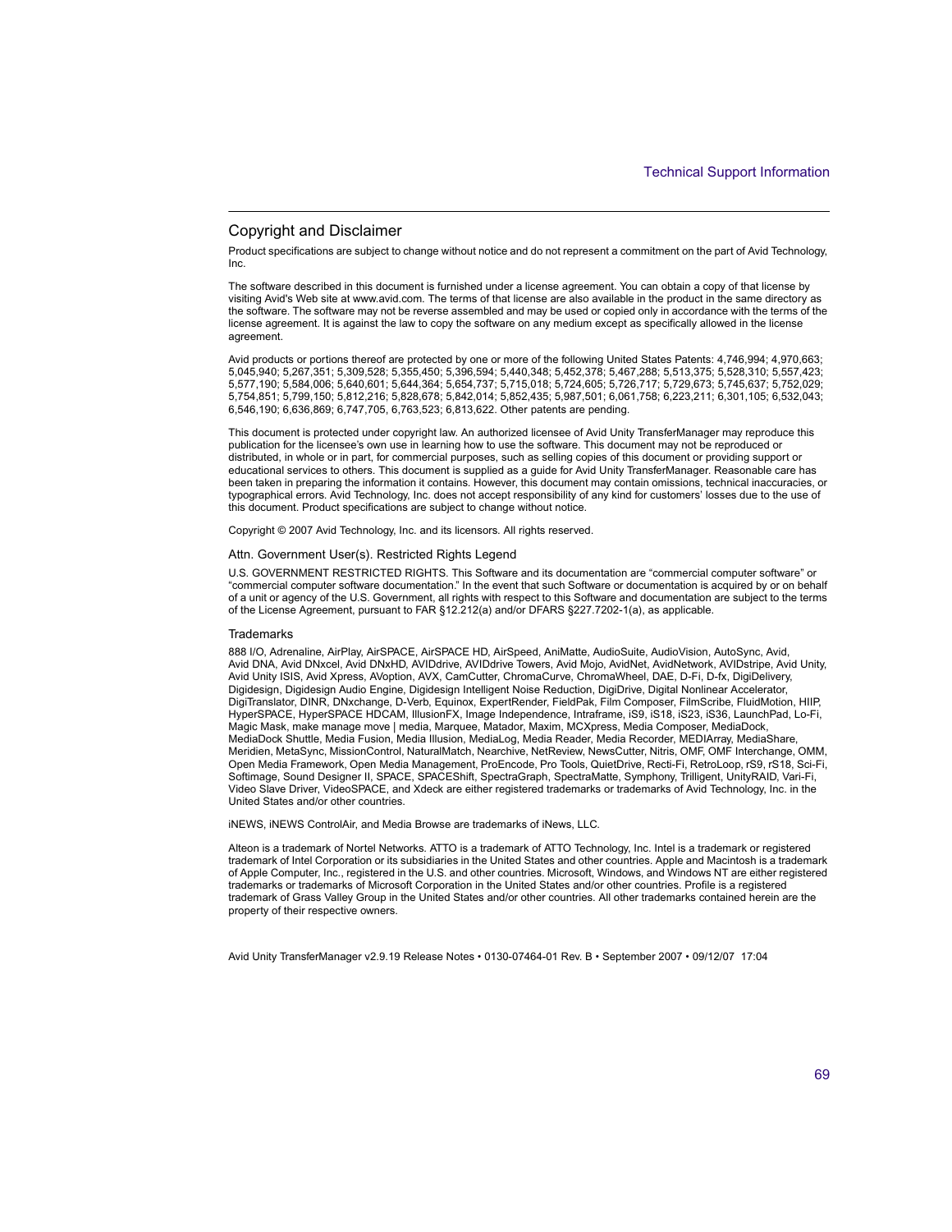## Copyright and Disclaimer

Product specifications are subject to change without notice and do not represent a commitment on the part of Avid Technology, Inc.

The software described in this document is furnished under a license agreement. You can obtain a copy of that license by visiting Avid's Web site at www.avid.com. The terms of that license are also available in the product in the same directory as the software. The software may not be reverse assembled and may be used or copied only in accordance with the terms of the license agreement. It is against the law to copy the software on any medium except as specifically allowed in the license agreement.

Avid products or portions thereof are protected by one or more of the following United States Patents: 4,746,994; 4,970,663; 5,045,940; 5,267,351; 5,309,528; 5,355,450; 5,396,594; 5,440,348; 5,452,378; 5,467,288; 5,513,375; 5,528,310; 5,557,423; 5,577,190; 5,584,006; 5,640,601; 5,644,364; 5,654,737; 5,715,018; 5,724,605; 5,726,717; 5,729,673; 5,745,637; 5,752,029; 5,754,851; 5,799,150; 5,812,216; 5,828,678; 5,842,014; 5,852,435; 5,987,501; 6,061,758; 6,223,211; 6,301,105; 6,532,043; 6,546,190; 6,636,869; 6,747,705, 6,763,523; 6,813,622. Other patents are pending.

This document is protected under copyright law. An authorized licensee of Avid Unity TransferManager may reproduce this publication for the licensee's own use in learning how to use the software. This document may not be reproduced or distributed, in whole or in part, for commercial purposes, such as selling copies of this document or providing support or educational services to others. This document is supplied as a guide for Avid Unity TransferManager. Reasonable care has been taken in preparing the information it contains. However, this document may contain omissions, technical inaccuracies, or typographical errors. Avid Technology, Inc. does not accept responsibility of any kind for customers' losses due to the use of this document. Product specifications are subject to change without notice.

Copyright © 2007 Avid Technology, Inc. and its licensors. All rights reserved.

### Attn. Government User(s). Restricted Rights Legend

U.S. GOVERNMENT RESTRICTED RIGHTS. This Software and its documentation are "commercial computer software" or "commercial computer software documentation." In the event that such Software or documentation is acquired by or on behalf of a unit or agency of the U.S. Government, all rights with respect to this Software and documentation are subject to the terms of the License Agreement, pursuant to FAR §12.212(a) and/or DFARS §227.7202-1(a), as applicable.

### Trademarks

888 I/O, Adrenaline, AirPlay, AirSPACE, AirSPACE HD, AirSpeed, AniMatte, AudioSuite, AudioVision, AutoSync, Avid, Avid DNA, Avid DNxcel, Avid DNxHD, AVIDdrive, AVIDdrive Towers, Avid Mojo, AvidNet, AvidNetwork, AVIDstripe, Avid Unity, Avid Unity ISIS, Avid Xpress, AVoption, AVX, CamCutter, ChromaCurve, ChromaWheel, DAE, D-Fi, D-fx, DigiDelivery, Digidesign, Digidesign Audio Engine, Digidesign Intelligent Noise Reduction, DigiDrive, Digital Nonlinear Accelerator, DigiTranslator, DINR, DNxchange, D-Verb, Equinox, ExpertRender, FieldPak, Film Composer, FilmScribe, FluidMotion, HIIP, HyperSPACE, HyperSPACE HDCAM, IllusionFX, Image Independence, Intraframe, iS9, iS18, iS23, iS36, LaunchPad, Lo-Fi, Magic Mask, make manage move | media, Marquee, Matador, Maxim, MCXpress, Media Composer, MediaDock, MediaDock Shuttle, Media Fusion, Media Illusion, MediaLog, Media Reader, Media Recorder, MEDIArray, MediaShare, Meridien, MetaSync, MissionControl, NaturalMatch, Nearchive, NetReview, NewsCutter, Nitris, OMF, OMF Interchange, OMM, Open Media Framework, Open Media Management, ProEncode, Pro Tools, QuietDrive, Recti-Fi, RetroLoop, rS9, rS18, Sci-Fi, Softimage, Sound Designer II, SPACE, SPACEShift, SpectraGraph, SpectraMatte, Symphony, Trilligent, UnityRAID, Vari-Fi, Video Slave Driver, VideoSPACE, and Xdeck are either registered trademarks or trademarks of Avid Technology, Inc. in the United States and/or other countries.

iNEWS, iNEWS ControlAir, and Media Browse are trademarks of iNews, LLC.

Alteon is a trademark of Nortel Networks. ATTO is a trademark of ATTO Technology, Inc. Intel is a trademark or registered trademark of Intel Corporation or its subsidiaries in the United States and other countries. Apple and Macintosh is a trademark of Apple Computer, Inc., registered in the U.S. and other countries. Microsoft, Windows, and Windows NT are either registered trademarks or trademarks of Microsoft Corporation in the United States and/or other countries. Profile is a registered trademark of Grass Valley Group in the United States and/or other countries. All other trademarks contained herein are the property of their respective owners.

Avid Unity TransferManager v2.9.19 Release Notes • 0130-07464-01 Rev. B • September 2007 • 09/12/07 17:04